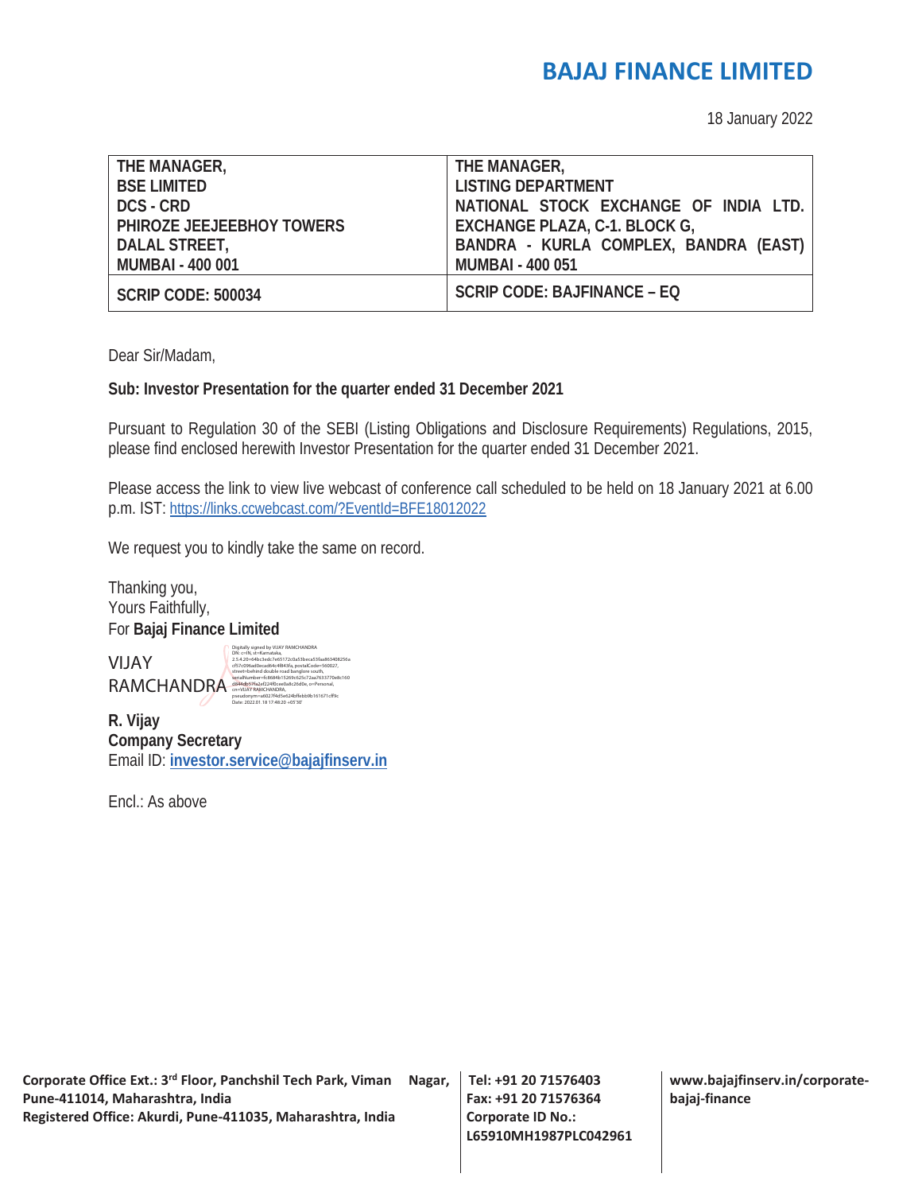# BAJAJ FINANCE LIMITED

18 January 2022

| THE MANAGER,<br>BSE LIMITED<br>DCS - CRD<br>PHIROZE JEEJEEBHOY TOWERS<br>DALAL STREET,<br>MUMBAI - 400 001 | THE MANAGER,<br>LISTING DEPARTMENT<br>NATIONAL STOCK EXCHANGE OF INDIA LTD.<br>EXCHANGE PLAZA, C-1. BLOCK G,<br>BANDRA - KURLA COMPLEX, BANDRA (EAST)<br>MUMBAI - 400 051 |
|---|---|
| **SCRIP CODE: 500034** | **SCRIP CODE: BAJFINANCE – EQ** |

Dear Sir/Madam,

**Sub: Investor Presentation for the quarter ended 31 December 2021**

Pursuant to Regulation 30 of the SEBI (Listing Obligations and Disclosure Requirements) Regulations, 2015, please find enclosed herewith Investor Presentation for the quarter ended 31 December 2021.

Please access the link to view live webcast of conference call scheduled to be held on 18 January 2021 at 6.00 p.m. IST: https://links.ccwebcast.com/?EventId=BFE18012022

We request you to kindly take the same on record.

Thanking you,
Yours Faithfully,
For **Bajaj Finance Limited**

VIJAY RAMCHANDRA

Digitally signed by VIJAY RAMCHANDRA
Date: 2022.01.18 17:48:20 +05'30'

**R. Vijay**
**Company Secretary**
Email ID: **investor.service@bajajfinserv.in**

Encl.: As above

**Corporate Office Ext.: 3rd Floor, Panchshil Tech Park, Viman Nagar, Pune-411014, Maharashtra, India**
**Registered Office: Akurdi, Pune-411035, Maharashtra, India**

**Tel: +91 20 71576403**
**Fax: +91 20 71576364**
**Corporate ID No.: L65910MH1987PLC042961**

**www.bajajfinserv.in/corporate-bajaj-finance**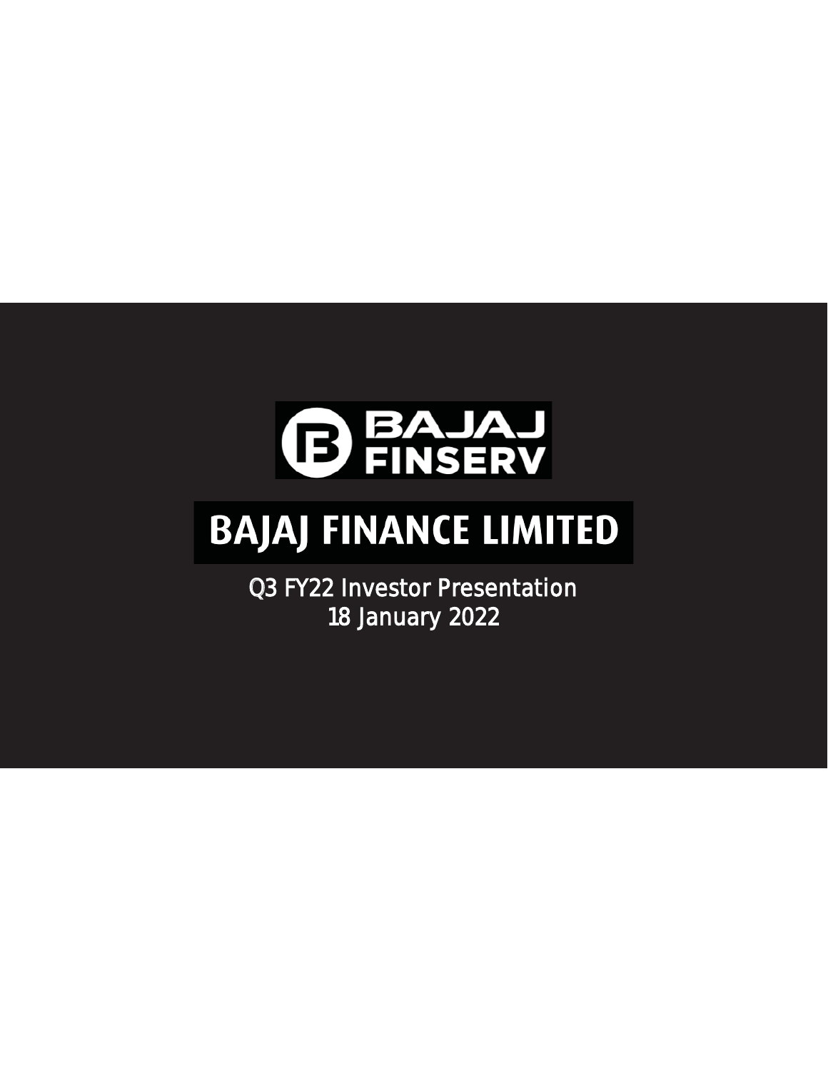BAJAJ FINSERV

# BAJAJ FINANCE LIMITED

Q3 FY22 Investor Presentation
18 January 2022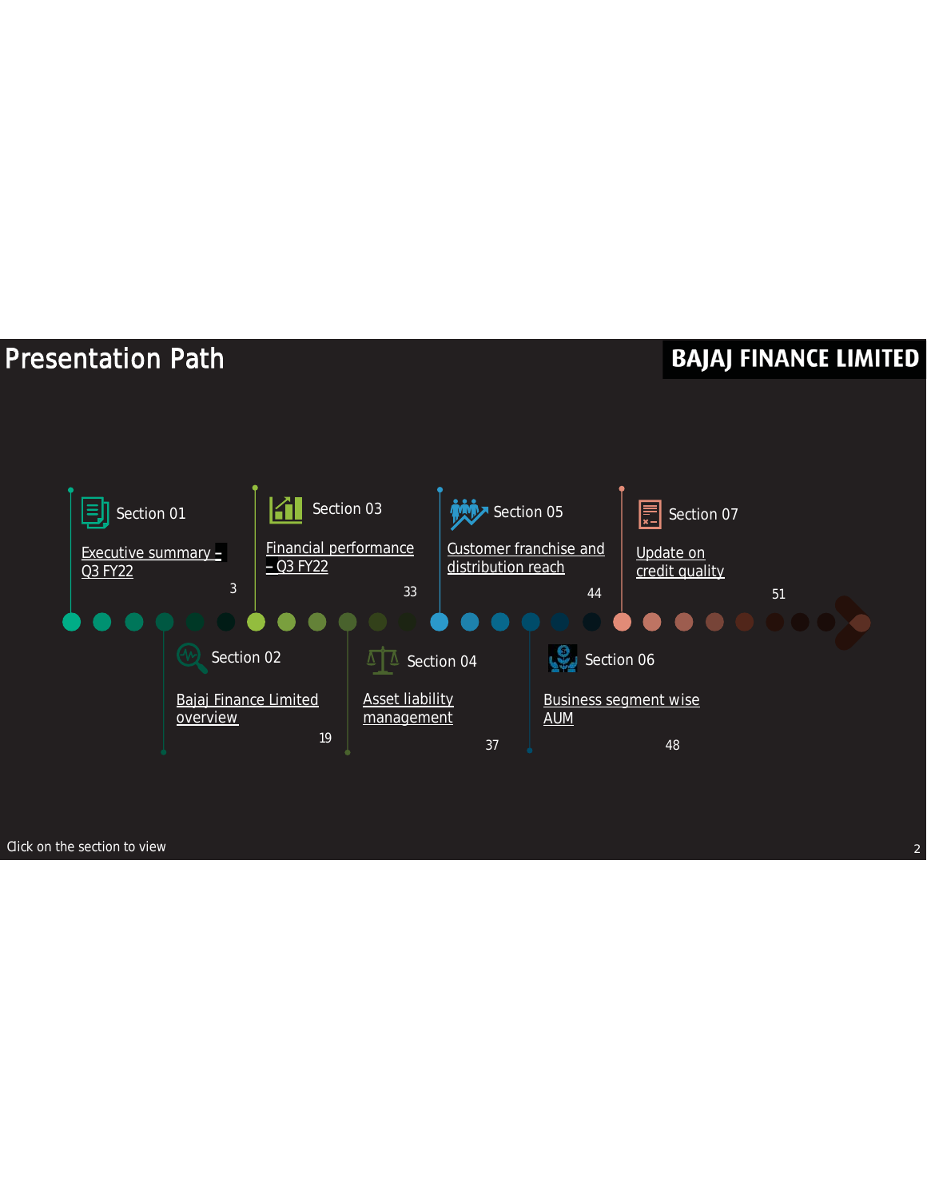# Presentation Path

BAJAJ FINANCE LIMITED

| Section | Title | Page |
|---|---|---|
| Section 01 | Executive summary – Q3 FY22 | 3 |
| Section 02 | Bajaj Finance Limited overview | 19 |
| Section 03 | Financial performance – Q3 FY22 | 33 |
| Section 04 | Asset liability management | 37 |
| Section 05 | Customer franchise and distribution reach | 44 |
| Section 06 | Business segment wise AUM | 48 |
| Section 07 | Update on credit quality | 51 |

Click on the section to view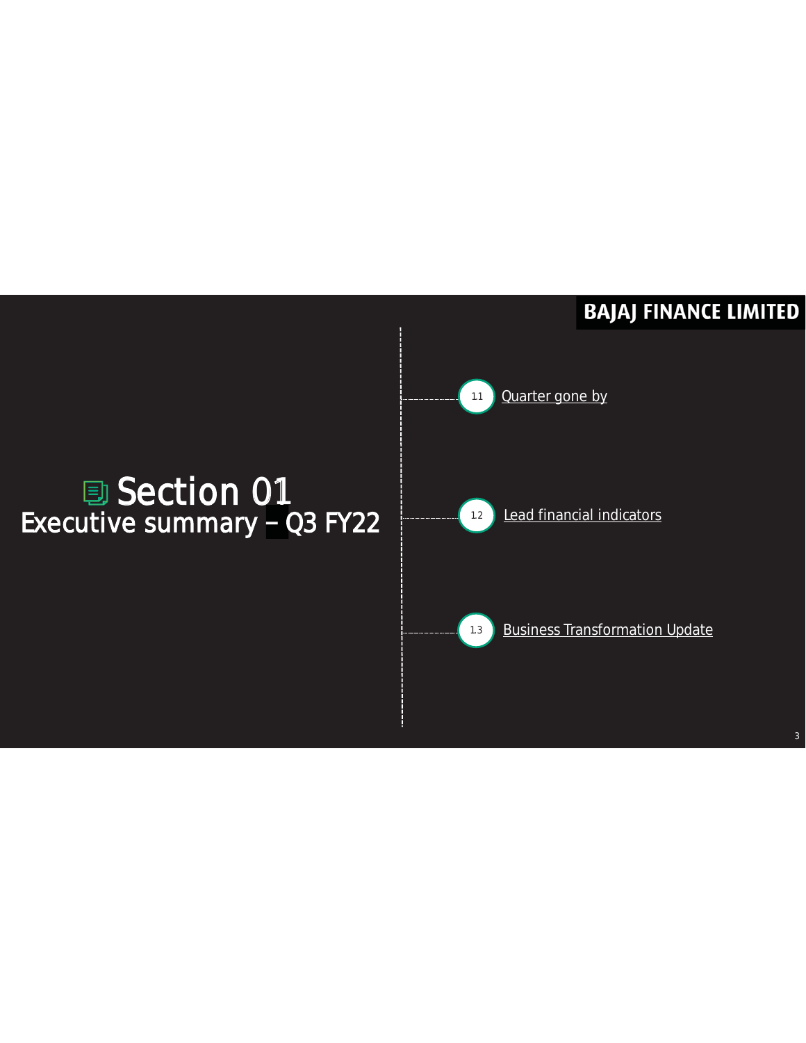# Section 01
## Executive summary – Q3 FY22

1.1 Quarter gone by

1.2 Lead financial indicators

1.3 Business Transformation Update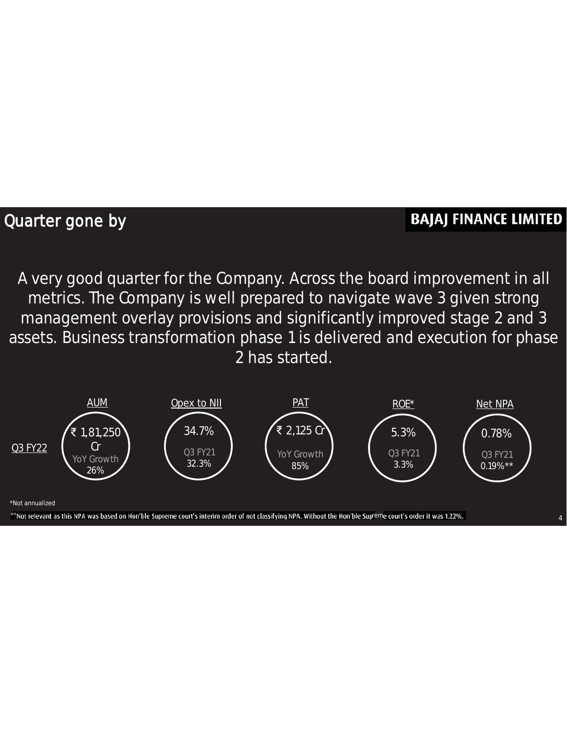# Quarter gone by

**BAJAJ FINANCE LIMITED**

A very good quarter for the Company. Across the board improvement in all metrics. The Company is well prepared to navigate wave 3 given strong management overlay provisions and significantly improved stage 2 and 3 assets. Business transformation phase 1 is delivered and execution for phase 2 has started.

| | AUM | Opex to NII | PAT | ROE* | Net NPA |
|---|---|---|---|---|---|
| Q3 FY22 | ₹ 1,81,250 Cr<br>YoY Growth 26% | 34.7%<br>Q3 FY21 32.3% | ₹ 2,125 Cr<br>YoY Growth 85% | 5.3%<br>Q3 FY21 3.3% | 0.78%<br>Q3 FY21 0.19%** |

*Not annualized

**Not relevant as this NPA was based on Hon'ble Supreme court's interim order of not classifying NPA. Without the Hon'ble Supreme court's order it was 1.22%.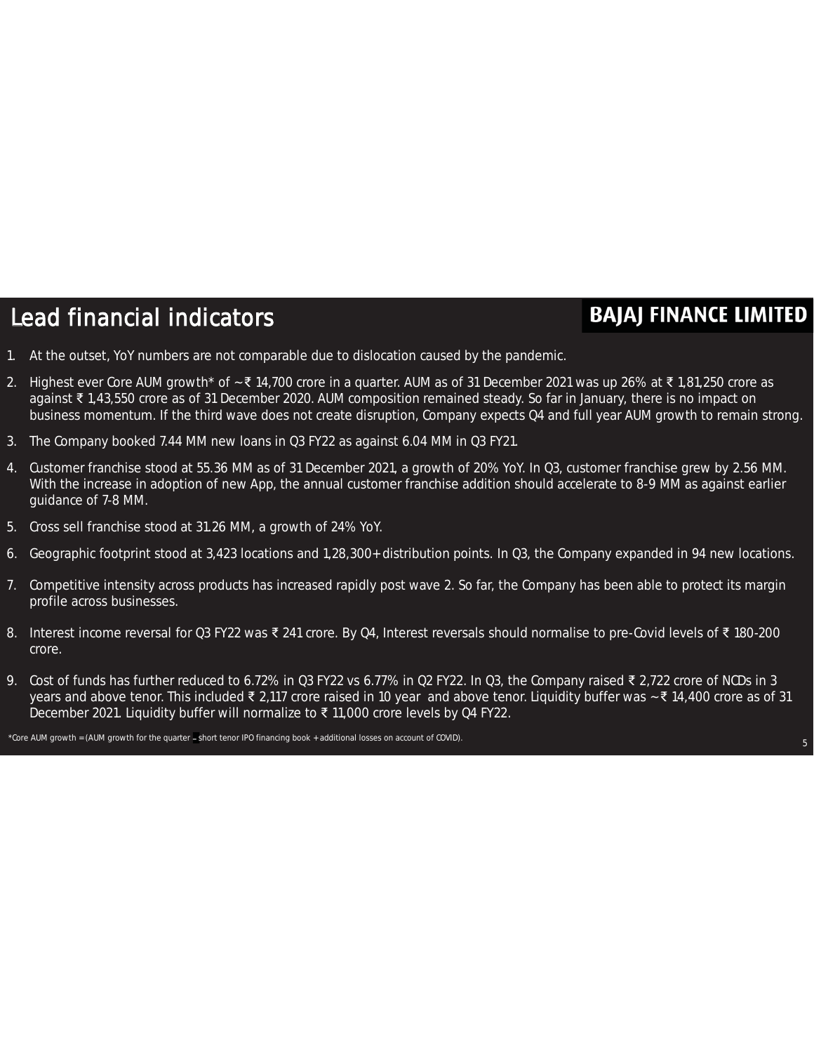# Lead financial indicators

**BAJAJ FINANCE LIMITED**

1. At the outset, YoY numbers are not comparable due to dislocation caused by the pandemic.
2. Highest ever Core AUM growth* of ~₹ 14,700 crore in a quarter. AUM as of 31 December 2021 was up 26% at ₹ 1,81,250 crore as against ₹ 1,43,550 crore as of 31 December 2020. AUM composition remained steady. So far in January, there is no impact on business momentum. If the third wave does not create disruption, Company expects Q4 and full year AUM growth to remain strong.
3. The Company booked 7.44 MM new loans in Q3 FY22 as against 6.04 MM in Q3 FY21.
4. Customer franchise stood at 55.36 MM as of 31 December 2021, a growth of 20% YoY. In Q3, customer franchise grew by 2.56 MM. With the increase in adoption of new App, the annual customer franchise addition should accelerate to 8-9 MM as against earlier guidance of 7-8 MM.
5. Cross sell franchise stood at 31.26 MM, a growth of 24% YoY.
6. Geographic footprint stood at 3,423 locations and 1,28,300+ distribution points. In Q3, the Company expanded in 94 new locations.
7. Competitive intensity across products has increased rapidly post wave 2. So far, the Company has been able to protect its margin profile across businesses.
8. Interest income reversal for Q3 FY22 was ₹ 241 crore. By Q4, Interest reversals should normalise to pre-Covid levels of ₹ 180-200 crore.
9. Cost of funds has further reduced to 6.72% in Q3 FY22 vs 6.77% in Q2 FY22. In Q3, the Company raised ₹ 2,722 crore of NCDs in 3 years and above tenor. This included ₹ 2,117 crore raised in 10 year and above tenor. Liquidity buffer was ~₹ 14,400 crore as of 31 December 2021. Liquidity buffer will normalize to ₹ 11,000 crore levels by Q4 FY22.

*Core AUM growth = (AUM growth for the quarter – short tenor IPO financing book + additional losses on account of COVID).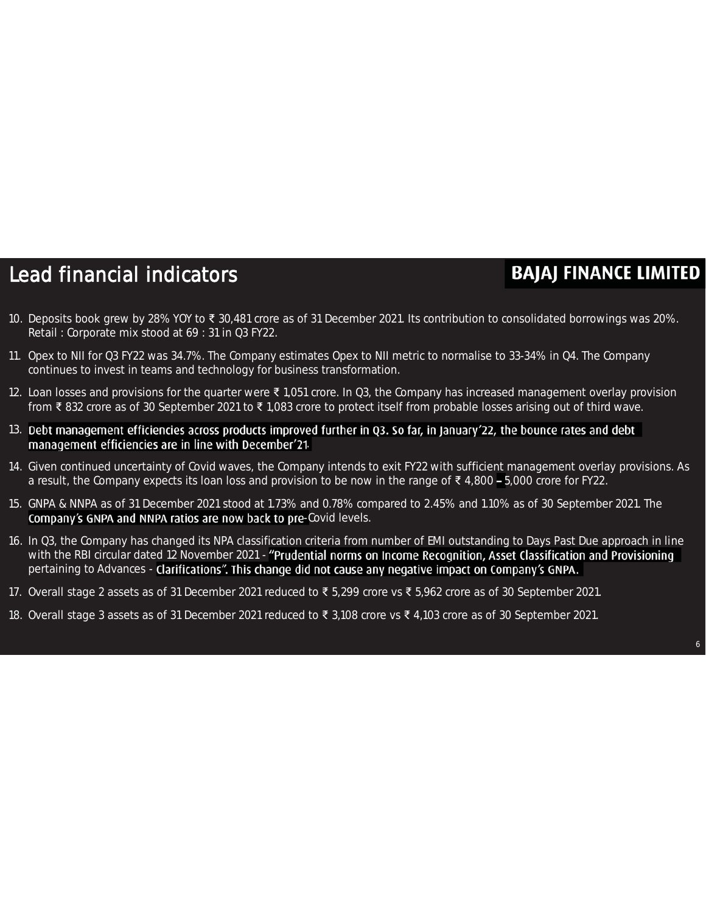# Lead financial indicators

**BAJAJ FINANCE LIMITED**

10. Deposits book grew by 28% YOY to ₹ 30,481 crore as of 31 December 2021. Its contribution to consolidated borrowings was 20%. Retail : Corporate mix stood at 69 : 31 in Q3 FY22.
11. Opex to NII for Q3 FY22 was 34.7%. The Company estimates Opex to NII metric to normalise to 33-34% in Q4. The Company continues to invest in teams and technology for business transformation.
12. Loan losses and provisions for the quarter were ₹ 1,051 crore. In Q3, the Company has increased management overlay provision from ₹ 832 crore as of 30 September 2021 to ₹ 1,083 crore to protect itself from probable losses arising out of third wave.
13. Debt management efficiencies across products improved further in Q3. So far, in January'22, the bounce rates and debt management efficiencies are in line with December'21.
14. Given continued uncertainty of Covid waves, the Company intends to exit FY22 with sufficient management overlay provisions. As a result, the Company expects its loan loss and provision to be now in the range of ₹ 4,800 – 5,000 crore for FY22.
15. GNPA & NNPA as of 31 December 2021 stood at 1.73% and 0.78% compared to 2.45% and 1.10% as of 30 September 2021. The Company's GNPA and NNPA ratios are now back to pre-Covid levels.
16. In Q3, the Company has changed its NPA classification criteria from number of EMI outstanding to Days Past Due approach in line with the RBI circular dated 12 November 2021 - "Prudential norms on Income Recognition, Asset Classification and Provisioning pertaining to Advances - Clarifications". This change did not cause any negative impact on Company's GNPA.
17. Overall stage 2 assets as of 31 December 2021 reduced to ₹ 5,299 crore vs ₹ 5,962 crore as of 30 September 2021.
18. Overall stage 3 assets as of 31 December 2021 reduced to ₹ 3,108 crore vs ₹ 4,103 crore as of 30 September 2021.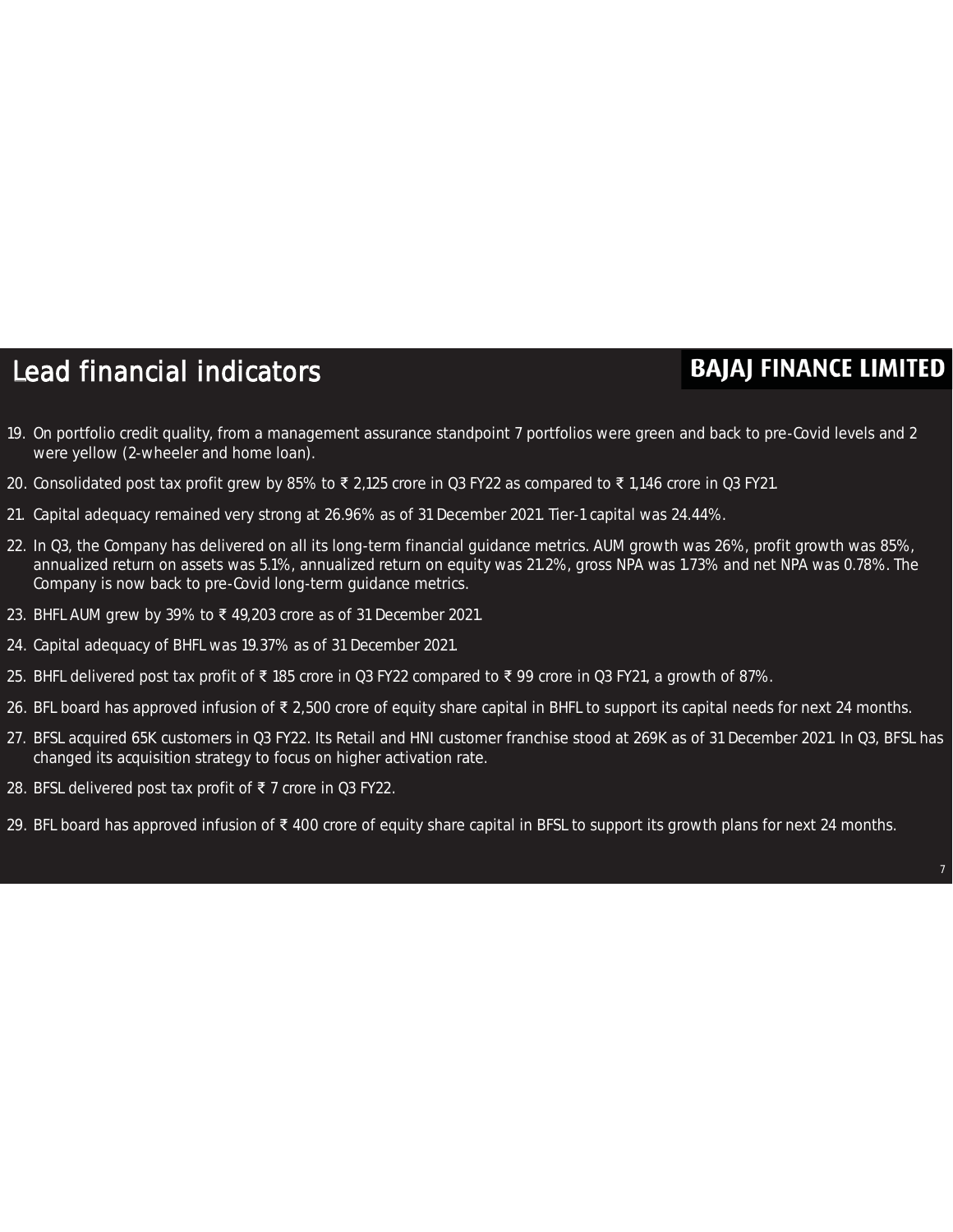# Lead financial indicators

**BAJAJ FINANCE LIMITED**

19. On portfolio credit quality, from a management assurance standpoint 7 portfolios were green and back to pre-Covid levels and 2 were yellow (2-wheeler and home loan).
20. Consolidated post tax profit grew by 85% to ₹ 2,125 crore in Q3 FY22 as compared to ₹ 1,146 crore in Q3 FY21.
21. Capital adequacy remained very strong at 26.96% as of 31 December 2021. Tier-1 capital was 24.44%.
22. In Q3, the Company has delivered on all its long-term financial guidance metrics. AUM growth was 26%, profit growth was 85%, annualized return on assets was 5.1%, annualized return on equity was 21.2%, gross NPA was 1.73% and net NPA was 0.78%. The Company is now back to pre-Covid long-term guidance metrics.
23. BHFL AUM grew by 39% to ₹ 49,203 crore as of 31 December 2021.
24. Capital adequacy of BHFL was 19.37% as of 31 December 2021.
25. BHFL delivered post tax profit of ₹ 185 crore in Q3 FY22 compared to ₹ 99 crore in Q3 FY21, a growth of 87%.
26. BFL board has approved infusion of ₹ 2,500 crore of equity share capital in BHFL to support its capital needs for next 24 months.
27. BFSL acquired 65K customers in Q3 FY22. Its Retail and HNI customer franchise stood at 269K as of 31 December 2021. In Q3, BFSL has changed its acquisition strategy to focus on higher activation rate.
28. BFSL delivered post tax profit of ₹ 7 crore in Q3 FY22.
29. BFL board has approved infusion of ₹ 400 crore of equity share capital in BFSL to support its growth plans for next 24 months.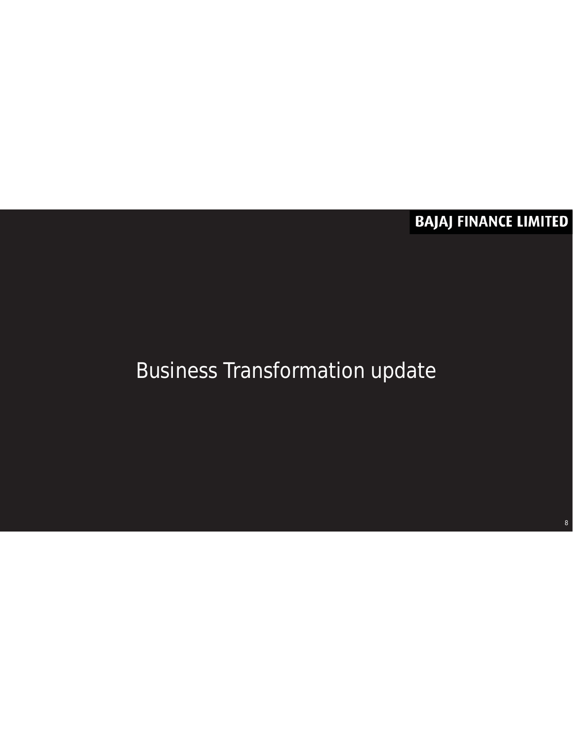# Business Transformation update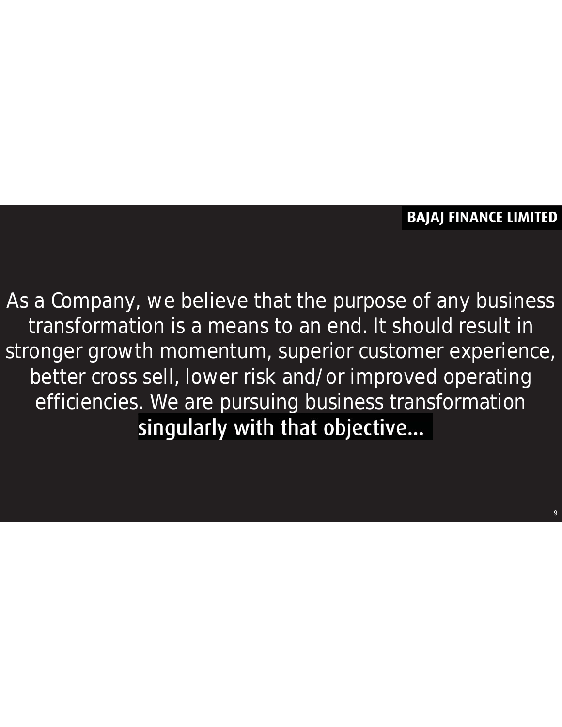As a Company, we believe that the purpose of any business transformation is a means to an end. It should result in stronger growth momentum, superior customer experience, better cross sell, lower risk and/or improved operating efficiencies. We are pursuing business transformation **singularly with that objective…**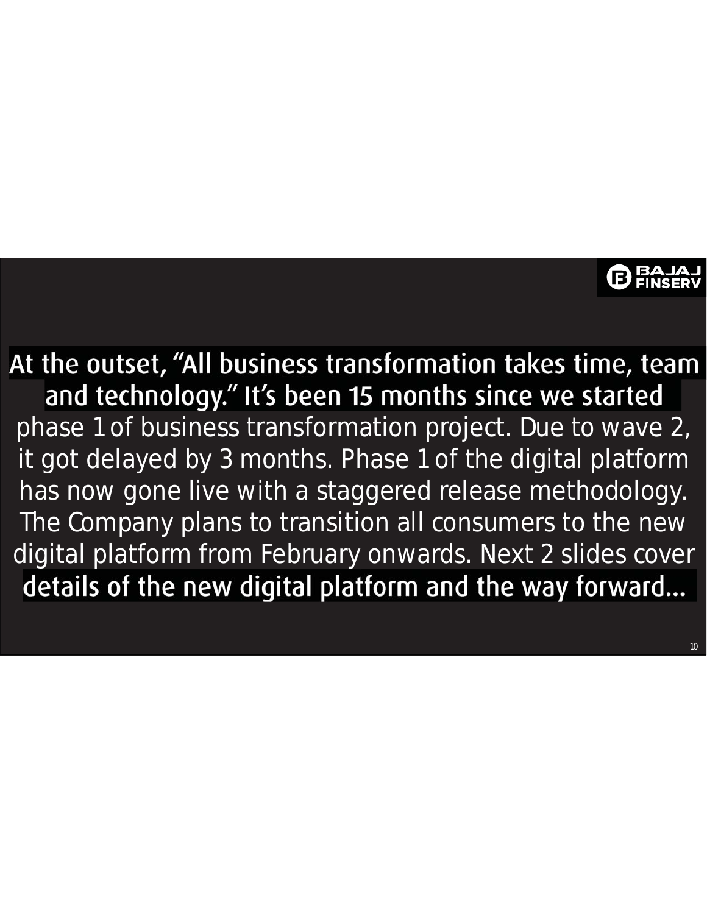At the outset, "All business transformation takes time, team and technology." It's been 15 months since we started phase 1 of business transformation project. Due to wave 2, it got delayed by 3 months. Phase 1 of the digital platform has now gone live with a staggered release methodology. The Company plans to transition all consumers to the new digital platform from February onwards. Next 2 slides cover details of the new digital platform and the way forward...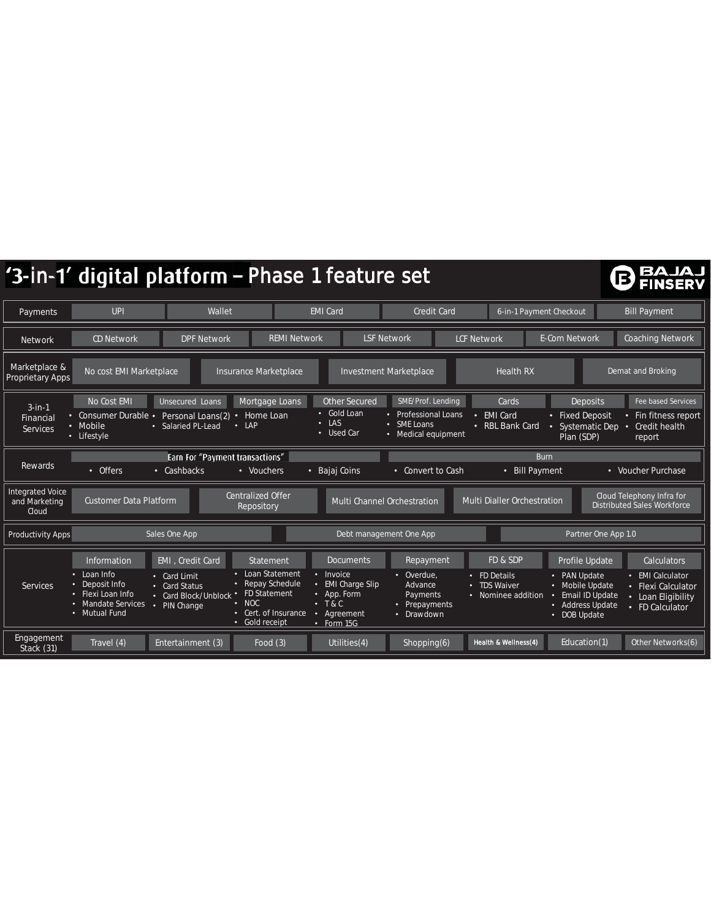# '3-in-1' digital platform – Phase 1 feature set

BAJAJ FINSERV

## Payments

UPI | Wallet | EMI Card | Credit Card | 6-in-1 Payment Checkout | Bill Payment

## Network

CD Network | DPF Network | REMI Network | LSF Network | LCF Network | E-Com Network | Coaching Network

## Marketplace & Proprietary Apps

No cost EMI Marketplace | Insurance Marketplace | Investment Marketplace | Health RX | Demat and Broking

## 3-in-1 Financial Services

**No Cost EMI**
- Consumer Durable
- Mobile
- Lifestyle

**Unsecured Loans**
- Personal Loans(2)
- Salaried PL-Lead

**Mortgage Loans**
- Home Loan
- LAP

**Other Secured**
- Gold Loan
- LAS
- Used Car

**SME/Prof. Lending**
- Professional Loans
- SME Loans
- Medical equipment

**Cards**
- EMI Card
- RBL Bank Card

**Deposits**
- Fixed Deposit
- Systematic Dep Plan (SDP)

**Fee based Services**
- Fin fitness report
- Credit health report

## Rewards

**Earn For "Payment transactions"**
- Offers
- Cashbacks
- Vouchers
- Bajaj Coins

**Burn**
- Convert to Cash
- Bill Payment
- Voucher Purchase

## Integrated Voice and Marketing Cloud

Customer Data Platform | Centralized Offer Repository | Multi Channel Orchestration | Multi Dialler Orchestration | Cloud Telephony Infra for Distributed Sales Workforce

## Productivity Apps

Sales One App | Debt management One App | Partner One App 1.0

## Services

**Information**
- Loan Info
- Deposit Info
- Flexi Loan Info
- Mandate Services
- Mutual Fund

**EMI , Credit Card**
- Card Limit
- Card Status
- Card Block/Unblock
- PIN Change

**Statement**
- Loan Statement
- Repay Schedule
- FD Statement
- NOC
- Cert. of Insurance
- Gold receipt

**Documents**
- Invoice
- EMI Charge Slip
- App. Form
- T & C
- Agreement
- Form 15G

**Repayment**
- Overdue, Advance Payments
- Prepayments
- Drawdown

**FD & SDP**
- FD Details
- TDS Waiver
- Nominee addition

**Profile Update**
- PAN Update
- Mobile Update
- Email ID Update
- Address Update
- DOB Update

**Calculators**
- EMI Calculator
- Flexi Calculator
- Loan Eligibility
- FD Calculator

## Engagement Stack (31)

Travel (4) | Entertainment (3) | Food (3) | Utilities(4) | Shopping(6) | Health & Wellness(4) | Education(1) | Other Networks(6)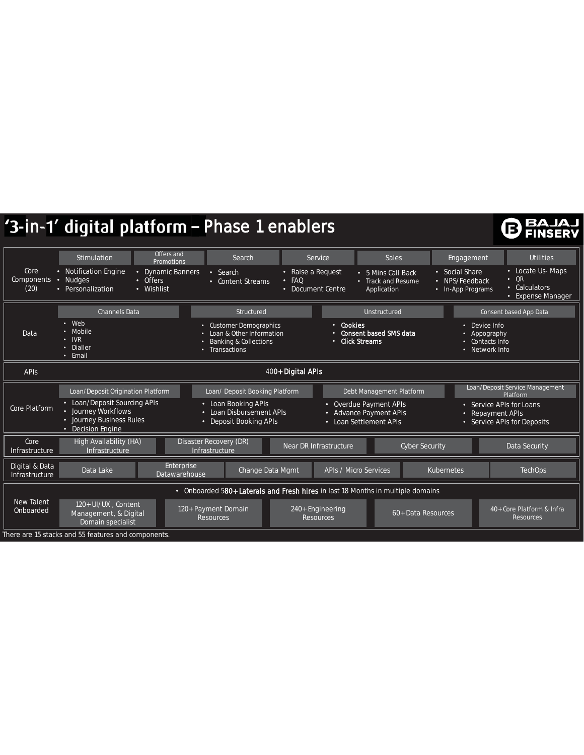# '3-in-1' digital platform – Phase 1 enablers

BAJAJ FINSERV

**Core Components (20)**

| Stimulation | Offers and Promotions | Search | Service | Sales | Engagement | Utilities |
|---|---|---|---|---|---|---|
| • Notification Engine<br>• Nudges<br>• Personalization | • Dynamic Banners<br>• Offers<br>• Wishlist | • Search<br>• Content Streams | • Raise a Request<br>• FAQ<br>• Document Centre | • 5 Mins Call Back<br>• Track and Resume Application | • Social Share<br>• NPS/Feedback<br>• In-App Programs | • Locate Us- Maps<br>• QR<br>• Calculators<br>• Expense Manager |

**Data**

| Channels Data | Structured | Unstructured | Consent based App Data |
|---|---|---|---|
| • Web<br>• Mobile<br>• IVR<br>• Dialler<br>• Email | • Customer Demographics<br>• Loan & Other Information<br>• Banking & Collections<br>• Transactions | • **Cookies**<br>• **Consent based SMS data**<br>• **Click Streams** | • Device Info<br>• Appography<br>• Contacts Info<br>• Network Info |

**APIs**

400+ Digital APIs

**Core Platform**

| Loan/Deposit Origination Platform | Loan/ Deposit Booking Platform | Debt Management Platform | Loan/Deposit Service Management Platform |
|---|---|---|---|
| • Loan/Deposit Sourcing APIs<br>• Journey Workflows<br>• Journey Business Rules<br>• Decision Engine | • Loan Booking APIs<br>• Loan Disbursement APIs<br>• Deposit Booking APIs | • Overdue Payment APIs<br>• Advance Payment APIs<br>• Loan Settlement APIs | • Service APIs for Loans<br>• Repayment APIs<br>• Service APIs for Deposits |

**Core Infrastructure**

- High Availability (HA) Infrastructure
- Disaster Recovery (DR) Infrastructure
- Near DR Infrastructure
- Cyber Security
- Data Security

**Digital & Data Infrastructure**

- Data Lake
- Enterprise Datawarehouse
- Change Data Mgmt
- APIs / Micro Services
- Kubernetes
- TechOps

**New Talent Onboarded**

- Onboarded 580+ **Laterals and Fresh hires** in last 18 Months in multiple domains

| 120+ UI/UX , Content Management, & Digital Domain specialist | 120+ Payment Domain Resources | 240+ Engineering Resources | 60+ Data Resources | 40+ Core Platform & Infra Resources |
|---|---|---|---|---|

There are 15 stacks and 55 features and components.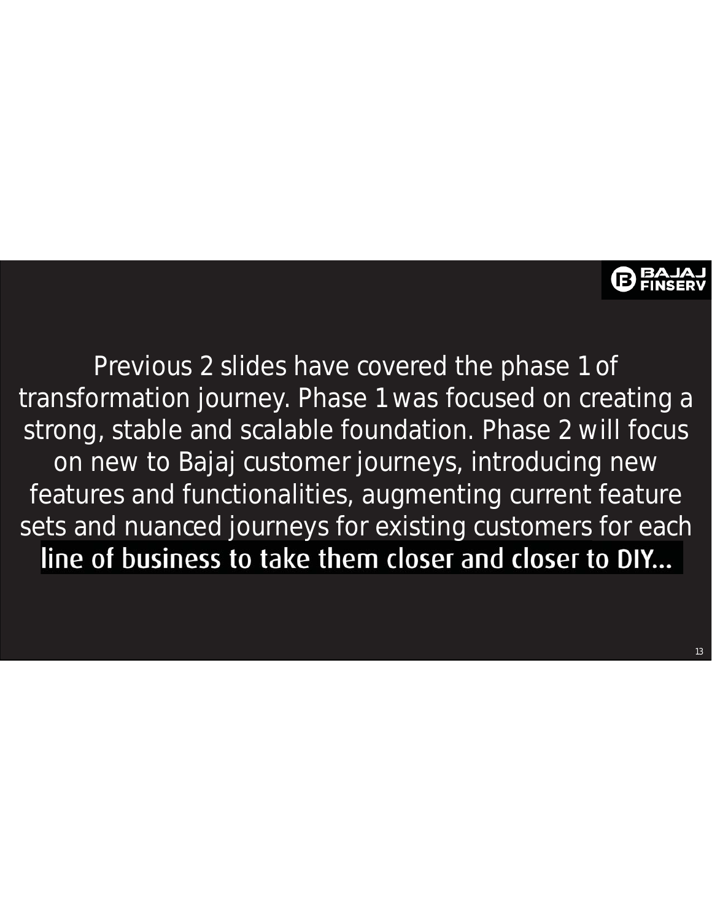Previous 2 slides have covered the phase 1 of transformation journey. Phase 1 was focused on creating a strong, stable and scalable foundation. Phase 2 will focus on new to Bajaj customer journeys, introducing new features and functionalities, augmenting current feature sets and nuanced journeys for existing customers for each line of business to take them closer and closer to DIY…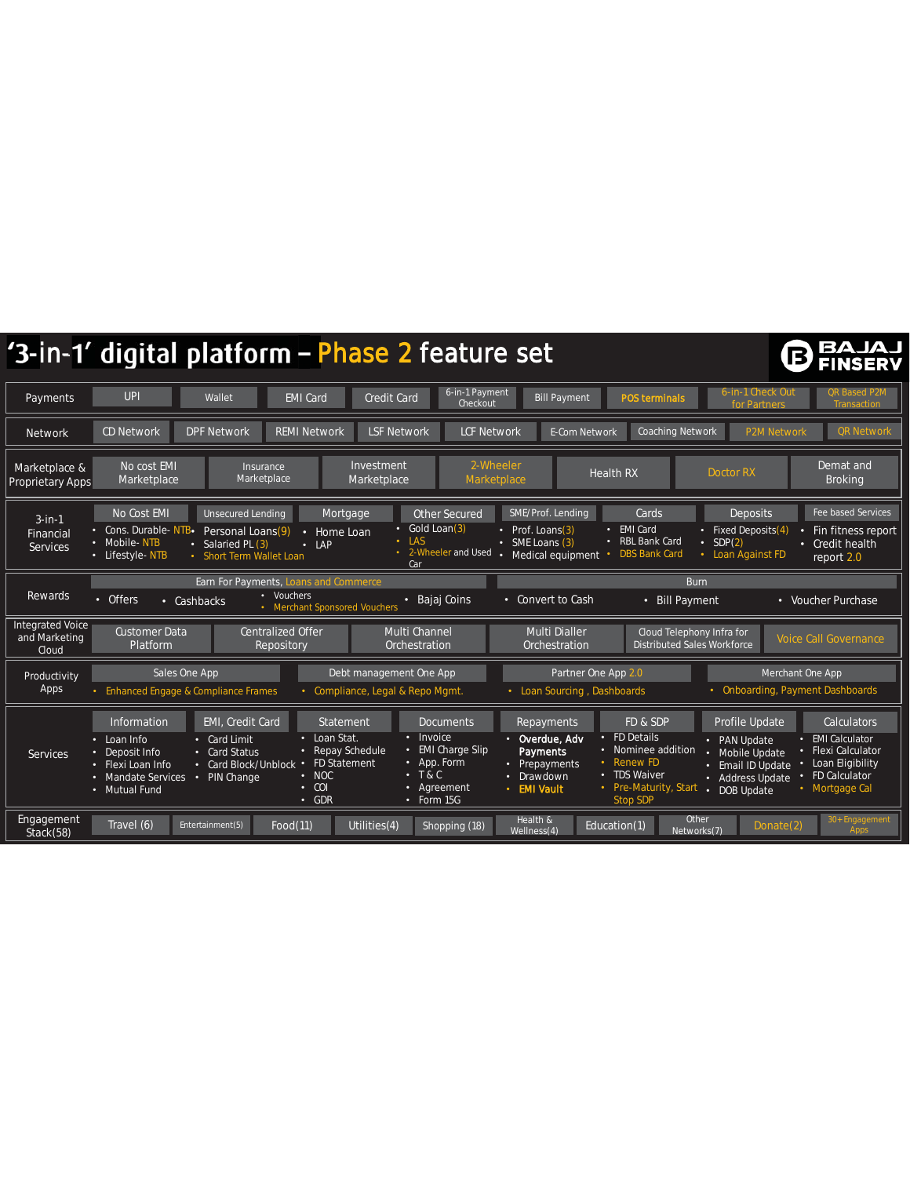# '3-in-1' digital platform – Phase 2 feature set

BAJAJ FINSERV

**Payments**
- UPI
- Wallet
- EMI Card
- Credit Card
- 6-in-1 Payment Checkout
- Bill Payment
- POS terminals
- 6-in-1 Check Out for Partners
- QR Based P2M Transaction

**Network**
- CD Network
- DPF Network
- REMI Network
- LSF Network
- LCF Network
- E-Com Network
- Coaching Network
- P2M Network
- QR Network

**Marketplace & Proprietary Apps**
- No cost EMI Marketplace
- Insurance Marketplace
- Investment Marketplace
- 2-Wheeler Marketplace
- Health RX
- Doctor RX
- Demat and Broking

**3-in-1 Financial Services**
- No Cost EMI
  - Cons. Durable- NTB
  - Mobile- NTB
  - Lifestyle- NTB
- Unsecured Lending
  - Personal Loans(9)
  - Salaried PL (3)
  - Short Term Wallet Loan
- Mortgage
  - Home Loan
  - LAP
- Other Secured
  - Gold Loan(3)
  - LAS
  - 2-Wheeler and Used Car
- SME/Prof. Lending
  - Prof. Loans(3)
  - SME Loans (3)
  - Medical equipment
- Cards
  - EMI Card
  - RBL Bank Card
  - DBS Bank Card
- Deposits
  - Fixed Deposits(4)
  - SDP(2)
  - Loan Against FD
- Fee based Services
  - Fin fitness report
  - Credit health report 2.0

**Rewards**
- Earn For Payments, Loans and Commerce
  - Offers
  - Cashbacks
  - Vouchers
  - Merchant Sponsored Vouchers
  - Bajaj Coins
- Burn
  - Convert to Cash
  - Bill Payment
  - Voucher Purchase

**Integrated Voice and Marketing Cloud**
- Customer Data Platform
- Centralized Offer Repository
- Multi Channel Orchestration
- Multi Dialler Orchestration
- Cloud Telephony Infra for Distributed Sales Workforce
- Voice Call Governance

**Productivity Apps**
- Sales One App
  - Enhanced Engage & Compliance Frames
- Debt management One App
  - Compliance, Legal & Repo Mgmt.
- Partner One App 2.0
  - Loan Sourcing , Dashboards
- Merchant One App
  - Onboarding, Payment Dashboards

**Services**
- Information
  - Loan Info
  - Deposit Info
  - Flexi Loan Info
  - Mandate Services
  - Mutual Fund
- EMI, Credit Card
  - Card Limit
  - Card Status
  - Card Block/Unblock
  - PIN Change
- Statement
  - Loan Stat.
  - Repay Schedule
  - FD Statement
  - NOC
  - COI
  - GDR
- Documents
  - Invoice
  - EMI Charge Slip
  - App. Form
  - T & C
  - Agreement
  - Form 15G
- Repayments
  - **Overdue, Adv Payments**
  - Prepayments
  - Drawdown
  - **EMI Vault**
- FD & SDP
  - FD Details
  - Nominee addition
  - Renew FD
  - TDS Waiver
  - Pre-Maturity, Start Stop SDP
- Profile Update
  - PAN Update
  - Mobile Update
  - Email ID Update
  - Address Update
  - DOB Update
- Calculators
  - EMI Calculator
  - Flexi Calculator
  - Loan Eligibility
  - FD Calculator
  - Mortgage Cal

**Engagement Stack(58)**
- Travel (6)
- Entertainment(5)
- Food(11)
- Utilities(4)
- Shopping (18)
- Health & Wellness(4)
- Education(1)
- Other Networks(7)
- Donate(2)
- 30+ Engagement Apps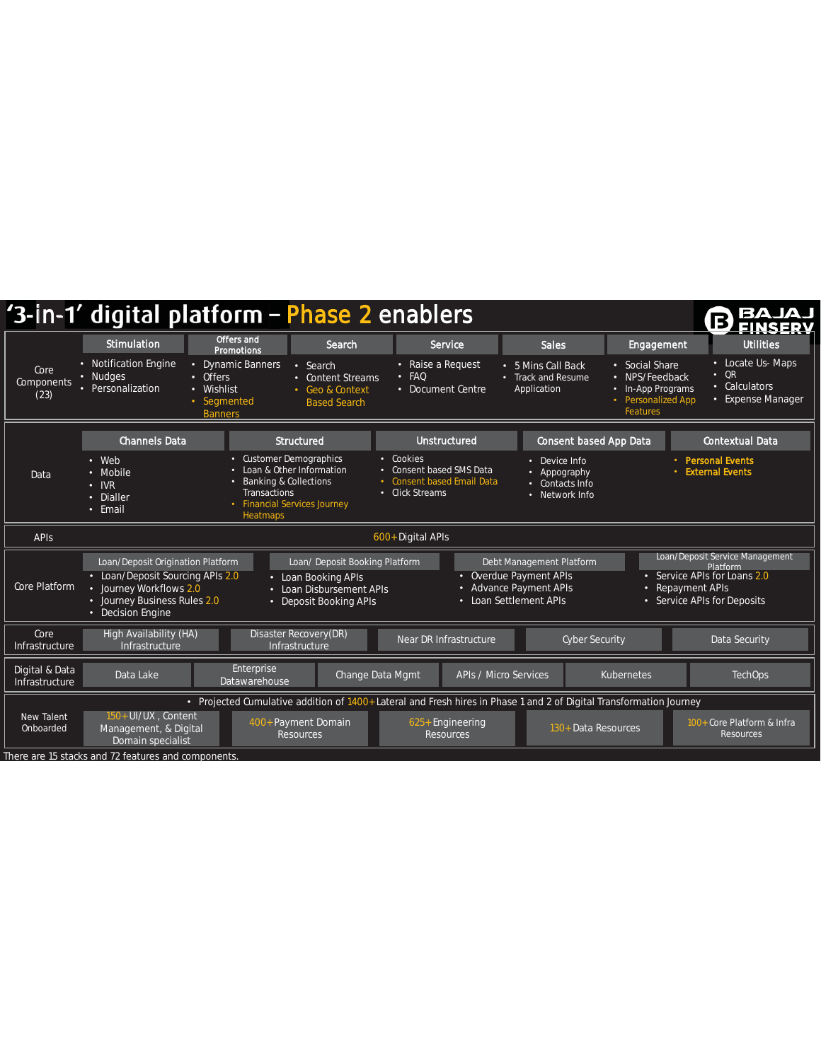# '3-in-1' digital platform – Phase 2 enablers

BAJAJ FINSERV

## Core Components (23)

| Stimulation | Offers and Promotions | Search | Service | Sales | Engagement | Utilities |
|---|---|---|---|---|---|---|
| • Notification Engine<br>• Nudges<br>• Personalization | • Dynamic Banners<br>• Offers<br>• Wishlist<br>• Segmented Banners | • Search<br>• Content Streams<br>• Geo & Context Based Search | • Raise a Request<br>• FAQ<br>• Document Centre | • 5 Mins Call Back<br>• Track and Resume Application | • Social Share<br>• NPS/Feedback<br>• In-App Programs<br>• Personalized App Features | • Locate Us- Maps<br>• QR<br>• Calculators<br>• Expense Manager |

## Data

| Channels Data | Structured | Unstructured | Consent based App Data | Contextual Data |
|---|---|---|---|---|
| • Web<br>• Mobile<br>• IVR<br>• Dialler<br>• Email | • Customer Demographics<br>• Loan & Other Information<br>• Banking & Collections Transactions<br>• Financial Services Journey Heatmaps | • Cookies<br>• Consent based SMS Data<br>• Consent based Email Data<br>• Click Streams | • Device Info<br>• Appography<br>• Contacts Info<br>• Network Info | • Personal Events<br>• External Events |

## APIs

600+ Digital APIs

## Core Platform

| Loan/Deposit Origination Platform | Loan/ Deposit Booking Platform | Debt Management Platform | Loan/Deposit Service Management Platform |
|---|---|---|---|
| • Loan/Deposit Sourcing APIs 2.0<br>• Journey Workflows 2.0<br>• Journey Business Rules 2.0<br>• Decision Engine | • Loan Booking APIs<br>• Loan Disbursement APIs<br>• Deposit Booking APIs | • Overdue Payment APIs<br>• Advance Payment APIs<br>• Loan Settlement APIs | • Service APIs for Loans 2.0<br>• Repayment APIs<br>• Service APIs for Deposits |

## Core Infrastructure

High Availability (HA) Infrastructure | Disaster Recovery(DR) Infrastructure | Near DR Infrastructure | Cyber Security | Data Security

## Digital & Data Infrastructure

Data Lake | Enterprise Datawarehouse | Change Data Mgmt | APIs / Micro Services | Kubernetes | TechOps

## New Talent Onboarded

• Projected Cumulative addition of 1400+ Lateral and Fresh hires in Phase 1 and 2 of Digital Transformation Journey

| 150+ UI/UX, Content Management, & Digital Domain specialist | 400+ Payment Domain Resources | 625+ Engineering Resources | 130+ Data Resources | 100+ Core Platform & Infra Resources |
|---|---|---|---|---|

There are 15 stacks and 72 features and components.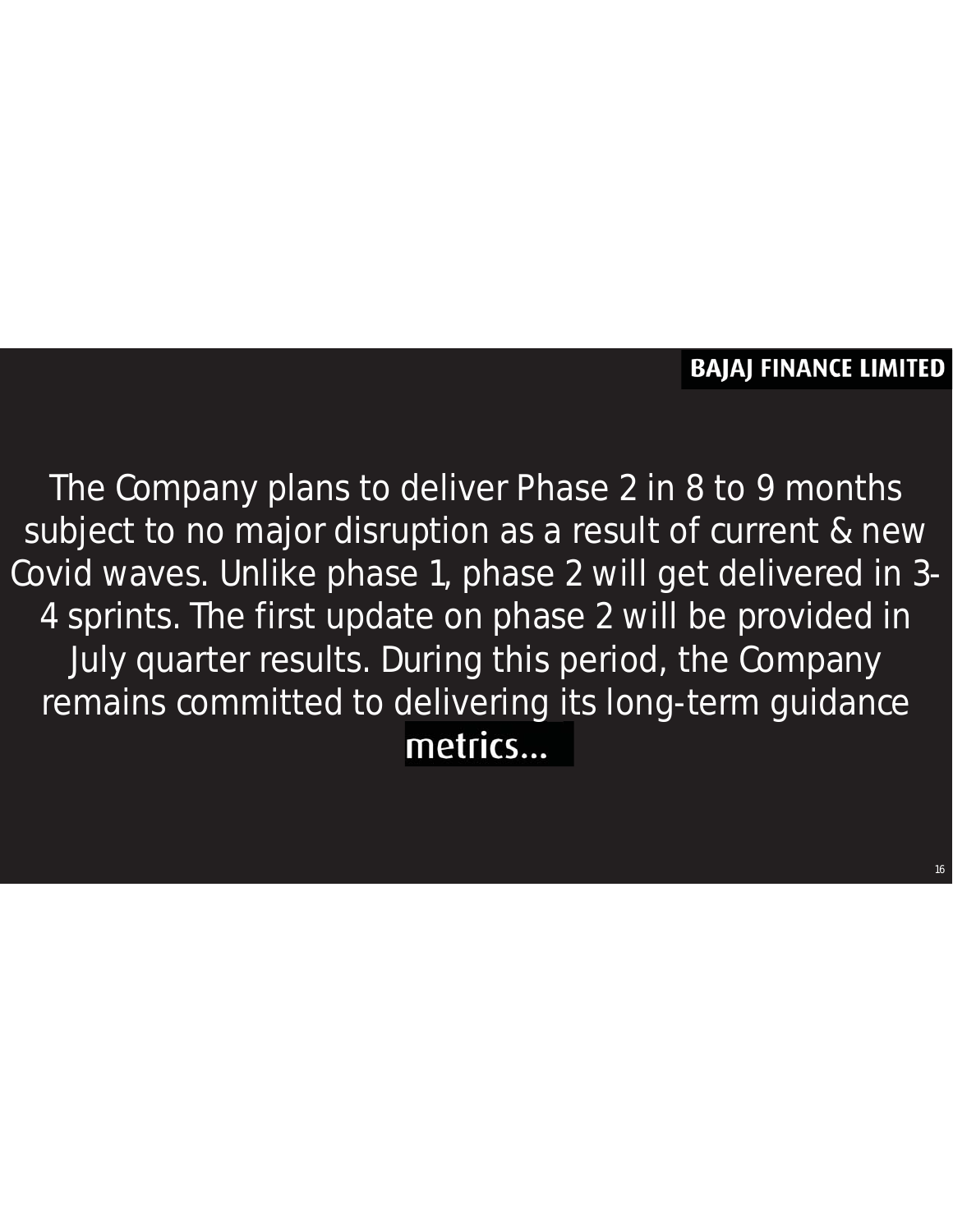The Company plans to deliver Phase 2 in 8 to 9 months subject to no major disruption as a result of current & new Covid waves. Unlike phase 1, phase 2 will get delivered in 3-4 sprints. The first update on phase 2 will be provided in July quarter results. During this period, the Company remains committed to delivering its long-term guidance metrics…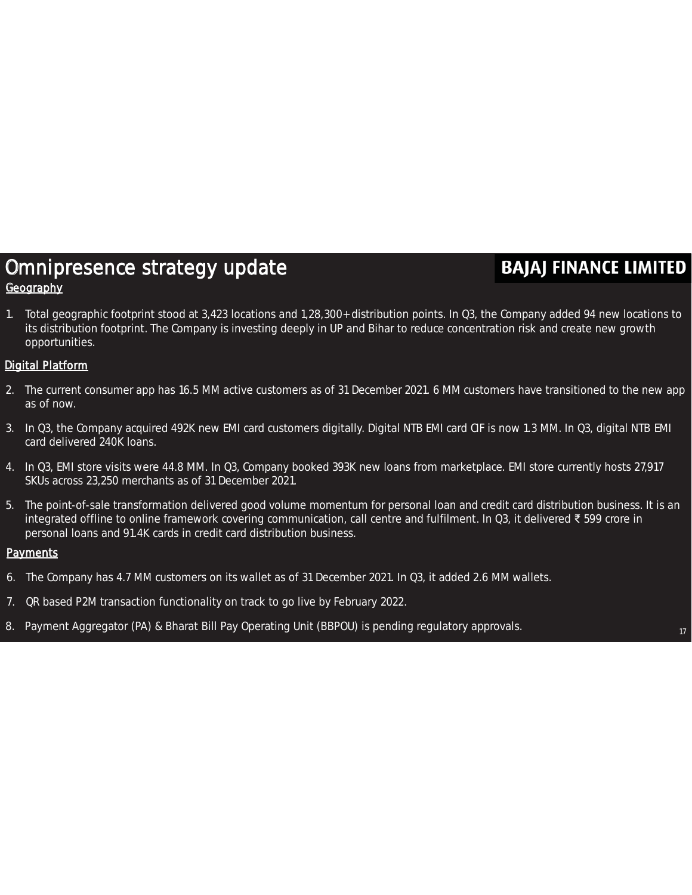# Omnipresence strategy update

**BAJAJ FINANCE LIMITED**

## Geography

1. Total geographic footprint stood at 3,423 locations and 1,28,300+ distribution points. In Q3, the Company added 94 new locations to its distribution footprint. The Company is investing deeply in UP and Bihar to reduce concentration risk and create new growth opportunities.

## Digital Platform

2. The current consumer app has 16.5 MM active customers as of 31 December 2021. 6 MM customers have transitioned to the new app as of now.
3. In Q3, the Company acquired 492K new EMI card customers digitally. Digital NTB EMI card CIF is now 1.3 MM. In Q3, digital NTB EMI card delivered 240K loans.
4. In Q3, EMI store visits were 44.8 MM. In Q3, Company booked 393K new loans from marketplace. EMI store currently hosts 27,917 SKUs across 23,250 merchants as of 31 December 2021.
5. The point-of-sale transformation delivered good volume momentum for personal loan and credit card distribution business. It is an integrated offline to online framework covering communication, call centre and fulfilment. In Q3, it delivered ₹ 599 crore in personal loans and 91.4K cards in credit card distribution business.

## Payments

6. The Company has 4.7 MM customers on its wallet as of 31 December 2021. In Q3, it added 2.6 MM wallets.
7. QR based P2M transaction functionality on track to go live by February 2022.
8. Payment Aggregator (PA) & Bharat Bill Pay Operating Unit (BBPOU) is pending regulatory approvals.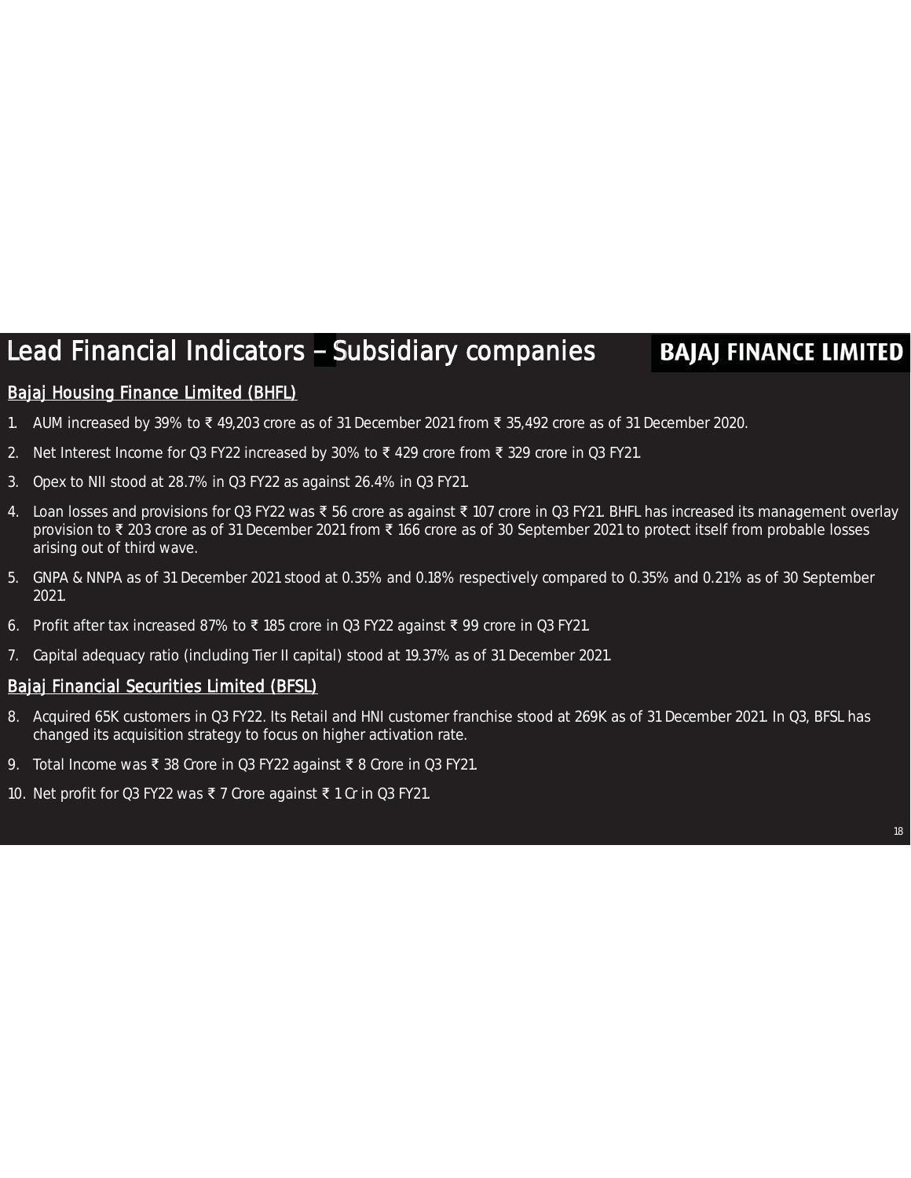# Lead Financial Indicators – Subsidiary companies

**BAJAJ FINANCE LIMITED**

## Bajaj Housing Finance Limited (BHFL)

1. AUM increased by 39% to ₹ 49,203 crore as of 31 December 2021 from ₹ 35,492 crore as of 31 December 2020.
2. Net Interest Income for Q3 FY22 increased by 30% to ₹ 429 crore from ₹ 329 crore in Q3 FY21.
3. Opex to NII stood at 28.7% in Q3 FY22 as against 26.4% in Q3 FY21.
4. Loan losses and provisions for Q3 FY22 was ₹ 56 crore as against ₹ 107 crore in Q3 FY21. BHFL has increased its management overlay provision to ₹ 203 crore as of 31 December 2021 from ₹ 166 crore as of 30 September 2021 to protect itself from probable losses arising out of third wave.
5. GNPA & NNPA as of 31 December 2021 stood at 0.35% and 0.18% respectively compared to 0.35% and 0.21% as of 30 September 2021.
6. Profit after tax increased 87% to ₹ 185 crore in Q3 FY22 against ₹ 99 crore in Q3 FY21.
7. Capital adequacy ratio (including Tier II capital) stood at 19.37% as of 31 December 2021.

## Bajaj Financial Securities Limited (BFSL)

8. Acquired 65K customers in Q3 FY22. Its Retail and HNI customer franchise stood at 269K as of 31 December 2021. In Q3, BFSL has changed its acquisition strategy to focus on higher activation rate.
9. Total Income was ₹ 38 Crore in Q3 FY22 against ₹ 8 Crore in Q3 FY21.
10. Net profit for Q3 FY22 was ₹ 7 Crore against ₹ 1 Cr in Q3 FY21.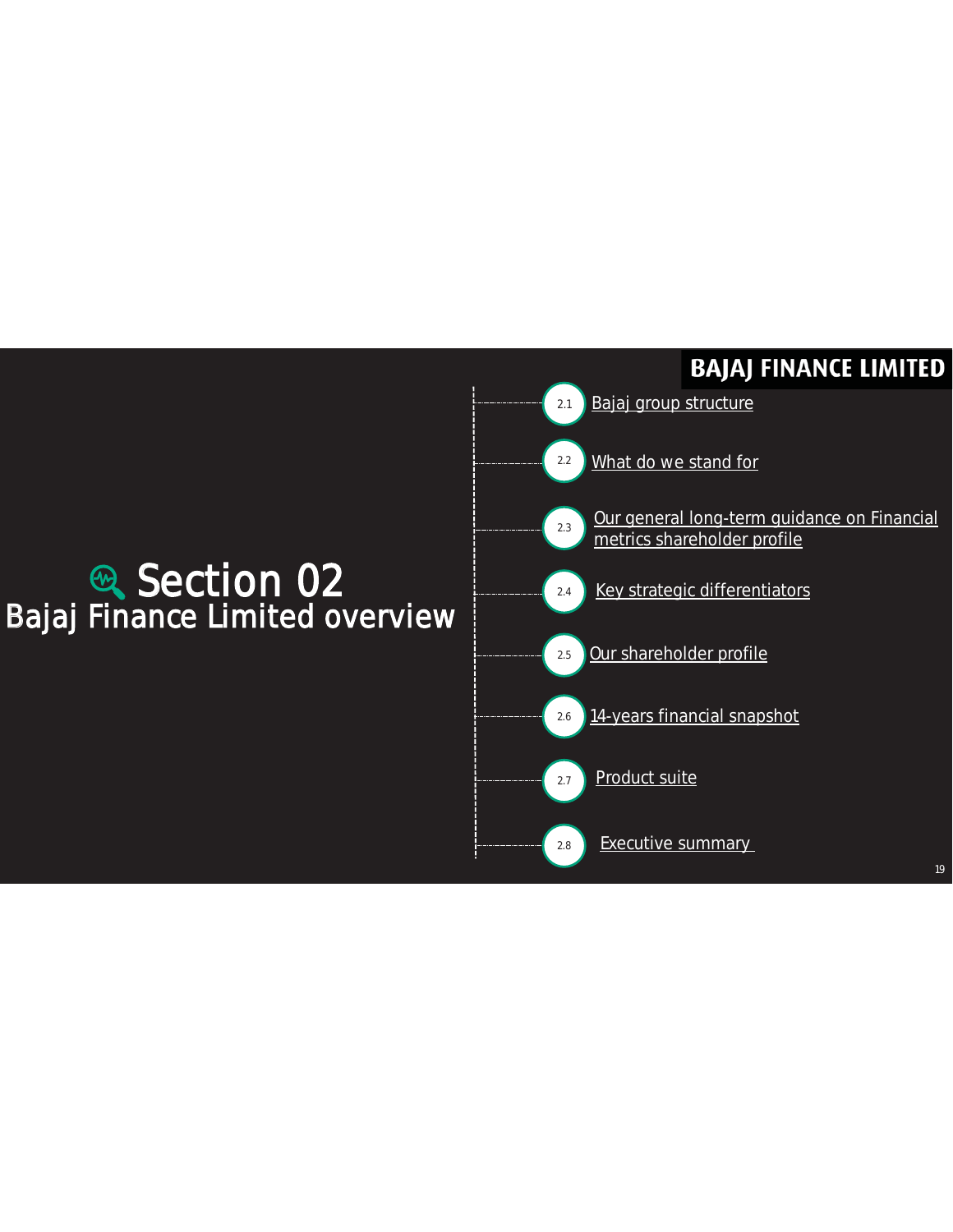BAJAJ FINANCE LIMITED

# Section 02
## Bajaj Finance Limited overview

- 2.1 Bajaj group structure
- 2.2 What do we stand for
- 2.3 Our general long-term guidance on Financial metrics shareholder profile
- 2.4 Key strategic differentiators
- 2.5 Our shareholder profile
- 2.6 14-years financial snapshot
- 2.7 Product suite
- 2.8 Executive summary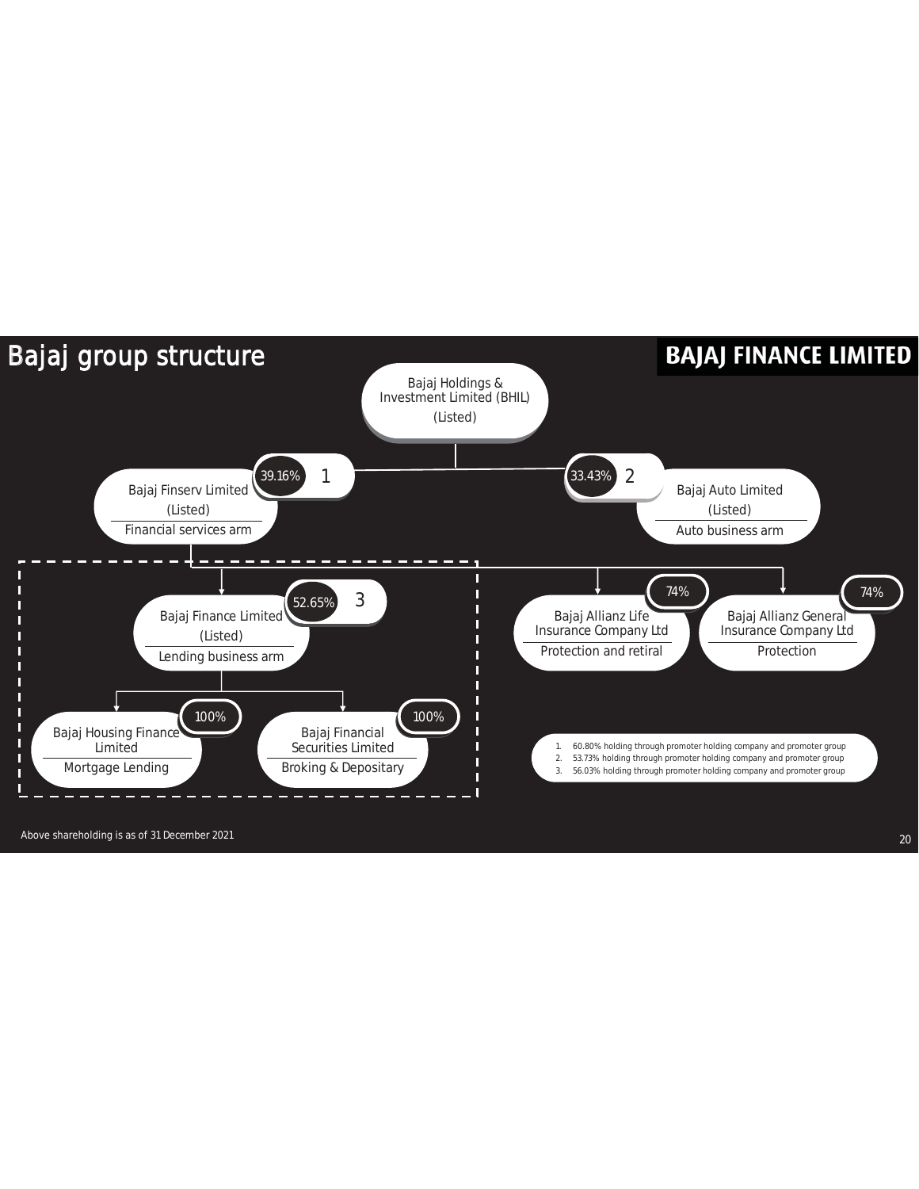# Bajaj group structure

**BAJAJ FINANCE LIMITED**

- **Bajaj Holdings & Investment Limited (BHIL)** (Listed)
  - 39.16% [1] → **Bajaj Finserv Limited** (Listed) — Financial services arm
    - 52.65% [3] → **Bajaj Finance Limited** (Listed) — Lending business arm
      - 100% → **Bajaj Housing Finance Limited** — Mortgage Lending
      - 100% → **Bajaj Financial Securities Limited** — Broking & Depositary
    - 74% → **Bajaj Allianz Life Insurance Company Ltd** — Protection and retiral
    - 74% → **Bajaj Allianz General Insurance Company Ltd** — Protection
  - 33.43% [2] → **Bajaj Auto Limited** (Listed) — Auto business arm

1. 60.80% holding through promoter holding company and promoter group
2. 53.73% holding through promoter holding company and promoter group
3. 56.03% holding through promoter holding company and promoter group

Above shareholding is as of 31 December 2021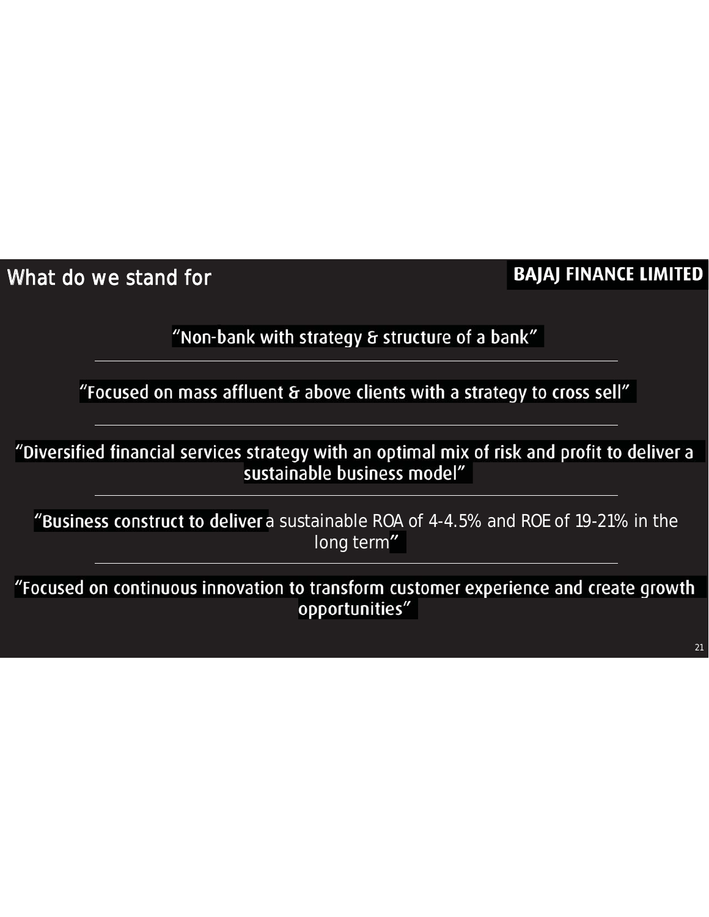# What do we stand for

BAJAJ FINANCE LIMITED

"Non-bank with strategy & structure of a bank"

---

"Focused on mass affluent & above clients with a strategy to cross sell"

---

"Diversified financial services strategy with an optimal mix of risk and profit to deliver a sustainable business model"

---

"Business construct to deliver a sustainable ROA of 4-4.5% and ROE of 19-21% in the long term"

---

"Focused on continuous innovation to transform customer experience and create growth opportunities"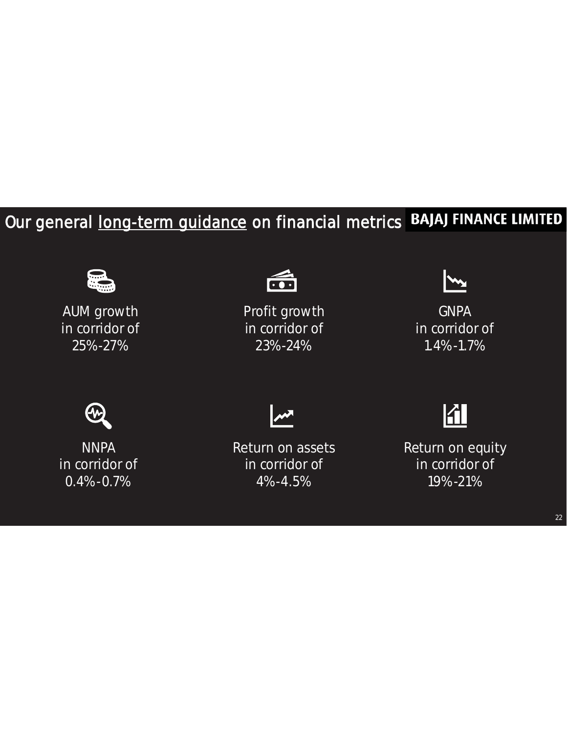# Our general long-term guidance on financial metrics

BAJAJ FINANCE LIMITED

AUM growth in corridor of 25%-27%

Profit growth in corridor of 23%-24%

GNPA in corridor of 1.4%-1.7%

NNPA in corridor of 0.4%-0.7%

Return on assets in corridor of 4%-4.5%

Return on equity in corridor of 19%-21%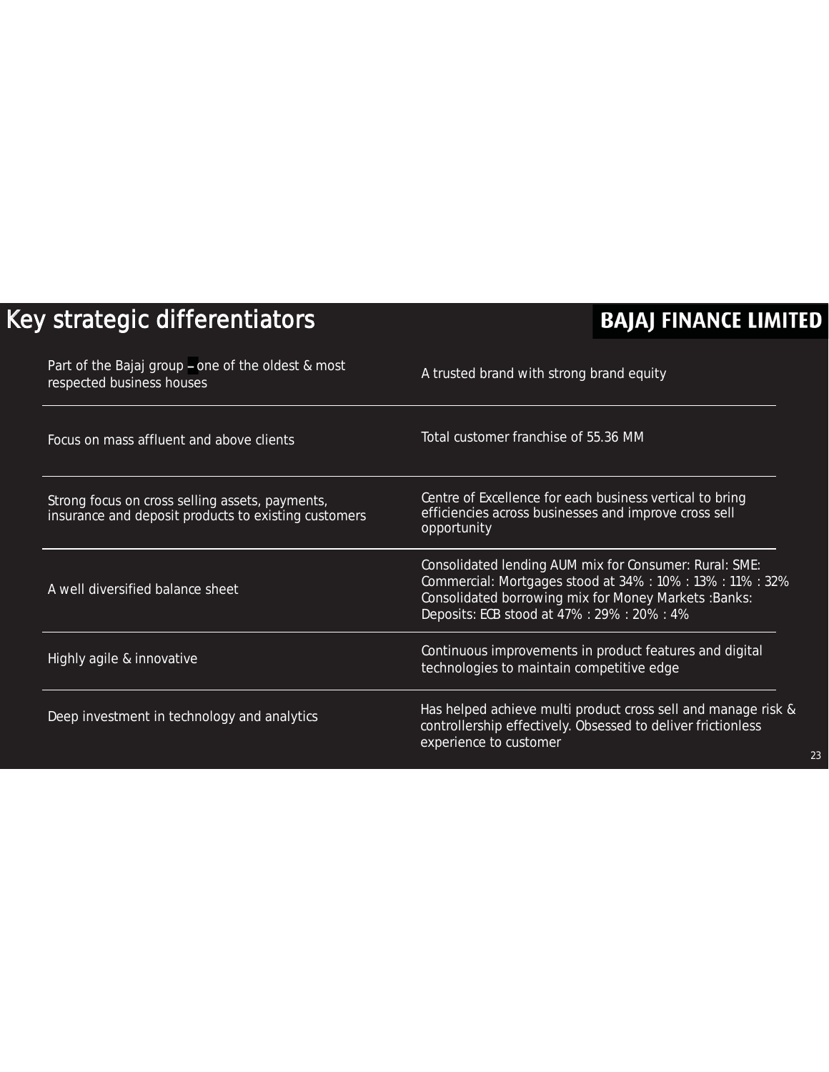# Key strategic differentiators

**BAJAJ FINANCE LIMITED**

| | |
|---|---|
| Part of the Bajaj group – one of the oldest & most respected business houses | A trusted brand with strong brand equity |
| Focus on mass affluent and above clients | Total customer franchise of 55.36 MM |
| Strong focus on cross selling assets, payments, insurance and deposit products to existing customers | Centre of Excellence for each business vertical to bring efficiencies across businesses and improve cross sell opportunity |
| A well diversified balance sheet | Consolidated lending AUM mix for Consumer: Rural: SME: Commercial: Mortgages stood at 34% : 10% : 13% : 11% : 32% Consolidated borrowing mix for Money Markets :Banks: Deposits: ECB stood at 47% : 29% : 20% : 4% |
| Highly agile & innovative | Continuous improvements in product features and digital technologies to maintain competitive edge |
| Deep investment in technology and analytics | Has helped achieve multi product cross sell and manage risk & controllership effectively. Obsessed to deliver frictionless experience to customer |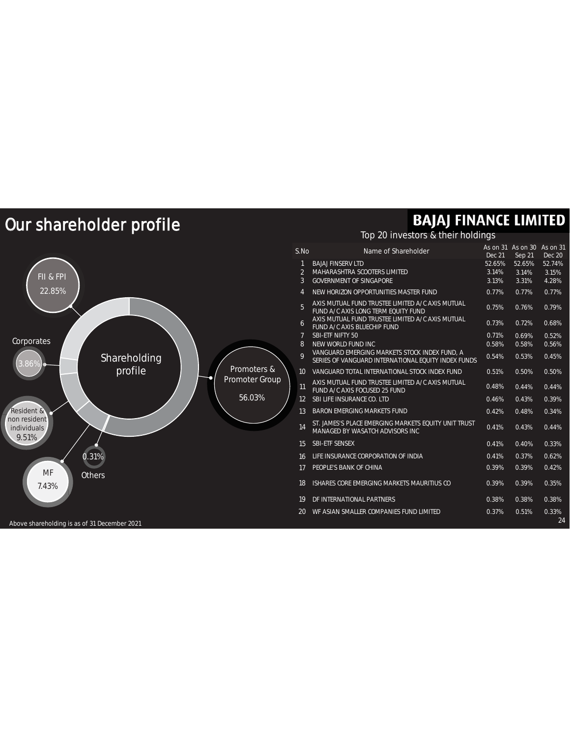# Our shareholder profile

**BAJAJ FINANCE LIMITED**

## Shareholding profile

- Promoters & Promoter Group: 56.03%
- FII & FPI: 22.85%
- Resident & non resident individuals: 9.51%
- MF: 7.43%
- Corporates: 3.86%
- Others: 0.31%

Above shareholding is as of 31 December 2021

## Top 20 investors & their holdings

| S.No | Name of Shareholder | As on 31 Dec 21 | As on 30 Sep 21 | As on 31 Dec 20 |
|---|---|---|---|---|
| 1 | BAJAJ FINSERV LTD | 52.65% | 52.65% | 52.74% |
| 2 | MAHARASHTRA SCOOTERS LIMITED | 3.14% | 3.14% | 3.15% |
| 3 | GOVERNMENT OF SINGAPORE | 3.13% | 3.31% | 4.28% |
| 4 | NEW HORIZON OPPORTUNITIES MASTER FUND | 0.77% | 0.77% | 0.77% |
| 5 | AXIS MUTUAL FUND TRUSTEE LIMITED A/C AXIS MUTUAL FUND A/C AXIS LONG TERM EQUITY FUND | 0.75% | 0.76% | 0.79% |
| 6 | AXIS MUTUAL FUND TRUSTEE LIMITED A/C AXIS MUTUAL FUND A/C AXIS BLUECHIP FUND | 0.73% | 0.72% | 0.68% |
| 7 | SBI-ETF NIFTY 50 | 0.71% | 0.69% | 0.52% |
| 8 | NEW WORLD FUND INC | 0.58% | 0.58% | 0.56% |
| 9 | VANGUARD EMERGING MARKETS STOCK INDEX FUND, A SERIES OF VANGUARD INTERNATIONAL EQUITY INDEX FUNDS | 0.54% | 0.53% | 0.45% |
| 10 | VANGUARD TOTAL INTERNATIONAL STOCK INDEX FUND | 0.51% | 0.50% | 0.50% |
| 11 | AXIS MUTUAL FUND TRUSTEE LIMITED A/C AXIS MUTUAL FUND A/C AXIS FOCUSED 25 FUND | 0.48% | 0.44% | 0.44% |
| 12 | SBI LIFE INSURANCE CO. LTD | 0.46% | 0.43% | 0.39% |
| 13 | BARON EMERGING MARKETS FUND | 0.42% | 0.48% | 0.34% |
| 14 | ST. JAMES'S PLACE EMERGING MARKETS EQUITY UNIT TRUST MANAGED BY WASATCH ADVISORS INC | 0.41% | 0.43% | 0.44% |
| 15 | SBI-ETF SENSEX | 0.41% | 0.40% | 0.33% |
| 16 | LIFE INSURANCE CORPORATION OF INDIA | 0.41% | 0.37% | 0.62% |
| 17 | PEOPLE'S BANK OF CHINA | 0.39% | 0.39% | 0.42% |
| 18 | ISHARES CORE EMERGING MARKETS MAURITIUS CO | 0.39% | 0.39% | 0.35% |
| 19 | DF INTERNATIONAL PARTNERS | 0.38% | 0.38% | 0.38% |
| 20 | WF ASIAN SMALLER COMPANIES FUND LIMITED | 0.37% | 0.51% | 0.33% |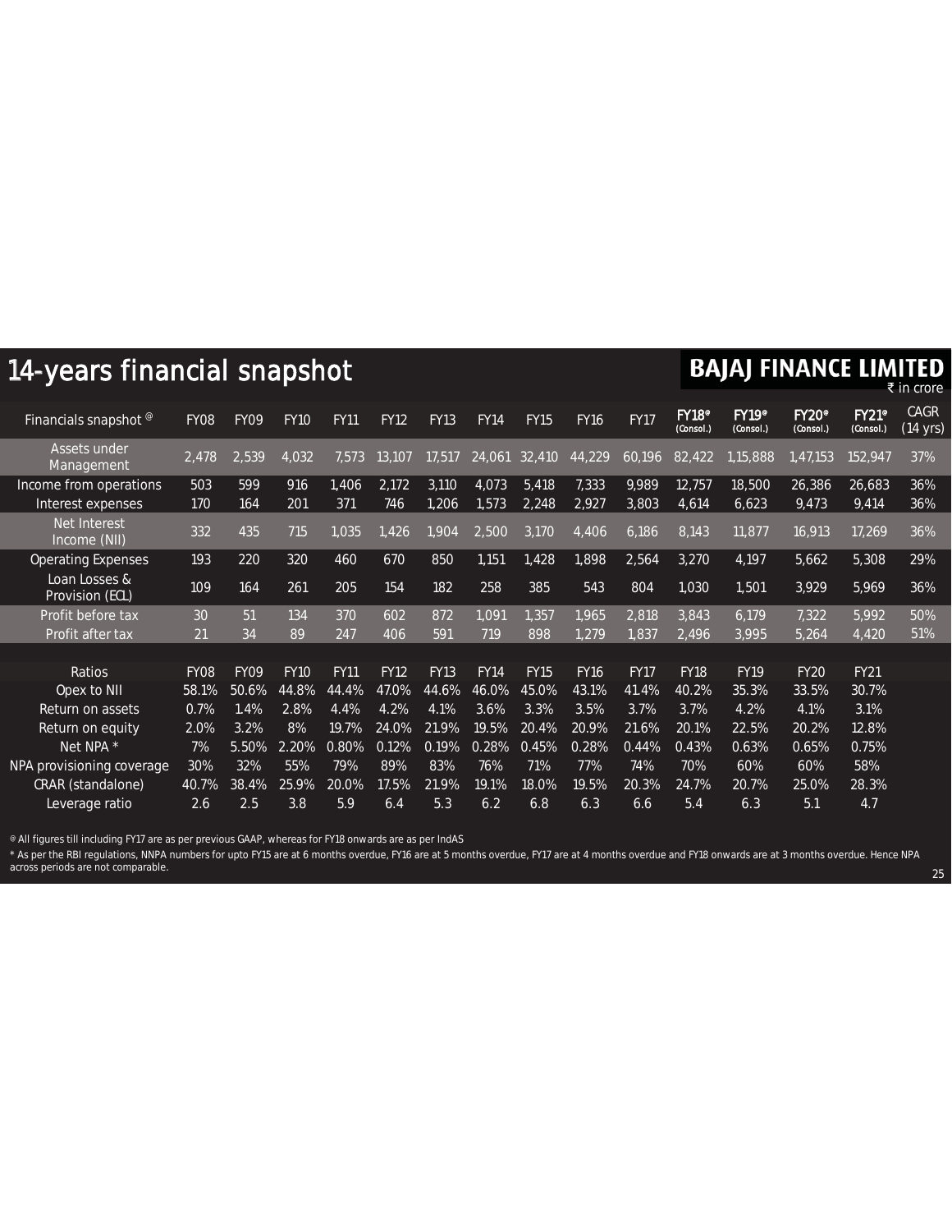# 14-years financial snapshot

**BAJAJ FINANCE LIMITED**

₹ in crore

| Financials snapshot @ | FY08 | FY09 | FY10 | FY11 | FY12 | FY13 | FY14 | FY15 | FY16 | FY17 | FY18@ (Consol.) | FY19@ (Consol.) | FY20@ (Consol.) | FY21@ (Consol.) | CAGR (14 yrs) |
|---|---|---|---|---|---|---|---|---|---|---|---|---|---|---|---|
| Assets under Management | 2,478 | 2,539 | 4,032 | 7,573 | 13,107 | 17,517 | 24,061 | 32,410 | 44,229 | 60,196 | 82,422 | 1,15,888 | 1,47,153 | 152,947 | 37% |
| Income from operations | 503 | 599 | 916 | 1,406 | 2,172 | 3,110 | 4,073 | 5,418 | 7,333 | 9,989 | 12,757 | 18,500 | 26,386 | 26,683 | 36% |
| Interest expenses | 170 | 164 | 201 | 371 | 746 | 1,206 | 1,573 | 2,248 | 2,927 | 3,803 | 4,614 | 6,623 | 9,473 | 9,414 | 36% |
| Net Interest Income (NII) | 332 | 435 | 715 | 1,035 | 1,426 | 1,904 | 2,500 | 3,170 | 4,406 | 6,186 | 8,143 | 11,877 | 16,913 | 17,269 | 36% |
| Operating Expenses | 193 | 220 | 320 | 460 | 670 | 850 | 1,151 | 1,428 | 1,898 | 2,564 | 3,270 | 4,197 | 5,662 | 5,308 | 29% |
| Loan Losses & Provision (ECL) | 109 | 164 | 261 | 205 | 154 | 182 | 258 | 385 | 543 | 804 | 1,030 | 1,501 | 3,929 | 5,969 | 36% |
| Profit before tax | 30 | 51 | 134 | 370 | 602 | 872 | 1,091 | 1,357 | 1,965 | 2,818 | 3,843 | 6,179 | 7,322 | 5,992 | 50% |
| Profit after tax | 21 | 34 | 89 | 247 | 406 | 591 | 719 | 898 | 1,279 | 1,837 | 2,496 | 3,995 | 5,264 | 4,420 | 51% |

| Ratios | FY08 | FY09 | FY10 | FY11 | FY12 | FY13 | FY14 | FY15 | FY16 | FY17 | FY18 | FY19 | FY20 | FY21 |
|---|---|---|---|---|---|---|---|---|---|---|---|---|---|---|
| Opex to NII | 58.1% | 50.6% | 44.8% | 44.4% | 47.0% | 44.6% | 46.0% | 45.0% | 43.1% | 41.4% | 40.2% | 35.3% | 33.5% | 30.7% |
| Return on assets | 0.7% | 1.4% | 2.8% | 4.4% | 4.2% | 4.1% | 3.6% | 3.3% | 3.5% | 3.7% | 3.7% | 4.2% | 4.1% | 3.1% |
| Return on equity | 2.0% | 3.2% | 8% | 19.7% | 24.0% | 21.9% | 19.5% | 20.4% | 20.9% | 21.6% | 20.1% | 22.5% | 20.2% | 12.8% |
| Net NPA * | 7% | 5.50% | 2.20% | 0.80% | 0.12% | 0.19% | 0.28% | 0.45% | 0.28% | 0.44% | 0.43% | 0.63% | 0.65% | 0.75% |
| NPA provisioning coverage | 30% | 32% | 55% | 79% | 89% | 83% | 76% | 71% | 77% | 74% | 70% | 60% | 60% | 58% |
| CRAR (standalone) | 40.7% | 38.4% | 25.9% | 20.0% | 17.5% | 21.9% | 19.1% | 18.0% | 19.5% | 20.3% | 24.7% | 20.7% | 25.0% | 28.3% |
| Leverage ratio | 2.6 | 2.5 | 3.8 | 5.9 | 6.4 | 5.3 | 6.2 | 6.8 | 6.3 | 6.6 | 5.4 | 6.3 | 5.1 | 4.7 |

@ All figures till including FY17 are as per previous GAAP, whereas for FY18 onwards are as per IndAS

* As per the RBI regulations, NNPA numbers for upto FY15 are at 6 months overdue, FY16 are at 5 months overdue, FY17 are at 4 months overdue and FY18 onwards are at 3 months overdue. Hence NPA across periods are not comparable.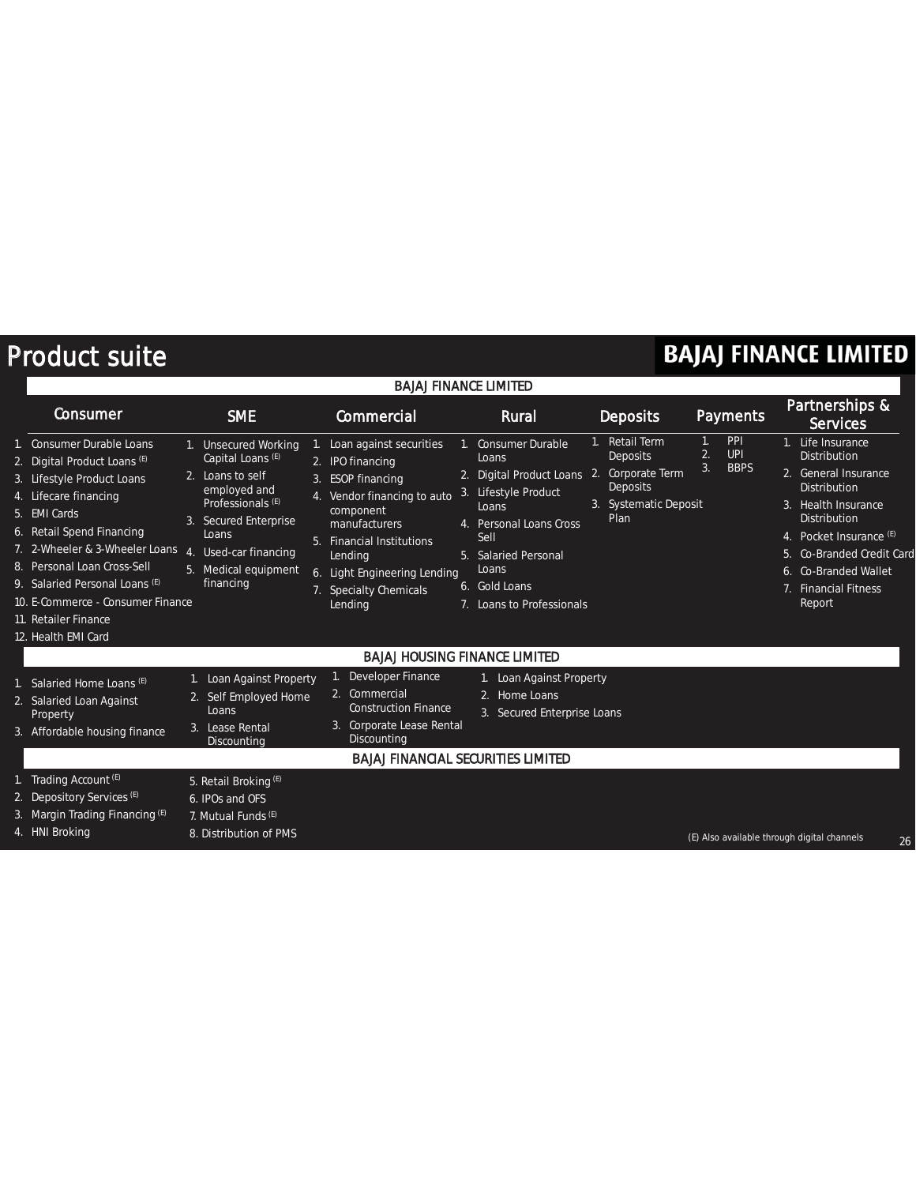# Product suite

**BAJAJ FINANCE LIMITED**

## BAJAJ FINANCE LIMITED

| Consumer | SME | Commercial | Rural | Deposits | Payments | Partnerships & Services |
|---|---|---|---|---|---|---|
| 1. Consumer Durable Loans<br>2. Digital Product Loans (E)<br>3. Lifestyle Product Loans<br>4. Lifecare financing<br>5. EMI Cards<br>6. Retail Spend Financing<br>7. 2-Wheeler & 3-Wheeler Loans<br>8. Personal Loan Cross-Sell<br>9. Salaried Personal Loans (E)<br>10. E-Commerce - Consumer Finance<br>11. Retailer Finance<br>12. Health EMI Card | 1. Unsecured Working Capital Loans (E)<br>2. Loans to self employed and Professionals (E)<br>3. Secured Enterprise Loans<br>4. Used-car financing<br>5. Medical equipment financing | 1. Loan against securities<br>2. IPO financing<br>3. ESOP financing<br>4. Vendor financing to auto component manufacturers<br>5. Financial Institutions Lending<br>6. Light Engineering Lending<br>7. Specialty Chemicals Lending | 1. Consumer Durable Loans<br>2. Digital Product Loans<br>3. Lifestyle Product Loans<br>4. Personal Loans Cross Sell<br>5. Salaried Personal Loans<br>6. Gold Loans<br>7. Loans to Professionals | 1. Retail Term Deposits<br>2. Corporate Term Deposits<br>3. Systematic Deposit Plan | 1. PPI<br>2. UPI<br>3. BBPS | 1. Life Insurance Distribution<br>2. General Insurance Distribution<br>3. Health Insurance Distribution<br>4. Pocket Insurance (E)<br>5. Co-Branded Credit Card<br>6. Co-Branded Wallet<br>7. Financial Fitness Report |

## BAJAJ HOUSING FINANCE LIMITED

| Consumer | SME | Commercial | Rural |
|---|---|---|---|
| 1. Salaried Home Loans (E)<br>2. Salaried Loan Against Property<br>3. Affordable housing finance | 1. Loan Against Property<br>2. Self Employed Home Loans<br>3. Lease Rental Discounting | 1. Developer Finance<br>2. Commercial Construction Finance<br>3. Corporate Lease Rental Discounting | 1. Loan Against Property<br>2. Home Loans<br>3. Secured Enterprise Loans |

## BAJAJ FINANCIAL SECURITIES LIMITED

1. Trading Account (E)
2. Depository Services (E)
3. Margin Trading Financing (E)
4. HNI Broking
5. Retail Broking (E)
6. IPOs and OFS
7. Mutual Funds (E)
8. Distribution of PMS

(E) Also available through digital channels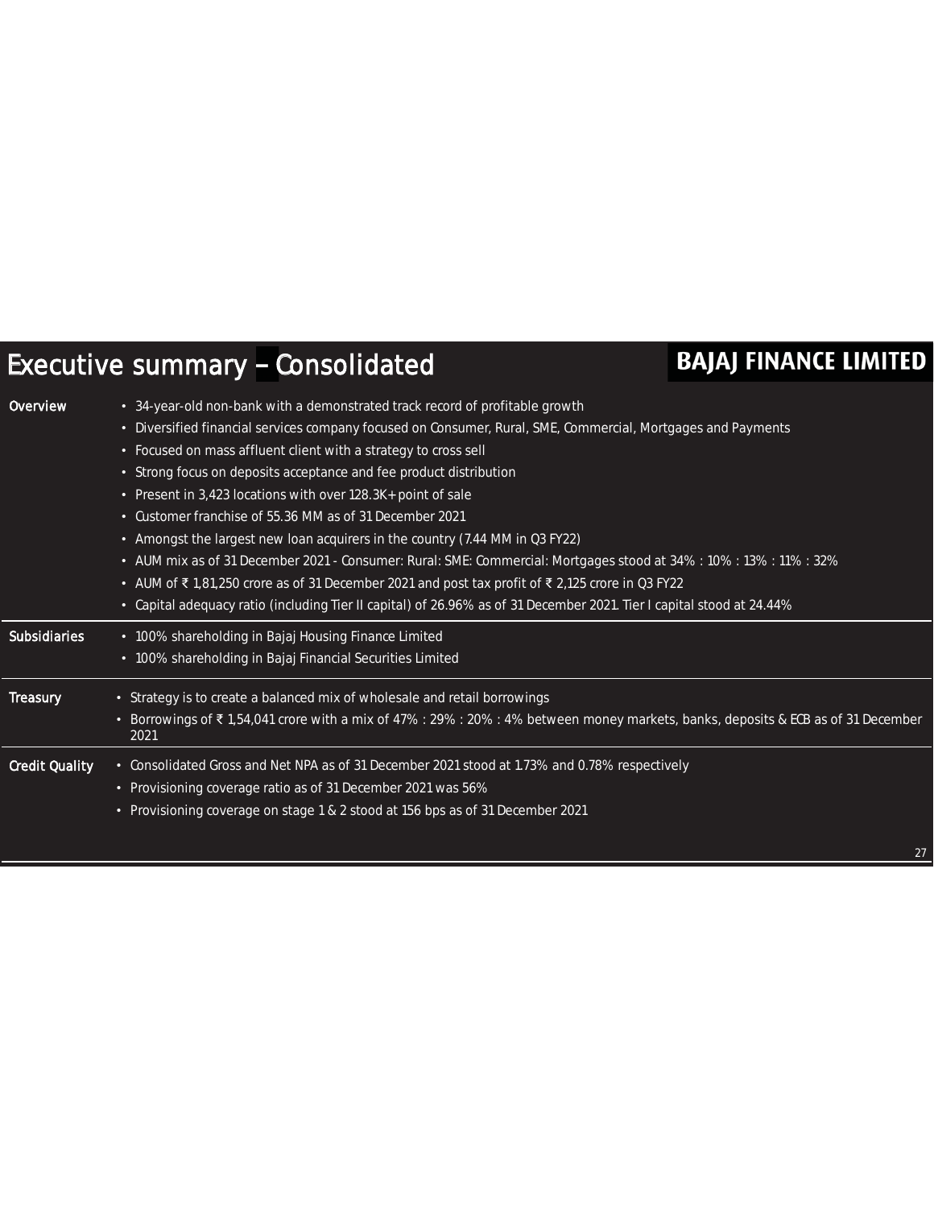# Executive summary – Consolidated

**BAJAJ FINANCE LIMITED**

| | |
|---|---|
| **Overview** | • 34-year-old non-bank with a demonstrated track record of profitable growth<br>• Diversified financial services company focused on Consumer, Rural, SME, Commercial, Mortgages and Payments<br>• Focused on mass affluent client with a strategy to cross sell<br>• Strong focus on deposits acceptance and fee product distribution<br>• Present in 3,423 locations with over 128.3K+ point of sale<br>• Customer franchise of 55.36 MM as of 31 December 2021<br>• Amongst the largest new loan acquirers in the country (7.44 MM in Q3 FY22)<br>• AUM mix as of 31 December 2021 - Consumer: Rural: SME: Commercial: Mortgages stood at 34% : 10% : 13% : 11% : 32%<br>• AUM of ₹ 1,81,250 crore as of 31 December 2021 and post tax profit of ₹ 2,125 crore in Q3 FY22<br>• Capital adequacy ratio (including Tier II capital) of 26.96% as of 31 December 2021. Tier I capital stood at 24.44% |
| **Subsidiaries** | • 100% shareholding in Bajaj Housing Finance Limited<br>• 100% shareholding in Bajaj Financial Securities Limited |
| **Treasury** | • Strategy is to create a balanced mix of wholesale and retail borrowings<br>• Borrowings of ₹ 1,54,041 crore with a mix of 47% : 29% : 20% : 4% between money markets, banks, deposits & ECB as of 31 December 2021 |
| **Credit Quality** | • Consolidated Gross and Net NPA as of 31 December 2021 stood at 1.73% and 0.78% respectively<br>• Provisioning coverage ratio as of 31 December 2021 was 56%<br>• Provisioning coverage on stage 1 & 2 stood at 156 bps as of 31 December 2021 |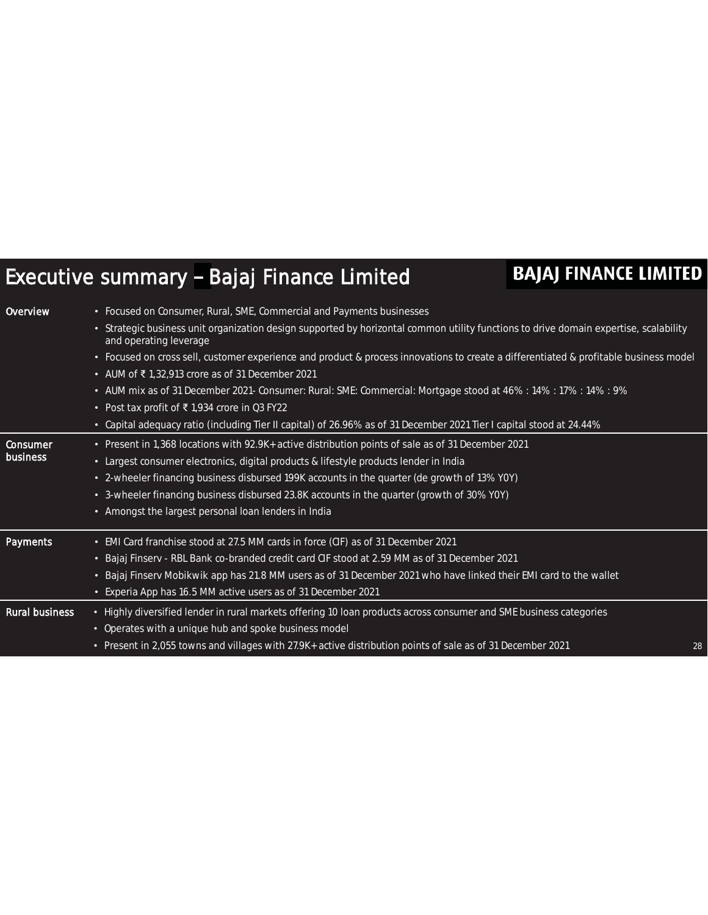# Executive summary – Bajaj Finance Limited

**BAJAJ FINANCE LIMITED**

| | |
|---|---|
| **Overview** | • Focused on Consumer, Rural, SME, Commercial and Payments businesses<br>• Strategic business unit organization design supported by horizontal common utility functions to drive domain expertise, scalability and operating leverage<br>• Focused on cross sell, customer experience and product & process innovations to create a differentiated & profitable business model<br>• AUM of ₹ 1,32,913 crore as of 31 December 2021<br>• AUM mix as of 31 December 2021- Consumer: Rural: SME: Commercial: Mortgage stood at 46% : 14% : 17% : 14% : 9%<br>• Post tax profit of ₹ 1,934 crore in Q3 FY22<br>• Capital adequacy ratio (including Tier II capital) of 26.96% as of 31 December 2021 Tier I capital stood at 24.44% |
| **Consumer business** | • Present in 1,368 locations with 92.9K+ active distribution points of sale as of 31 December 2021<br>• Largest consumer electronics, digital products & lifestyle products lender in India<br>• 2-wheeler financing business disbursed 199K accounts in the quarter (de growth of 13% Y0Y)<br>• 3-wheeler financing business disbursed 23.8K accounts in the quarter (growth of 30% Y0Y)<br>• Amongst the largest personal loan lenders in India |
| **Payments** | • EMI Card franchise stood at 27.5 MM cards in force (CIF) as of 31 December 2021<br>• Bajaj Finserv - RBL Bank co-branded credit card CIF stood at 2.59 MM as of 31 December 2021<br>• Bajaj Finserv Mobikwik app has 21.8 MM users as of 31 December 2021 who have linked their EMI card to the wallet<br>• Experia App has 16.5 MM active users as of 31 December 2021 |
| **Rural business** | • Highly diversified lender in rural markets offering 10 loan products across consumer and SME business categories<br>• Operates with a unique hub and spoke business model<br>• Present in 2,055 towns and villages with 27.9K+ active distribution points of sale as of 31 December 2021 |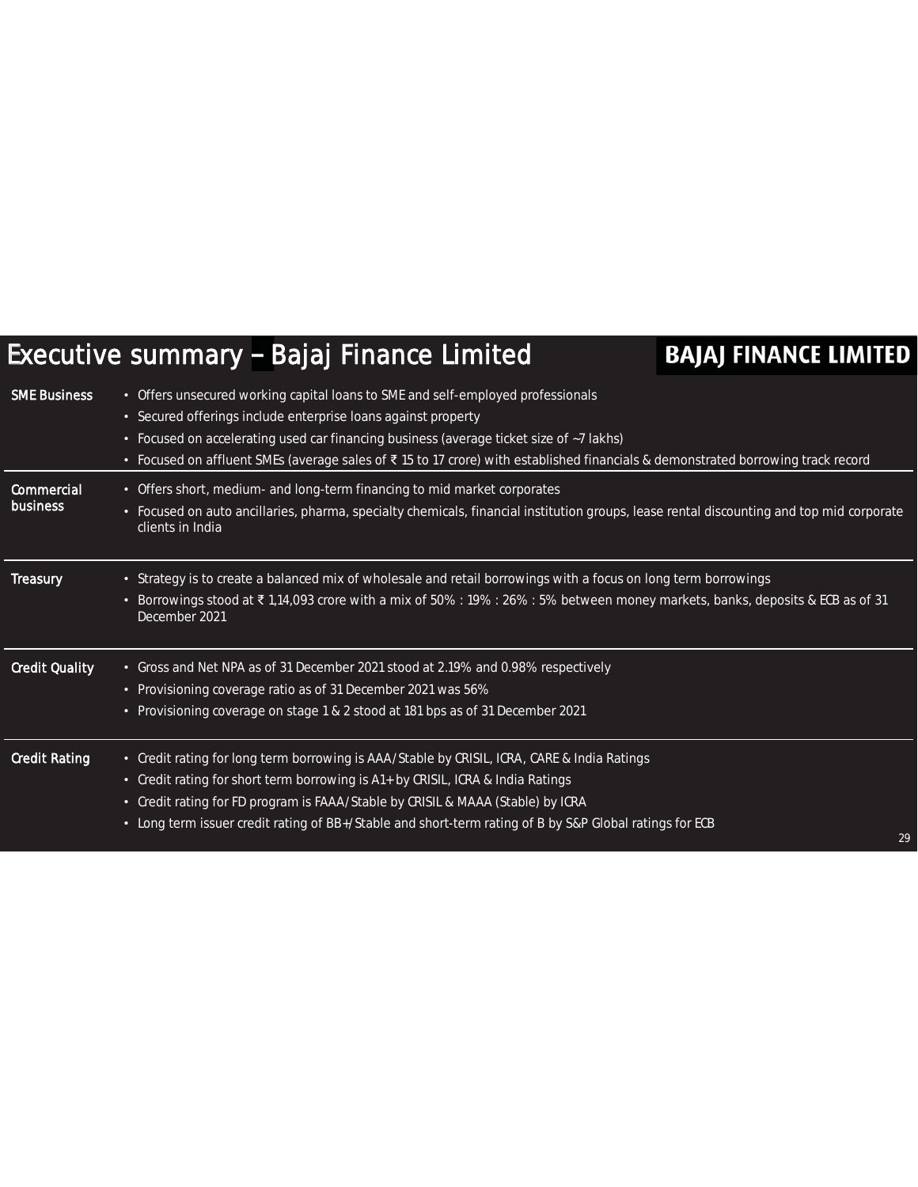# Executive summary – Bajaj Finance Limited

**BAJAJ FINANCE LIMITED**

| | |
|---|---|
| SME Business | • Offers unsecured working capital loans to SME and self-employed professionals<br>• Secured offerings include enterprise loans against property<br>• Focused on accelerating used car financing business (average ticket size of ~7 lakhs)<br>• Focused on affluent SMEs (average sales of ₹ 15 to 17 crore) with established financials & demonstrated borrowing track record |
| Commercial business | • Offers short, medium- and long-term financing to mid market corporates<br>• Focused on auto ancillaries, pharma, specialty chemicals, financial institution groups, lease rental discounting and top mid corporate clients in India |
| Treasury | • Strategy is to create a balanced mix of wholesale and retail borrowings with a focus on long term borrowings<br>• Borrowings stood at ₹ 1,14,093 crore with a mix of 50% : 19% : 26% : 5% between money markets, banks, deposits & ECB as of 31 December 2021 |
| Credit Quality | • Gross and Net NPA as of 31 December 2021 stood at 2.19% and 0.98% respectively<br>• Provisioning coverage ratio as of 31 December 2021 was 56%<br>• Provisioning coverage on stage 1 & 2 stood at 181 bps as of 31 December 2021 |
| Credit Rating | • Credit rating for long term borrowing is AAA/Stable by CRISIL, ICRA, CARE & India Ratings<br>• Credit rating for short term borrowing is A1+ by CRISIL, ICRA & India Ratings<br>• Credit rating for FD program is FAAA/Stable by CRISIL & MAAA (Stable) by ICRA<br>• Long term issuer credit rating of BB+/Stable and short-term rating of B by S&P Global ratings for ECB |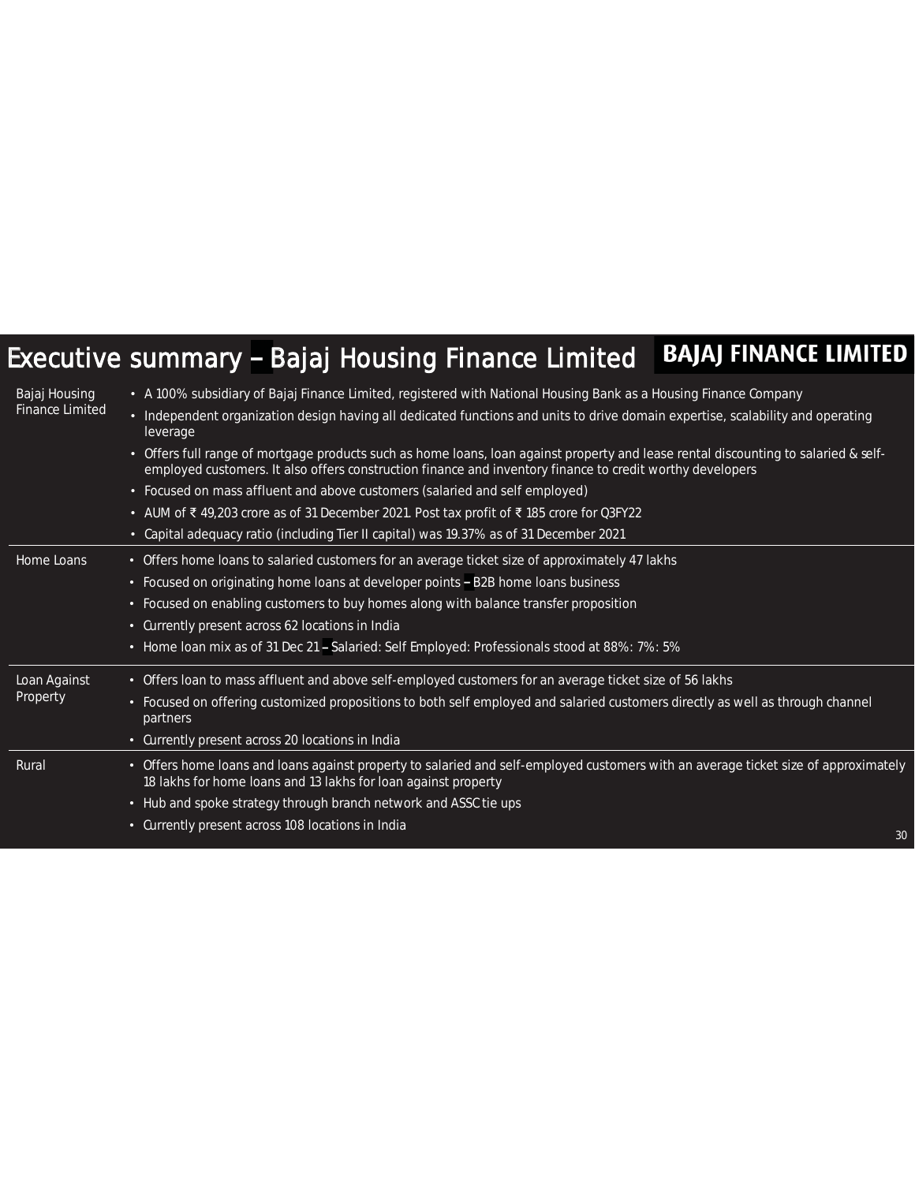# Executive summary – Bajaj Housing Finance Limited

**BAJAJ FINANCE LIMITED**

| | |
|---|---|
| Bajaj Housing Finance Limited | • A 100% subsidiary of Bajaj Finance Limited, registered with National Housing Bank as a Housing Finance Company<br>• Independent organization design having all dedicated functions and units to drive domain expertise, scalability and operating leverage<br>• Offers full range of mortgage products such as home loans, loan against property and lease rental discounting to salaried & self-employed customers. It also offers construction finance and inventory finance to credit worthy developers<br>• Focused on mass affluent and above customers (salaried and self employed)<br>• AUM of ₹ 49,203 crore as of 31 December 2021. Post tax profit of ₹ 185 crore for Q3FY22<br>• Capital adequacy ratio (including Tier II capital) was 19.37% as of 31 December 2021 |
| Home Loans | • Offers home loans to salaried customers for an average ticket size of approximately 47 lakhs<br>• Focused on originating home loans at developer points – B2B home loans business<br>• Focused on enabling customers to buy homes along with balance transfer proposition<br>• Currently present across 62 locations in India<br>• Home loan mix as of 31 Dec 21 – Salaried: Self Employed: Professionals stood at 88%: 7%: 5% |
| Loan Against Property | • Offers loan to mass affluent and above self-employed customers for an average ticket size of 56 lakhs<br>• Focused on offering customized propositions to both self employed and salaried customers directly as well as through channel partners<br>• Currently present across 20 locations in India |
| Rural | • Offers home loans and loans against property to salaried and self-employed customers with an average ticket size of approximately 18 lakhs for home loans and 13 lakhs for loan against property<br>• Hub and spoke strategy through branch network and ASSC tie ups<br>• Currently present across 108 locations in India |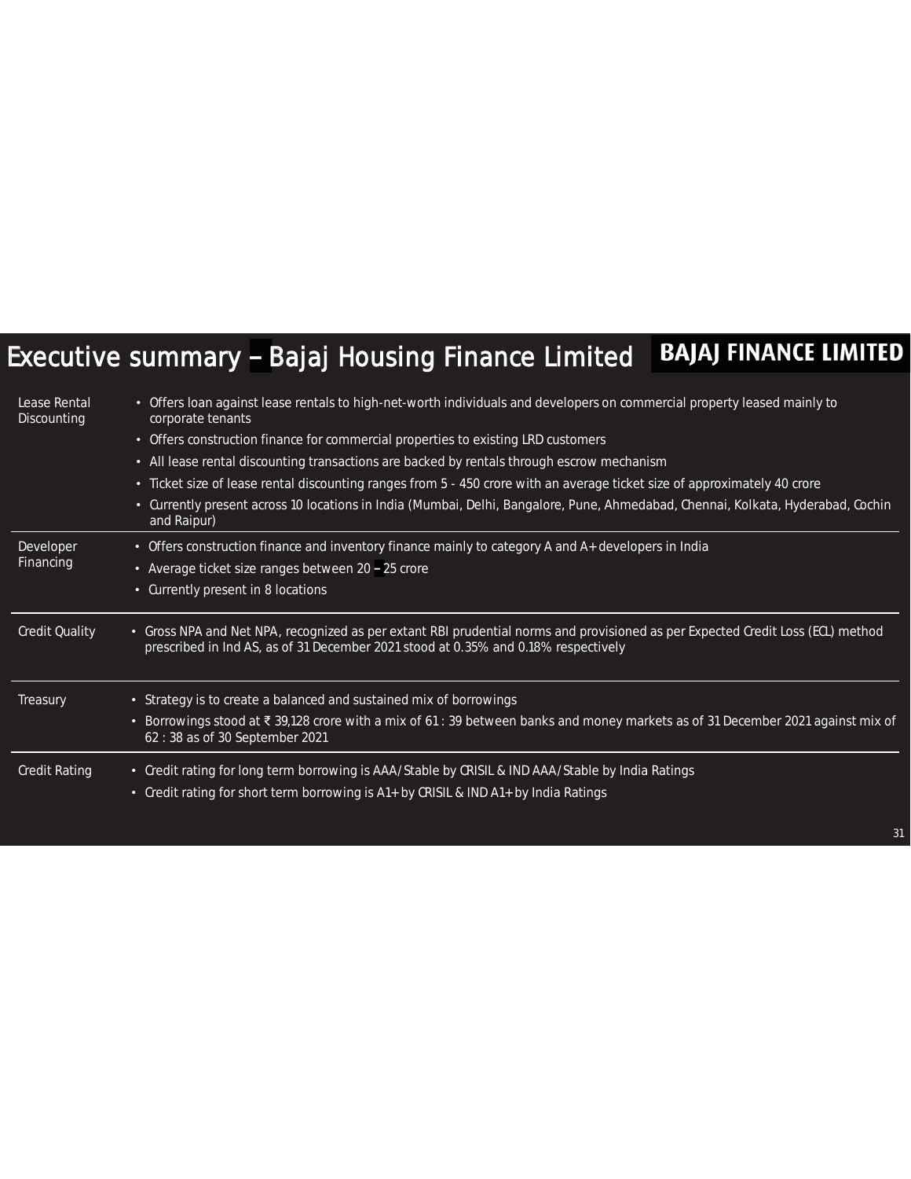# Executive summary – Bajaj Housing Finance Limited

**BAJAJ FINANCE LIMITED**

| | |
|---|---|
| Lease Rental Discounting | • Offers loan against lease rentals to high-net-worth individuals and developers on commercial property leased mainly to corporate tenants<br>• Offers construction finance for commercial properties to existing LRD customers<br>• All lease rental discounting transactions are backed by rentals through escrow mechanism<br>• Ticket size of lease rental discounting ranges from 5 - 450 crore with an average ticket size of approximately 40 crore<br>• Currently present across 10 locations in India (Mumbai, Delhi, Bangalore, Pune, Ahmedabad, Chennai, Kolkata, Hyderabad, Cochin and Raipur) |
| Developer Financing | • Offers construction finance and inventory finance mainly to category A and A+ developers in India<br>• Average ticket size ranges between 20 – 25 crore<br>• Currently present in 8 locations |
| Credit Quality | • Gross NPA and Net NPA, recognized as per extant RBI prudential norms and provisioned as per Expected Credit Loss (ECL) method prescribed in Ind AS, as of 31 December 2021 stood at 0.35% and 0.18% respectively |
| Treasury | • Strategy is to create a balanced and sustained mix of borrowings<br>• Borrowings stood at ₹ 39,128 crore with a mix of 61 : 39 between banks and money markets as of 31 December 2021 against mix of 62 : 38 as of 30 September 2021 |
| Credit Rating | • Credit rating for long term borrowing is AAA/Stable by CRISIL & IND AAA/Stable by India Ratings<br>• Credit rating for short term borrowing is A1+ by CRISIL & IND A1+ by India Ratings |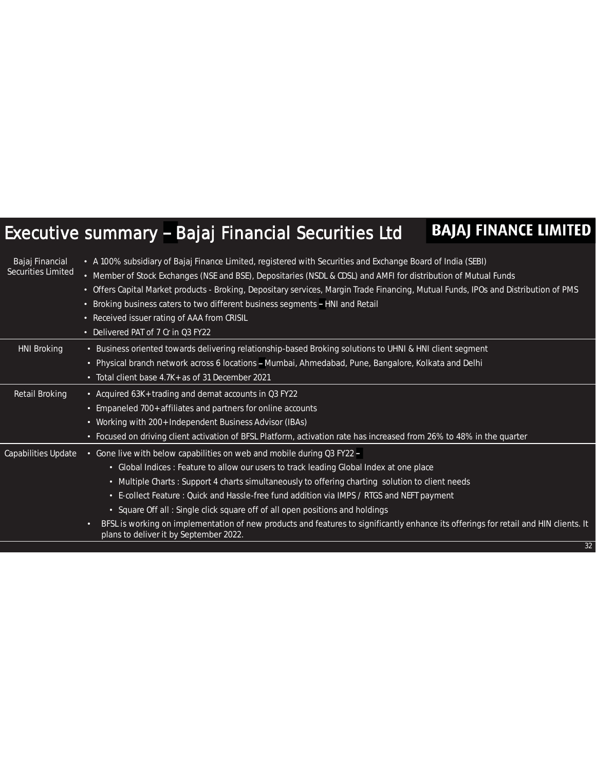# Executive summary – Bajaj Financial Securities Ltd

**BAJAJ FINANCE LIMITED**

| | |
|---|---|
| Bajaj Financial Securities Limited | • A 100% subsidiary of Bajaj Finance Limited, registered with Securities and Exchange Board of India (SEBI)<br>• Member of Stock Exchanges (NSE and BSE), Depositaries (NSDL & CDSL) and AMFI for distribution of Mutual Funds<br>• Offers Capital Market products - Broking, Depositary services, Margin Trade Financing, Mutual Funds, IPOs and Distribution of PMS<br>• Broking business caters to two different business segments – HNI and Retail<br>• Received issuer rating of AAA from CRISIL<br>• Delivered PAT of 7 Cr in Q3 FY22 |
| HNI Broking | • Business oriented towards delivering relationship-based Broking solutions to UHNI & HNI client segment<br>• Physical branch network across 6 locations – Mumbai, Ahmedabad, Pune, Bangalore, Kolkata and Delhi<br>• Total client base 4.7K+ as of 31 December 2021 |
| Retail Broking | • Acquired 63K+ trading and demat accounts in Q3 FY22<br>• Empaneled 700+ affiliates and partners for online accounts<br>• Working with 200+ Independent Business Advisor (IBAs)<br>• Focused on driving client activation of BFSL Platform, activation rate has increased from 26% to 48% in the quarter |
| Capabilities Update | • Gone live with below capabilities on web and mobile during Q3 FY22 –<br>&nbsp;&nbsp;&nbsp;&nbsp;• Global Indices : Feature to allow our users to track leading Global Index at one place<br>&nbsp;&nbsp;&nbsp;&nbsp;• Multiple Charts : Support 4 charts simultaneously to offering charting solution to client needs<br>&nbsp;&nbsp;&nbsp;&nbsp;• E-collect Feature : Quick and Hassle-free fund addition via IMPS / RTGS and NEFT payment<br>&nbsp;&nbsp;&nbsp;&nbsp;• Square Off all : Single click square off of all open positions and holdings<br>• BFSL is working on implementation of new products and features to significantly enhance its offerings for retail and HIN clients. It plans to deliver it by September 2022. |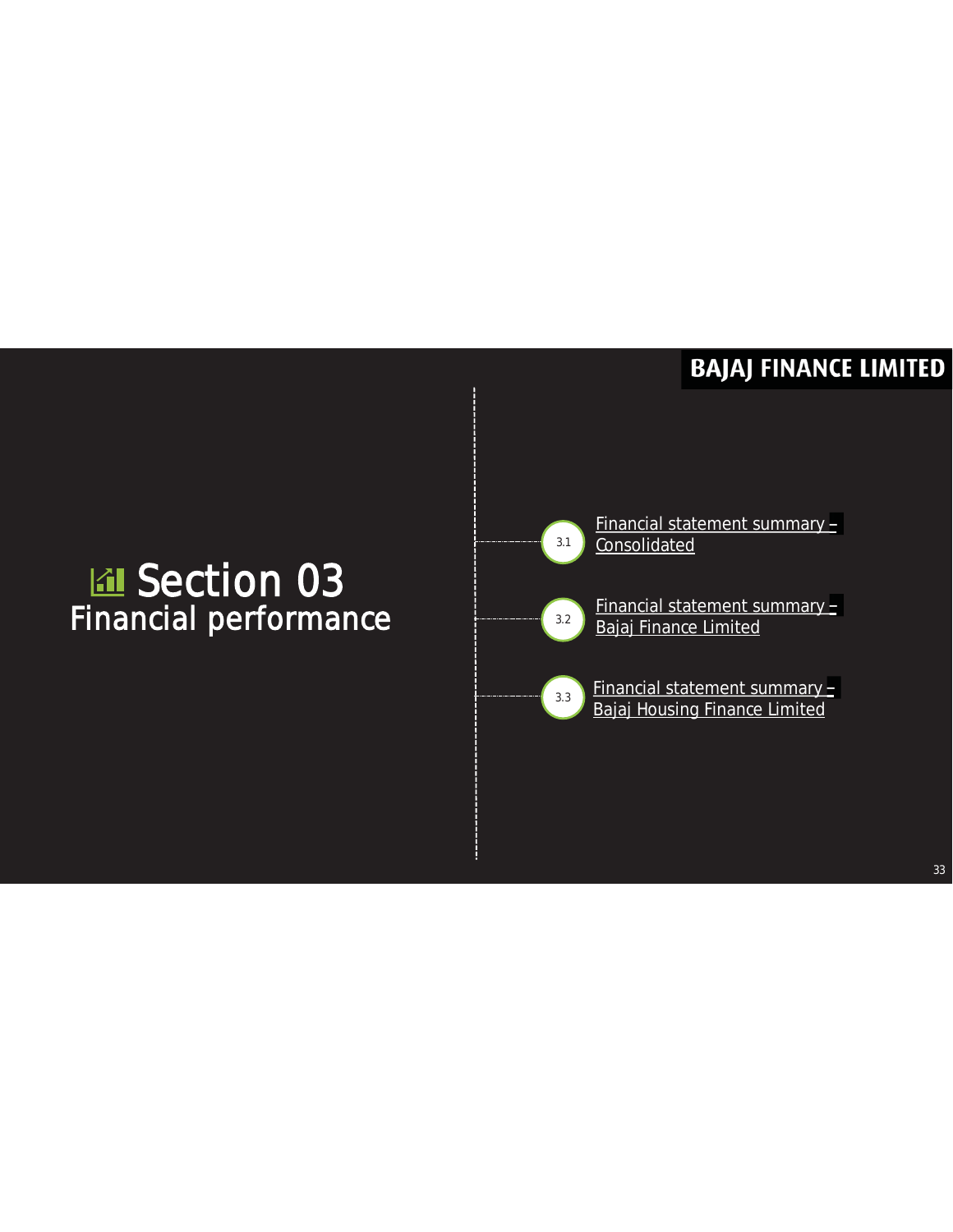# Section 03
## Financial performance

- 3.1 Financial statement summary – Consolidated
- 3.2 Financial statement summary – Bajaj Finance Limited
- 3.3 Financial statement summary – Bajaj Housing Finance Limited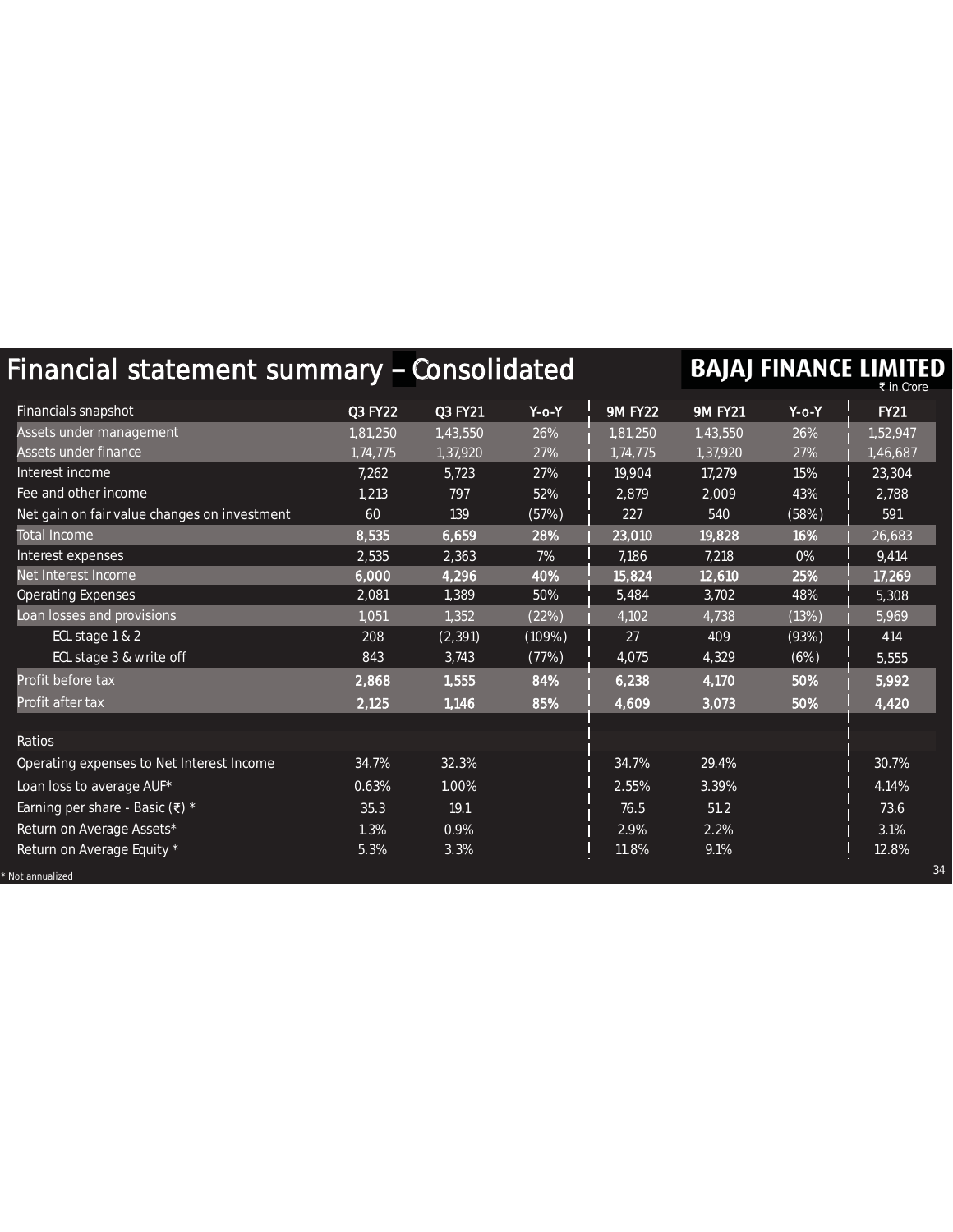# Financial statement summary – Consolidated

**BAJAJ FINANCE LIMITED**

₹ in Crore

| Financials snapshot | Q3 FY22 | Q3 FY21 | Y-o-Y | 9M FY22 | 9M FY21 | Y-o-Y | FY21 |
|---|---|---|---|---|---|---|---|
| Assets under management | 1,81,250 | 1,43,550 | 26% | 1,81,250 | 1,43,550 | 26% | 1,52,947 |
| Assets under finance | 1,74,775 | 1,37,920 | 27% | 1,74,775 | 1,37,920 | 27% | 1,46,687 |
| Interest income | 7,262 | 5,723 | 27% | 19,904 | 17,279 | 15% | 23,304 |
| Fee and other income | 1,213 | 797 | 52% | 2,879 | 2,009 | 43% | 2,788 |
| Net gain on fair value changes on investment | 60 | 139 | (57%) | 227 | 540 | (58%) | 591 |
| Total Income | 8,535 | 6,659 | 28% | 23,010 | 19,828 | 16% | 26,683 |
| Interest expenses | 2,535 | 2,363 | 7% | 7,186 | 7,218 | 0% | 9,414 |
| Net Interest Income | 6,000 | 4,296 | 40% | 15,824 | 12,610 | 25% | 17,269 |
| Operating Expenses | 2,081 | 1,389 | 50% | 5,484 | 3,702 | 48% | 5,308 |
| Loan losses and provisions | 1,051 | 1,352 | (22%) | 4,102 | 4,738 | (13%) | 5,969 |
| ECL stage 1 & 2 | 208 | (2,391) | (109%) | 27 | 409 | (93%) | 414 |
| ECL stage 3 & write off | 843 | 3,743 | (77%) | 4,075 | 4,329 | (6%) | 5,555 |
| Profit before tax | 2,868 | 1,555 | 84% | 6,238 | 4,170 | 50% | 5,992 |
| Profit after tax | 2,125 | 1,146 | 85% | 4,609 | 3,073 | 50% | 4,420 |
| **Ratios** | | | | | | | |
| Operating expenses to Net Interest Income | 34.7% | 32.3% | | 34.7% | 29.4% | | 30.7% |
| Loan loss to average AUF* | 0.63% | 1.00% | | 2.55% | 3.39% | | 4.14% |
| Earning per share - Basic (₹) * | 35.3 | 19.1 | | 76.5 | 51.2 | | 73.6 |
| Return on Average Assets* | 1.3% | 0.9% | | 2.9% | 2.2% | | 3.1% |
| Return on Average Equity * | 5.3% | 3.3% | | 11.8% | 9.1% | | 12.8% |

\* Not annualized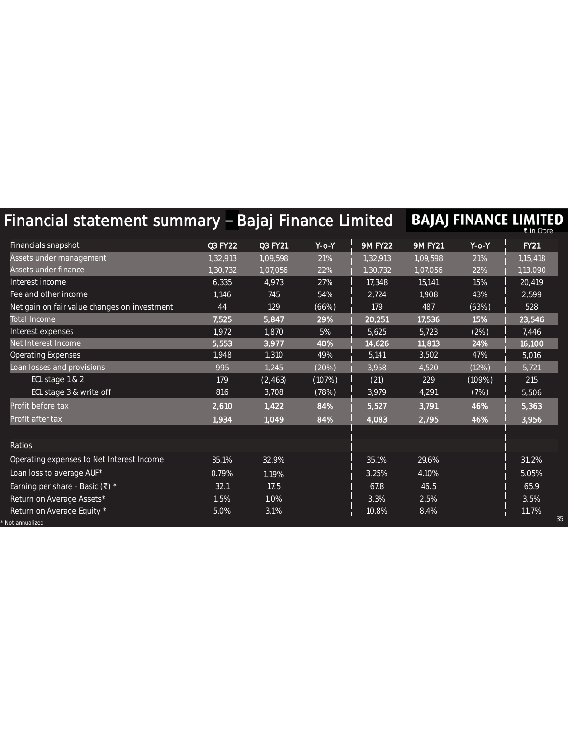# Financial statement summary – Bajaj Finance Limited

BAJAJ FINANCE LIMITED

₹ in Crore

| Financials snapshot | Q3 FY22 | Q3 FY21 | Y-o-Y | 9M FY22 | 9M FY21 | Y-o-Y | FY21 |
|---|---|---|---|---|---|---|---|
| Assets under management | 1,32,913 | 1,09,598 | 21% | 1,32,913 | 1,09,598 | 21% | 1,15,418 |
| Assets under finance | 1,30,732 | 1,07,056 | 22% | 1,30,732 | 1,07,056 | 22% | 1,13,090 |
| Interest income | 6,335 | 4,973 | 27% | 17,348 | 15,141 | 15% | 20,419 |
| Fee and other income | 1,146 | 745 | 54% | 2,724 | 1,908 | 43% | 2,599 |
| Net gain on fair value changes on investment | 44 | 129 | (66%) | 179 | 487 | (63%) | 528 |
| Total Income | 7,525 | 5,847 | 29% | 20,251 | 17,536 | 15% | 23,546 |
| Interest expenses | 1,972 | 1,870 | 5% | 5,625 | 5,723 | (2%) | 7,446 |
| Net Interest Income | 5,553 | 3,977 | 40% | 14,626 | 11,813 | 24% | 16,100 |
| Operating Expenses | 1,948 | 1,310 | 49% | 5,141 | 3,502 | 47% | 5,016 |
| Loan losses and provisions | 995 | 1,245 | (20%) | 3,958 | 4,520 | (12%) | 5,721 |
| ECL stage 1 & 2 | 179 | (2,463) | (107%) | (21) | 229 | (109%) | 215 |
| ECL stage 3 & write off | 816 | 3,708 | (78%) | 3,979 | 4,291 | (7%) | 5,506 |
| Profit before tax | 2,610 | 1,422 | 84% | 5,527 | 3,791 | 46% | 5,363 |
| Profit after tax | 1,934 | 1,049 | 84% | 4,083 | 2,795 | 46% | 3,956 |
| | | | | | | | |
| **Ratios** | | | | | | | |
| Operating expenses to Net Interest Income | 35.1% | 32.9% | | 35.1% | 29.6% | | 31.2% |
| Loan loss to average AUF* | 0.79% | 1.19% | | 3.25% | 4.10% | | 5.05% |
| Earning per share - Basic (₹) * | 32.1 | 17.5 | | 67.8 | 46.5 | | 65.9 |
| Return on Average Assets* | 1.5% | 1.0% | | 3.3% | 2.5% | | 3.5% |
| Return on Average Equity * | 5.0% | 3.1% | | 10.8% | 8.4% | | 11.7% |

* Not annualized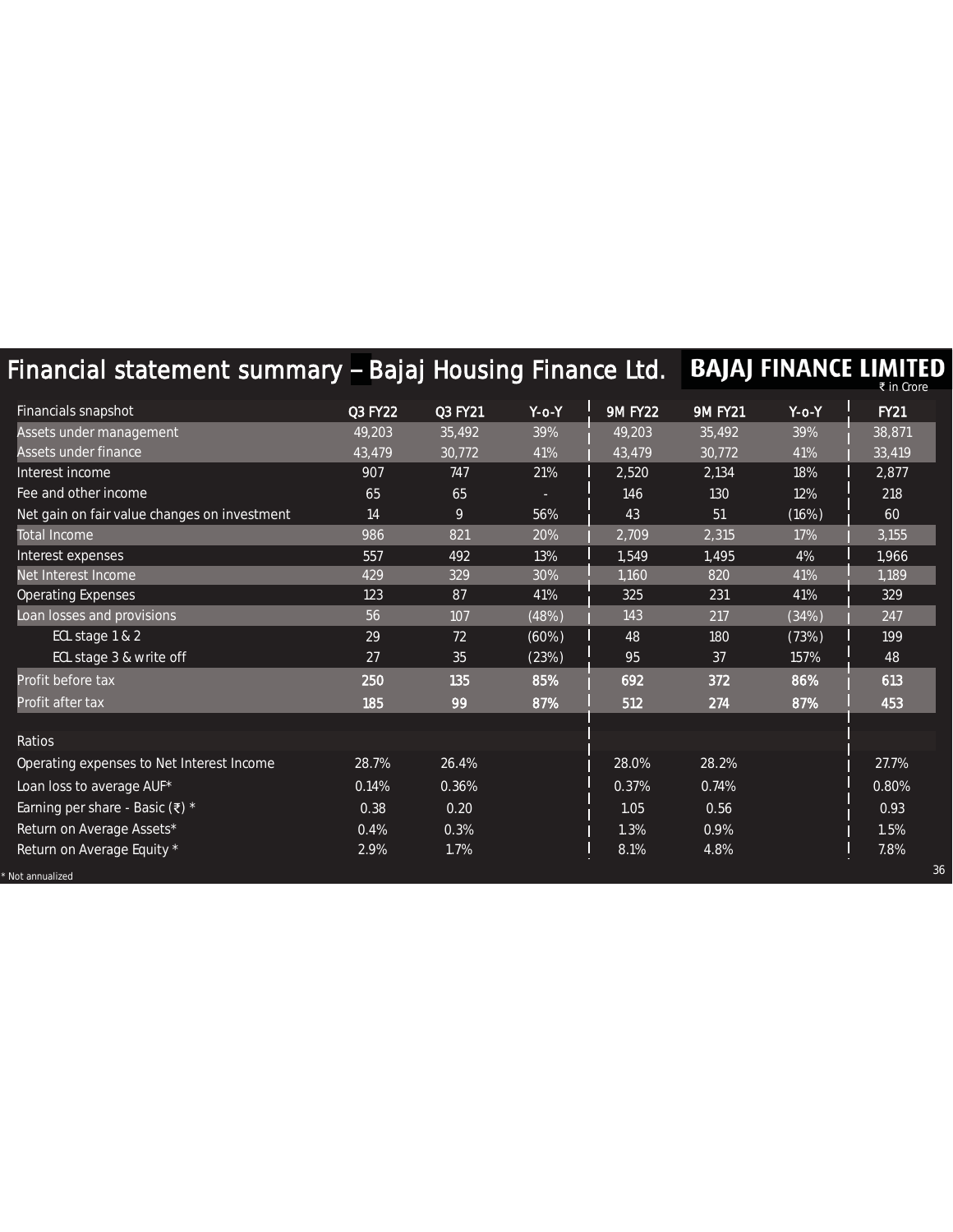# Financial statement summary – Bajaj Housing Finance Ltd.

BAJAJ FINANCE LIMITED

₹ in Crore

| Financials snapshot | Q3 FY22 | Q3 FY21 | Y-o-Y | 9M FY22 | 9M FY21 | Y-o-Y | FY21 |
|---|---|---|---|---|---|---|---|
| Assets under management | 49,203 | 35,492 | 39% | 49,203 | 35,492 | 39% | 38,871 |
| Assets under finance | 43,479 | 30,772 | 41% | 43,479 | 30,772 | 41% | 33,419 |
| Interest income | 907 | 747 | 21% | 2,520 | 2,134 | 18% | 2,877 |
| Fee and other income | 65 | 65 | - | 146 | 130 | 12% | 218 |
| Net gain on fair value changes on investment | 14 | 9 | 56% | 43 | 51 | (16%) | 60 |
| Total Income | 986 | 821 | 20% | 2,709 | 2,315 | 17% | 3,155 |
| Interest expenses | 557 | 492 | 13% | 1,549 | 1,495 | 4% | 1,966 |
| Net Interest Income | 429 | 329 | 30% | 1,160 | 820 | 41% | 1,189 |
| Operating Expenses | 123 | 87 | 41% | 325 | 231 | 41% | 329 |
| Loan losses and provisions | 56 | 107 | (48%) | 143 | 217 | (34%) | 247 |
| ECL stage 1 & 2 | 29 | 72 | (60%) | 48 | 180 | (73%) | 199 |
| ECL stage 3 & write off | 27 | 35 | (23%) | 95 | 37 | 157% | 48 |
| **Profit before tax** | **250** | **135** | **85%** | **692** | **372** | **86%** | **613** |
| **Profit after tax** | **185** | **99** | **87%** | **512** | **274** | **87%** | **453** |
| | | | | | | | |
| Ratios | | | | | | | |
| Operating expenses to Net Interest Income | 28.7% | 26.4% | | 28.0% | 28.2% | | 27.7% |
| Loan loss to average AUF* | 0.14% | 0.36% | | 0.37% | 0.74% | | 0.80% |
| Earning per share - Basic (₹) * | 0.38 | 0.20 | | 1.05 | 0.56 | | 0.93 |
| Return on Average Assets* | 0.4% | 0.3% | | 1.3% | 0.9% | | 1.5% |
| Return on Average Equity * | 2.9% | 1.7% | | 8.1% | 4.8% | | 7.8% |

* Not annualized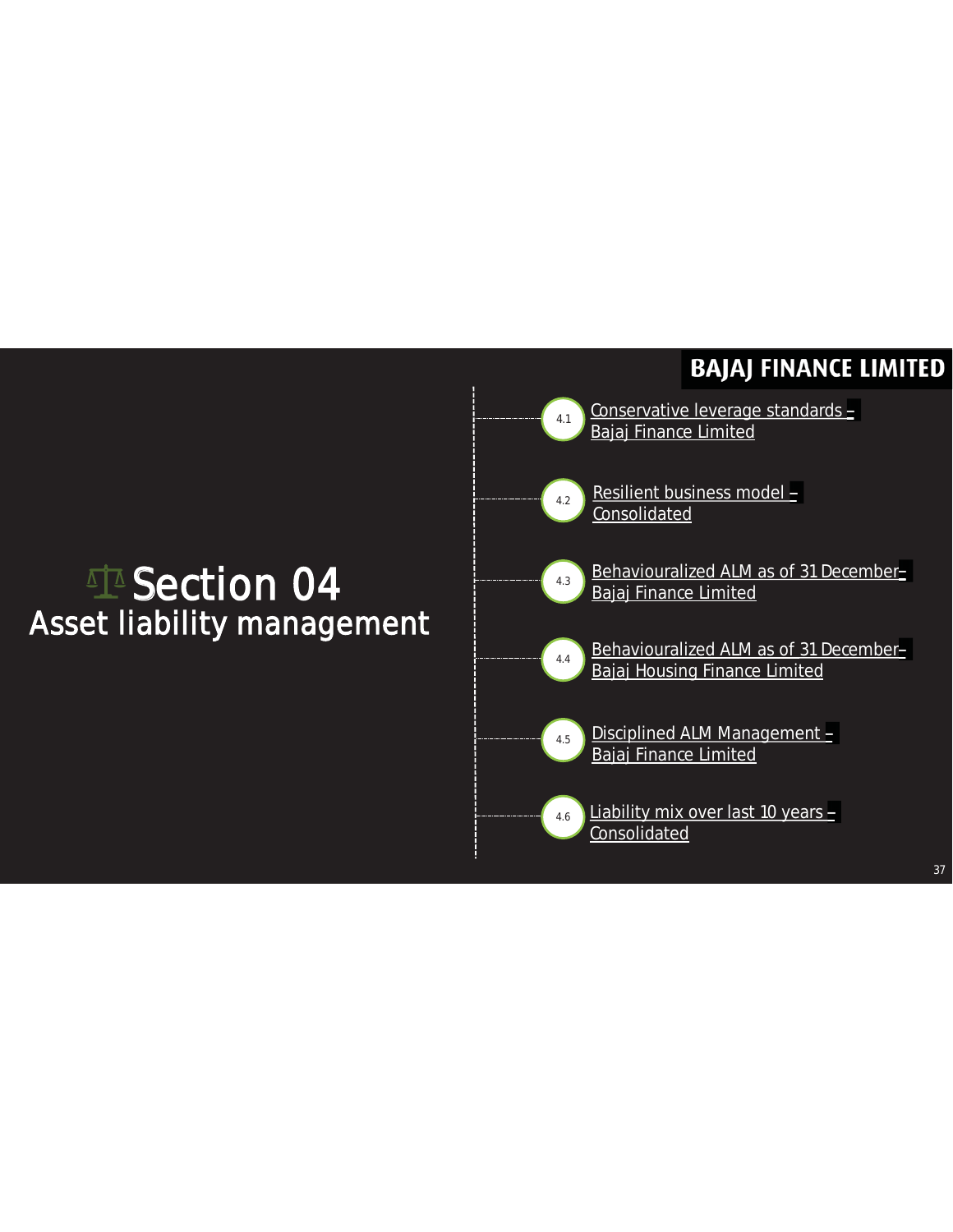# Section 04
## Asset liability management

- 4.1 Conservative leverage standards – Bajaj Finance Limited
- 4.2 Resilient business model – Consolidated
- 4.3 Behaviouralized ALM as of 31 December– Bajaj Finance Limited
- 4.4 Behaviouralized ALM as of 31 December– Bajaj Housing Finance Limited
- 4.5 Disciplined ALM Management – Bajaj Finance Limited
- 4.6 Liability mix over last 10 years – Consolidated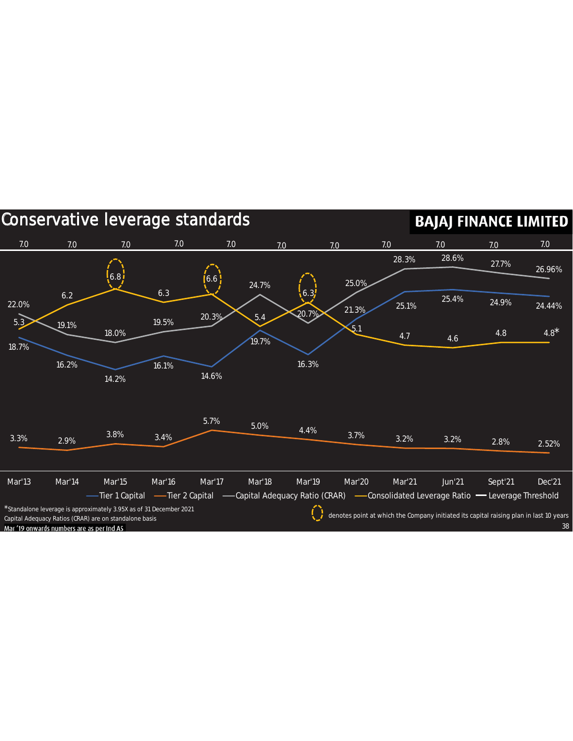# Conservative leverage standards

**BAJAJ FINANCE LIMITED**

| | Mar'13 | Mar'14 | Mar'15 | Mar'16 | Mar'17 | Mar'18 | Mar'19 | Mar'20 | Mar'21 | Jun'21 | Sept'21 | Dec'21 |
|---|---|---|---|---|---|---|---|---|---|---|---|---|
| Tier 1 Capital | 18.7% | 16.2% | 14.2% | 16.1% | 14.6% | 19.7% | 16.3% | 21.3% | 25.1% | 25.4% | 24.9% | 24.44% |
| Tier 2 Capital | 3.3% | 2.9% | 3.8% | 3.4% | 5.7% | 5.0% | 4.4% | 3.7% | 3.2% | 3.2% | 2.8% | 2.52% |
| Capital Adequacy Ratio (CRAR) | 22.0% | 19.1% | 18.0% | 19.5% | 20.3% | 24.7% | 20.7% | 25.0% | 28.3% | 28.6% | 27.7% | 26.96% |
| Consolidated Leverage Ratio | 5.3 | 6.2 | 6.8 | 6.3 | 6.6 | 5.4 | 6.3 | 5.1 | 4.7 | 4.6 | 4.8 | 4.8* |
| Leverage Threshold | 7.0 | 7.0 | 7.0 | 7.0 | 7.0 | 7.0 | 7.0 | 7.0 | 7.0 | 7.0 | 7.0 | 7.0 |

*Standalone leverage is approximately 3.95X as of 31 December 2021

Capital Adequacy Ratios (CRAR) are on standalone basis

Mar '19 onwards numbers are as per Ind AS

Dotted circle (at Mar'15, Mar'17 and Mar'19) denotes point at which the Company initiated its capital raising plan in last 10 years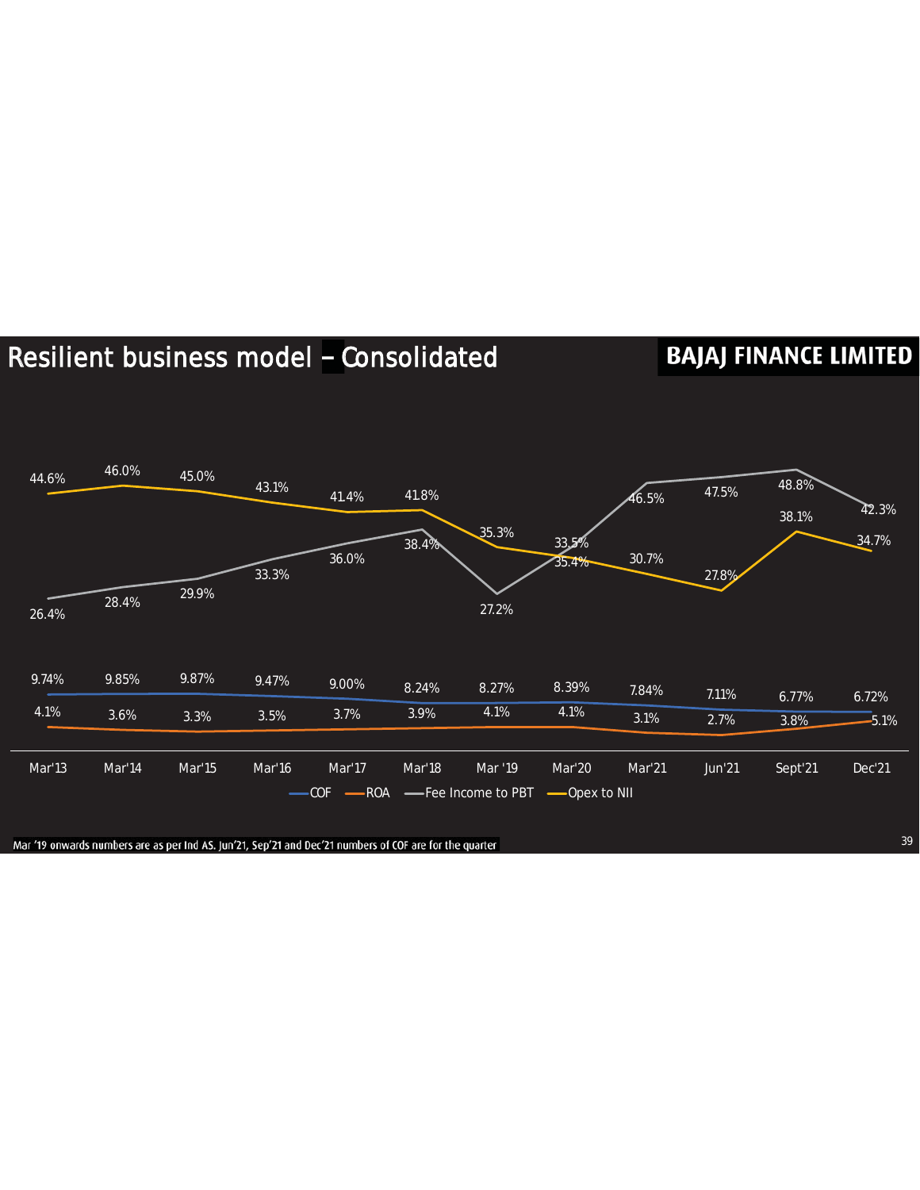# Resilient business model – Consolidated

**BAJAJ FINANCE LIMITED**

| | Mar'13 | Mar'14 | Mar'15 | Mar'16 | Mar'17 | Mar'18 | Mar '19 | Mar'20 | Mar'21 | Jun'21 | Sept'21 | Dec'21 |
|---|---|---|---|---|---|---|---|---|---|---|---|---|
| COF | 9.74% | 9.85% | 9.87% | 9.47% | 9.00% | 8.24% | 8.27% | 8.39% | 7.84% | 7.11% | 6.77% | 6.72% |
| ROA | 4.1% | 3.6% | 3.3% | 3.5% | 3.7% | 3.9% | 4.1% | 4.1% | 3.1% | 2.7% | 3.8% | 5.1% |
| Fee Income to PBT | 26.4% | 28.4% | 29.9% | 33.3% | 36.0% | 38.4% | 27.2% | 35.4% | 46.5% | 47.5% | 48.8% | 42.3% |
| Opex to NII | 44.6% | 46.0% | 45.0% | 43.1% | 41.4% | 41.8% | 35.3% | 33.5% | 30.7% | 27.8% | 38.1% | 34.7% |

Mar '19 onwards numbers are as per Ind AS. Jun'21, Sep'21 and Dec'21 numbers of COF are for the quarter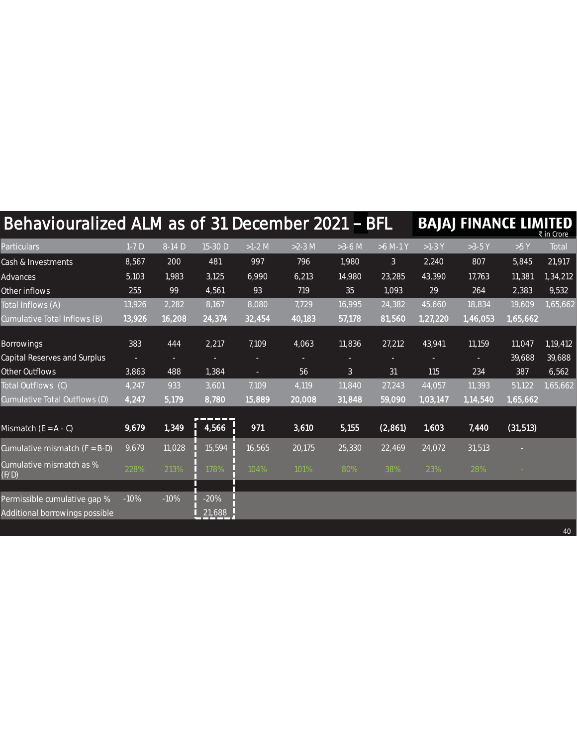# Behaviouralized ALM as of 31 December 2021 – BFL

**BAJAJ FINANCE LIMITED**

₹ in Crore

| Particulars | 1-7 D | 8-14 D | 15-30 D | >1-2 M | >2-3 M | >3-6 M | >6 M-1 Y | >1-3 Y | >3-5 Y | >5 Y | Total |
|---|---|---|---|---|---|---|---|---|---|---|---|
| Cash & Investments | 8,567 | 200 | 481 | 997 | 796 | 1,980 | 3 | 2,240 | 807 | 5,845 | 21,917 |
| Advances | 5,103 | 1,983 | 3,125 | 6,990 | 6,213 | 14,980 | 23,285 | 43,390 | 17,763 | 11,381 | 1,34,212 |
| Other inflows | 255 | 99 | 4,561 | 93 | 719 | 35 | 1,093 | 29 | 264 | 2,383 | 9,532 |
| Total Inflows (A) | 13,926 | 2,282 | 8,167 | 8,080 | 7,729 | 16,995 | 24,382 | 45,660 | 18,834 | 19,609 | 1,65,662 |
| **Cumulative Total Inflows (B)** | **13,926** | **16,208** | **24,374** | **32,454** | **40,183** | **57,178** | **81,560** | **1,27,220** | **1,46,053** | **1,65,662** | |
| Borrowings | 383 | 444 | 2,217 | 7,109 | 4,063 | 11,836 | 27,212 | 43,941 | 11,159 | 11,047 | 1,19,412 |
| Capital Reserves and Surplus | - | - | - | - | - | - | - | - | - | 39,688 | 39,688 |
| Other Outflows | 3,863 | 488 | 1,384 | - | 56 | 3 | 31 | 115 | 234 | 387 | 6,562 |
| Total Outflows (C) | 4,247 | 933 | 3,601 | 7,109 | 4,119 | 11,840 | 27,243 | 44,057 | 11,393 | 51,122 | 1,65,662 |
| **Cumulative Total Outflows (D)** | **4,247** | **5,179** | **8,780** | **15,889** | **20,008** | **31,848** | **59,090** | **1,03,147** | **1,14,540** | **1,65,662** | |
| **Mismatch (E = A - C)** | **9,679** | **1,349** | **4,566** | **971** | **3,610** | **5,155** | **(2,861)** | **1,603** | **7,440** | **(31,513)** | |
| Cumulative mismatch (F = B-D) | 9,679 | 11,028 | 15,594 | 16,565 | 20,175 | 25,330 | 22,469 | 24,072 | 31,513 | - | |
| Cumulative mismatch as % (F/D) | 228% | 213% | 178% | 104% | 101% | 80% | 38% | 23% | 28% | - | |
| Permissible cumulative gap % | -10% | -10% | -20% | | | | | | | | |
| Additional borrowings possible | | | 21,688 | | | | | | | | |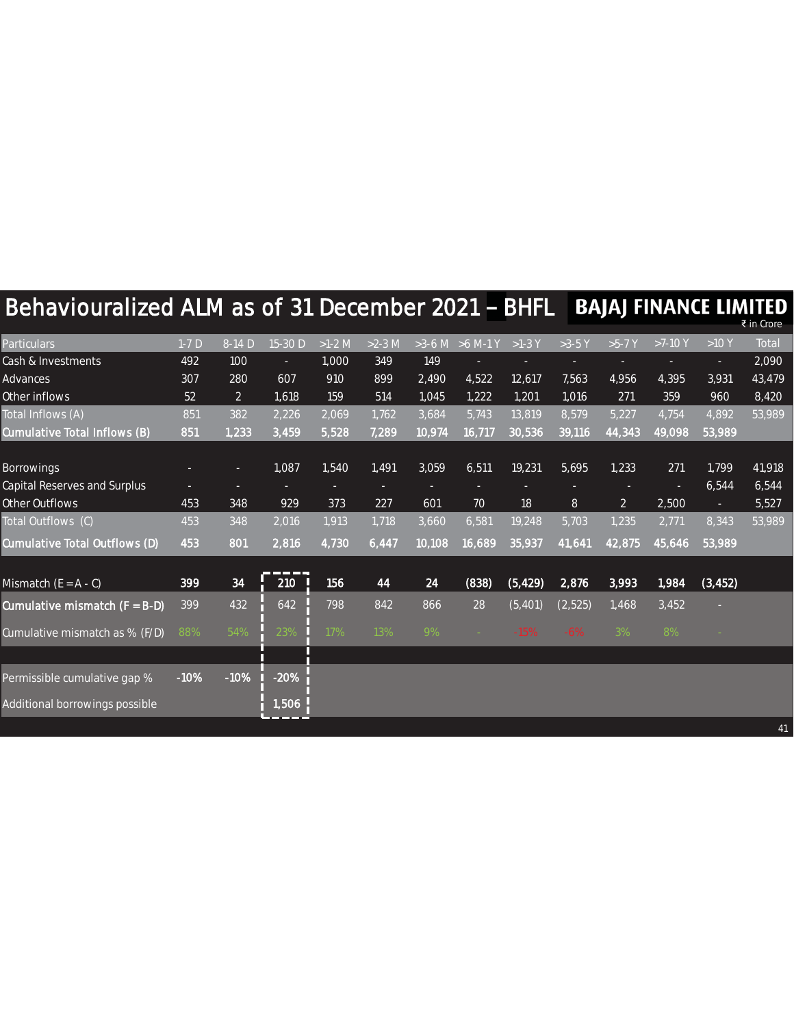# Behaviouralized ALM as of 31 December 2021 – BHFL

BAJAJ FINANCE LIMITED

₹ in Crore

| Particulars | 1-7 D | 8-14 D | 15-30 D | >1-2 M | >2-3 M | >3-6 M | >6 M-1 Y | >1-3 Y | >3-5 Y | >5-7 Y | >7-10 Y | >10 Y | Total |
|---|---|---|---|---|---|---|---|---|---|---|---|---|---|
| Cash & Investments | 492 | 100 | - | 1,000 | 349 | 149 | - | - | - | - | - | - | 2,090 |
| Advances | 307 | 280 | 607 | 910 | 899 | 2,490 | 4,522 | 12,617 | 7,563 | 4,956 | 4,395 | 3,931 | 43,479 |
| Other inflows | 52 | 2 | 1,618 | 159 | 514 | 1,045 | 1,222 | 1,201 | 1,016 | 271 | 359 | 960 | 8,420 |
| Total Inflows (A) | 851 | 382 | 2,226 | 2,069 | 1,762 | 3,684 | 5,743 | 13,819 | 8,579 | 5,227 | 4,754 | 4,892 | 53,989 |
| **Cumulative Total Inflows (B)** | **851** | **1,233** | **3,459** | **5,528** | **7,289** | **10,974** | **16,717** | **30,536** | **39,116** | **44,343** | **49,098** | **53,989** | |
| | | | | | | | | | | | | | |
| Borrowings | - | - | 1,087 | 1,540 | 1,491 | 3,059 | 6,511 | 19,231 | 5,695 | 1,233 | 271 | 1,799 | 41,918 |
| Capital Reserves and Surplus | - | - | - | - | - | - | - | - | - | - | - | 6,544 | 6,544 |
| Other Outflows | 453 | 348 | 929 | 373 | 227 | 601 | 70 | 18 | 8 | 2 | 2,500 | - | 5,527 |
| Total Outflows (C) | 453 | 348 | 2,016 | 1,913 | 1,718 | 3,660 | 6,581 | 19,248 | 5,703 | 1,235 | 2,771 | 8,343 | 53,989 |
| **Cumulative Total Outflows (D)** | **453** | **801** | **2,816** | **4,730** | **6,447** | **10,108** | **16,689** | **35,937** | **41,641** | **42,875** | **45,646** | **53,989** | |
| | | | | | | | | | | | | | |
| Mismatch (E = A - C) | **399** | **34** | **210** | **156** | **44** | **24** | **(838)** | **(5,429)** | **2,876** | **3,993** | **1,984** | **(3,452)** | |
| **Cumulative mismatch (F = B-D)** | 399 | 432 | 642 | 798 | 842 | 866 | 28 | (5,401) | (2,525) | 1,468 | 3,452 | - | |
| Cumulative mismatch as % (F/D) | 88% | 54% | 23% | 17% | 13% | 9% | - | -15% | -6% | 3% | 8% | - | |
| | | | | | | | | | | | | | |
| Permissible cumulative gap % | **-10%** | **-10%** | **-20%** | | | | | | | | | | |
| Additional borrowings possible | | | **1,506** | | | | | | | | | | |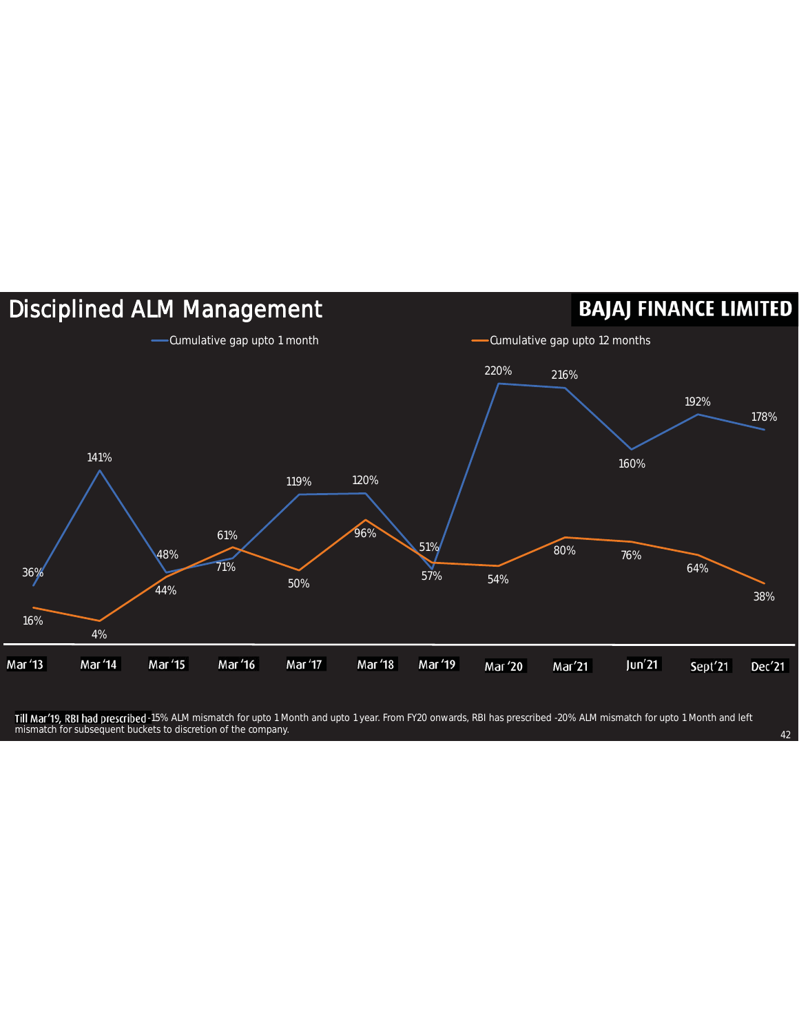# Disciplined ALM Management

**BAJAJ FINANCE LIMITED**

| | Mar '13 | Mar '14 | Mar '15 | Mar '16 | Mar '17 | Mar '18 | Mar '19 | Mar '20 | Mar'21 | Jun'21 | Sept'21 | Dec'21 |
|---|---|---|---|---|---|---|---|---|---|---|---|---|
| Cumulative gap upto 1 month | 36% | 141% | 48% | 61% | 119% | 120% | 51% | 220% | 216% | 160% | 192% | 178% |
| Cumulative gap upto 12 months | 16% | 4% | 44% | 71% | 50% | 96% | 57% | 54% | 80% | 76% | 64% | 38% |

Till Mar'19, RBI had prescribed -15% ALM mismatch for upto 1 Month and upto 1 year. From FY20 onwards, RBI has prescribed -20% ALM mismatch for upto 1 Month and left mismatch for subsequent buckets to discretion of the company.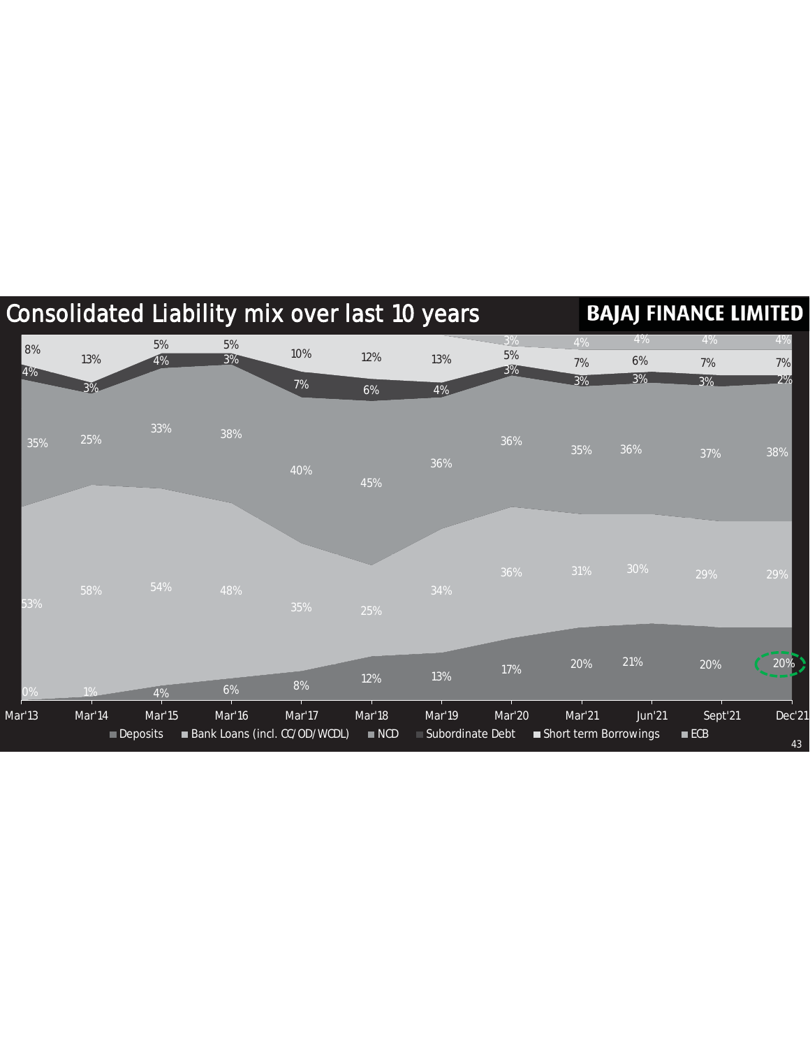# Consolidated Liability mix over last 10 years

**BAJAJ FINANCE LIMITED**

| | Mar'13 | Mar'14 | Mar'15 | Mar'16 | Mar'17 | Mar'18 | Mar'19 | Mar'20 | Mar'21 | Jun'21 | Sept'21 | Dec'21 |
|---|---|---|---|---|---|---|---|---|---|---|---|---|
| Deposits | 0% | 1% | 4% | 6% | 8% | 12% | 13% | 17% | 20% | 21% | 20% | 20% |
| Bank Loans (incl. CC/OD/WCDL) | 53% | 58% | 54% | 48% | 35% | 25% | 34% | 36% | 31% | 30% | 29% | 29% |
| NCD | 35% | 25% | 33% | 38% | 40% | 45% | 36% | 36% | 35% | 36% | 37% | 38% |
| Subordinate Debt | 4% | 3% | 4% | 3% | 7% | 6% | 4% | 3% | 3% | 3% | 3% | 2% |
| Short term Borrowings | 8% | 13% | 5% | 5% | 10% | 12% | 13% | 5% | 7% | 6% | 7% | 7% |
| ECB | | | | | | | | 3% | 4% | 4% | 4% | 4% |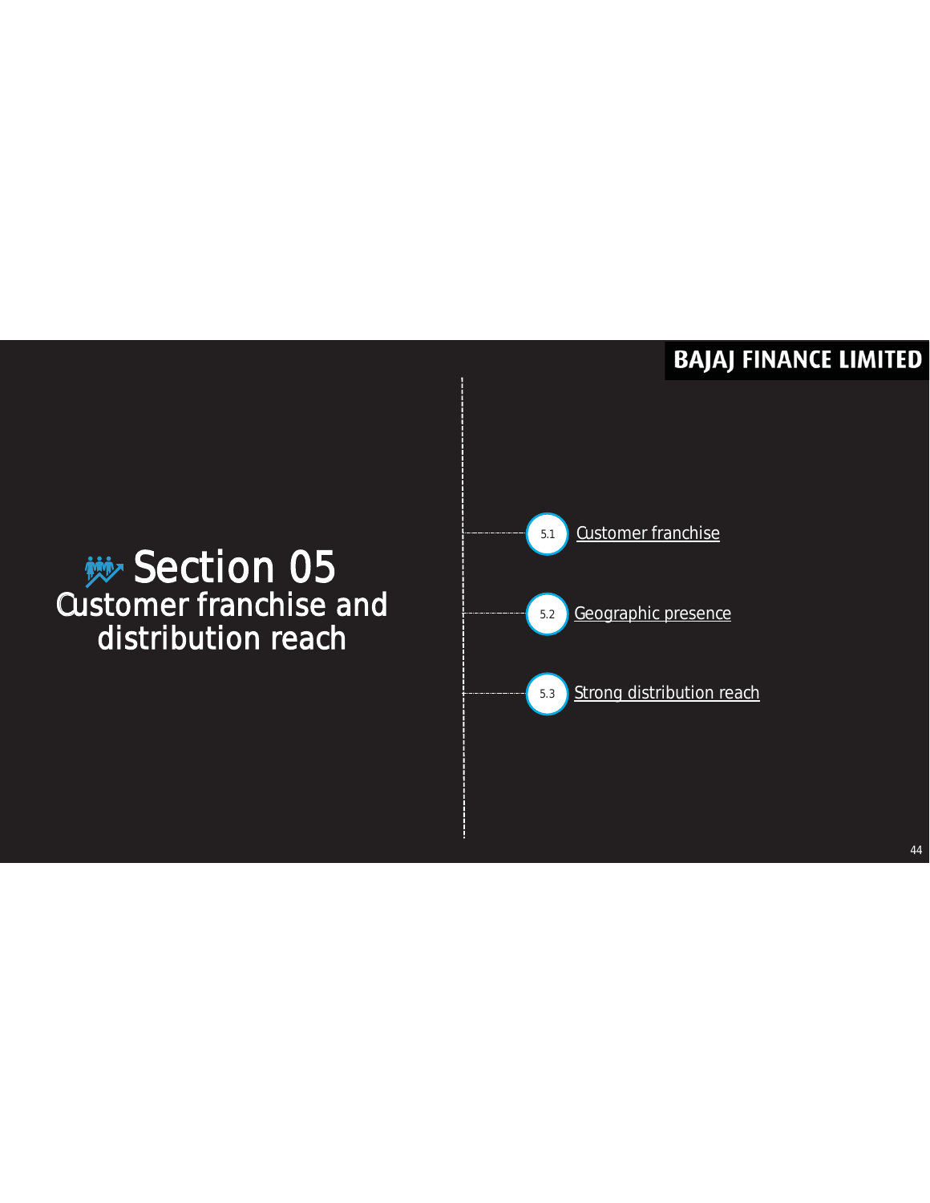# Section 05
## Customer franchise and distribution reach

- 5.1 Customer franchise
- 5.2 Geographic presence
- 5.3 Strong distribution reach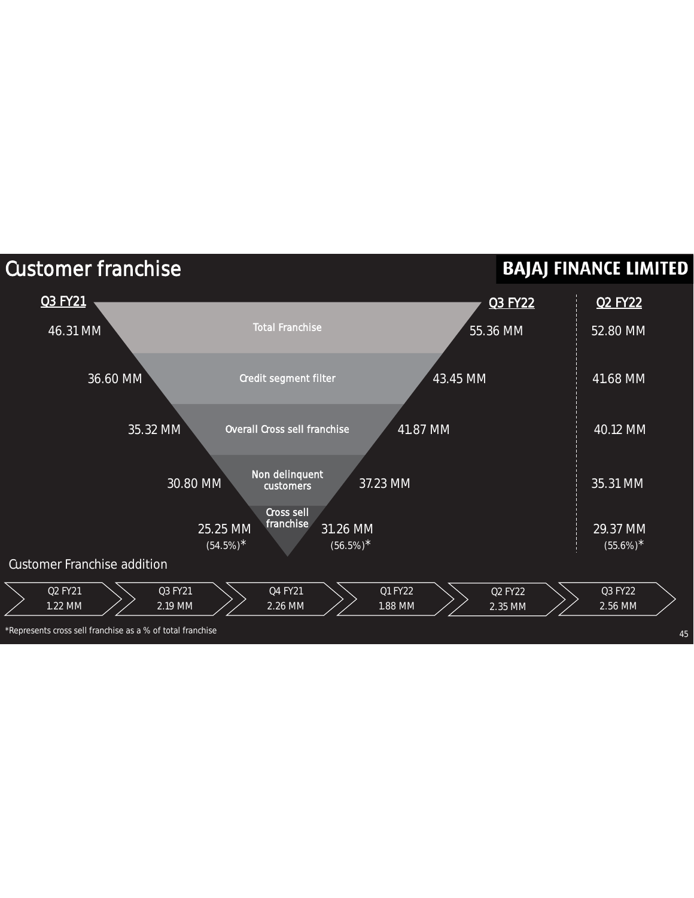# Customer franchise

| | Q3 FY21 | Q3 FY22 | Q2 FY22 |
|---|---|---|---|
| Total Franchise | 46.31 MM | 55.36 MM | 52.80 MM |
| Credit segment filter | 36.60 MM | 43.45 MM | 41.68 MM |
| Overall Cross sell franchise | 35.32 MM | 41.87 MM | 40.12 MM |
| Non delinquent customers | 30.80 MM | 37.23 MM | 35.31 MM |
| Cross sell franchise | 25.25 MM (54.5%)* | 31.26 MM (56.5%)* | 29.37 MM (55.6%)* |

## Customer Franchise addition

| Q2 FY21 | Q3 FY21 | Q4 FY21 | Q1 FY22 | Q2 FY22 | Q3 FY22 |
|---|---|---|---|---|---|
| 1.22 MM | 2.19 MM | 2.26 MM | 1.88 MM | 2.35 MM | 2.56 MM |

*Represents cross sell franchise as a % of total franchise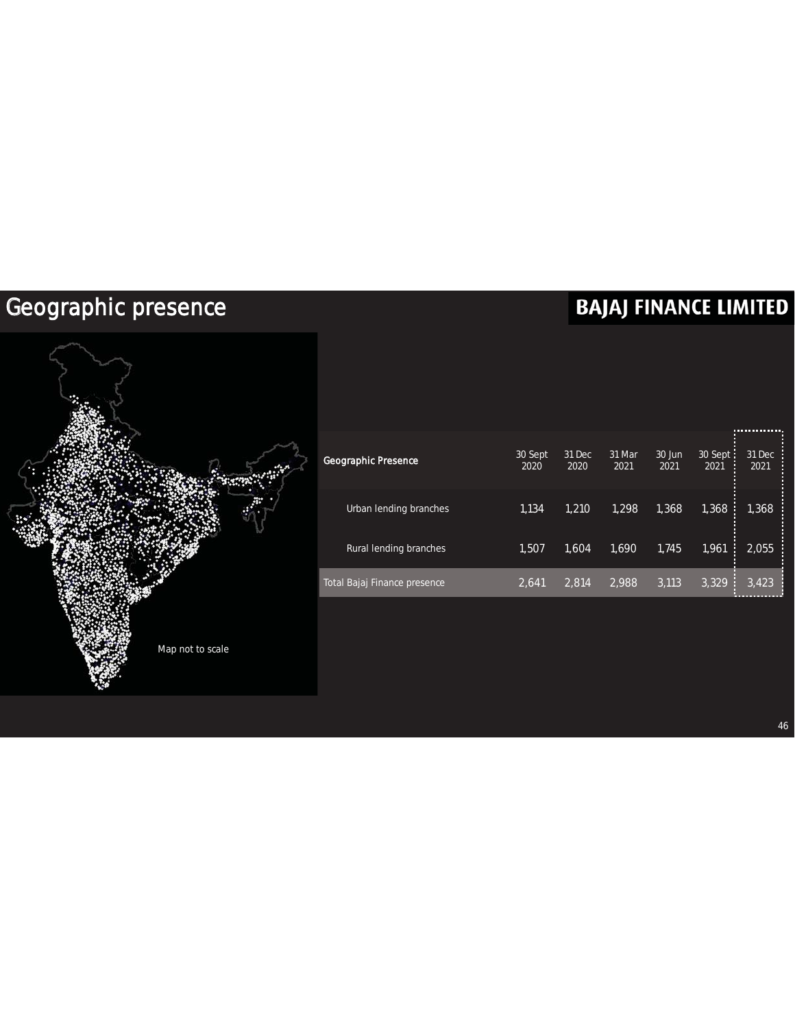# Geographic presence

BAJAJ FINANCE LIMITED

| Geographic Presence | 30 Sept 2020 | 31 Dec 2020 | 31 Mar 2021 | 30 Jun 2021 | 30 Sept 2021 | 31 Dec 2021 |
|---|---|---|---|---|---|---|
| Urban lending branches | 1,134 | 1,210 | 1,298 | 1,368 | 1,368 | 1,368 |
| Rural lending branches | 1,507 | 1,604 | 1,690 | 1,745 | 1,961 | 2,055 |
| Total Bajaj Finance presence | 2,641 | 2,814 | 2,988 | 3,113 | 3,329 | 3,423 |

Map not to scale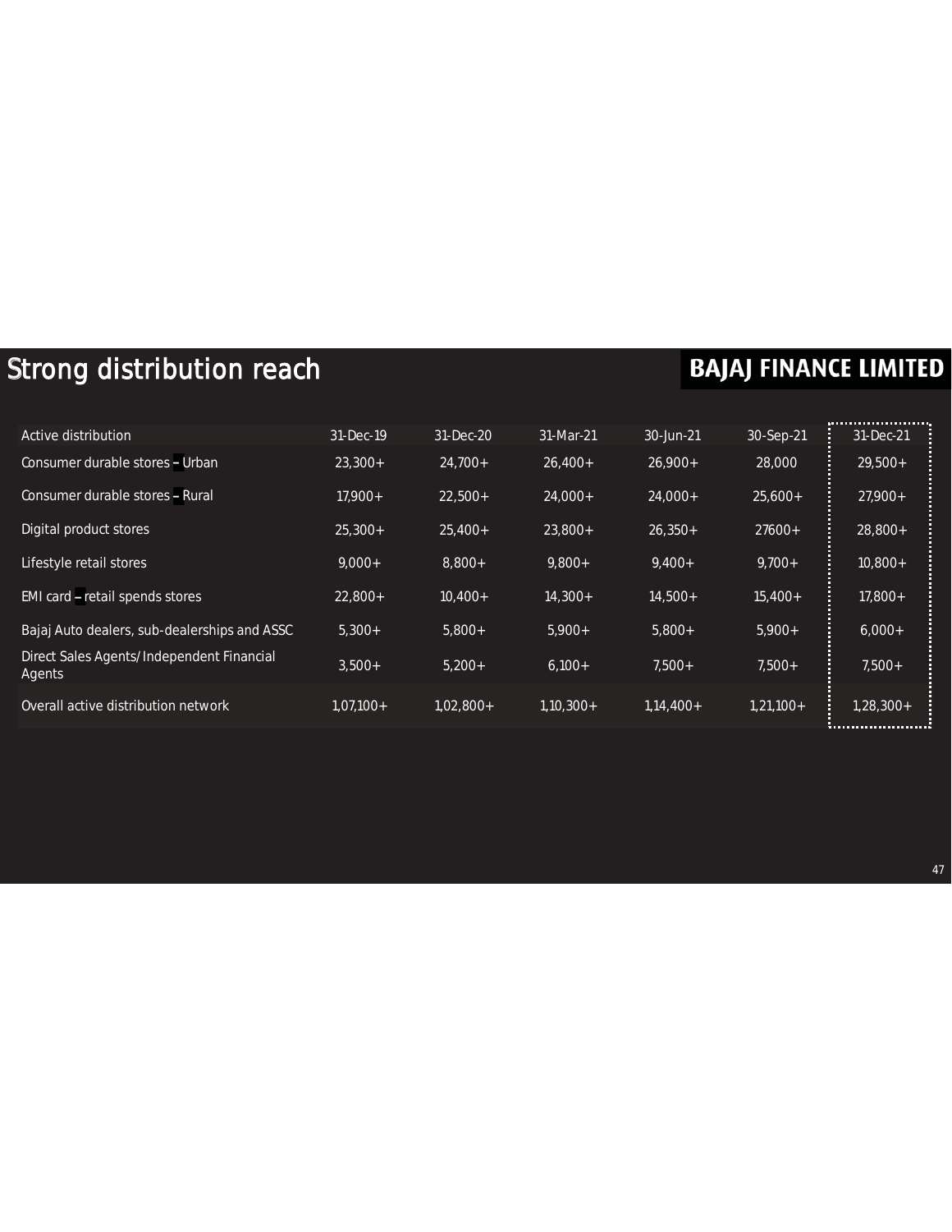# Strong distribution reach

BAJAJ FINANCE LIMITED

| Active distribution | 31-Dec-19 | 31-Dec-20 | 31-Mar-21 | 30-Jun-21 | 30-Sep-21 | 31-Dec-21 |
|---|---|---|---|---|---|---|
| Consumer durable stores – Urban | 23,300+ | 24,700+ | 26,400+ | 26,900+ | 28,000 | 29,500+ |
| Consumer durable stores – Rural | 17,900+ | 22,500+ | 24,000+ | 24,000+ | 25,600+ | 27,900+ |
| Digital product stores | 25,300+ | 25,400+ | 23,800+ | 26,350+ | 27600+ | 28,800+ |
| Lifestyle retail stores | 9,000+ | 8,800+ | 9,800+ | 9,400+ | 9,700+ | 10,800+ |
| EMI card – retail spends stores | 22,800+ | 10,400+ | 14,300+ | 14,500+ | 15,400+ | 17,800+ |
| Bajaj Auto dealers, sub-dealerships and ASSC | 5,300+ | 5,800+ | 5,900+ | 5,800+ | 5,900+ | 6,000+ |
| Direct Sales Agents/ Independent Financial Agents | 3,500+ | 5,200+ | 6,100+ | 7,500+ | 7,500+ | 7,500+ |
| Overall active distribution network | 1,07,100+ | 1,02,800+ | 1,10,300+ | 1,14,400+ | 1,21,100+ | 1,28,300+ |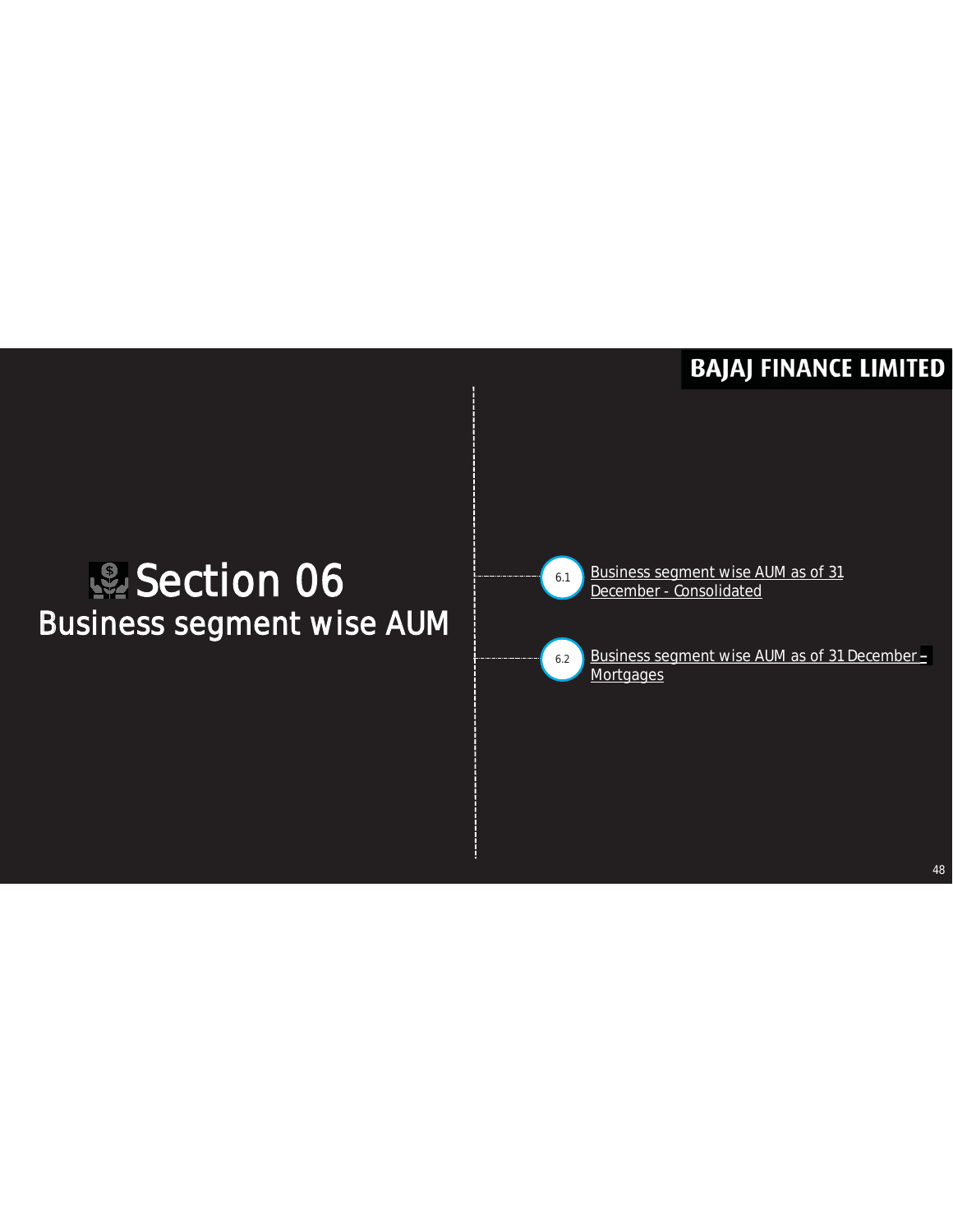# Section 06

## Business segment wise AUM

6.1 Business segment wise AUM as of 31 December - Consolidated

6.2 Business segment wise AUM as of 31 December – Mortgages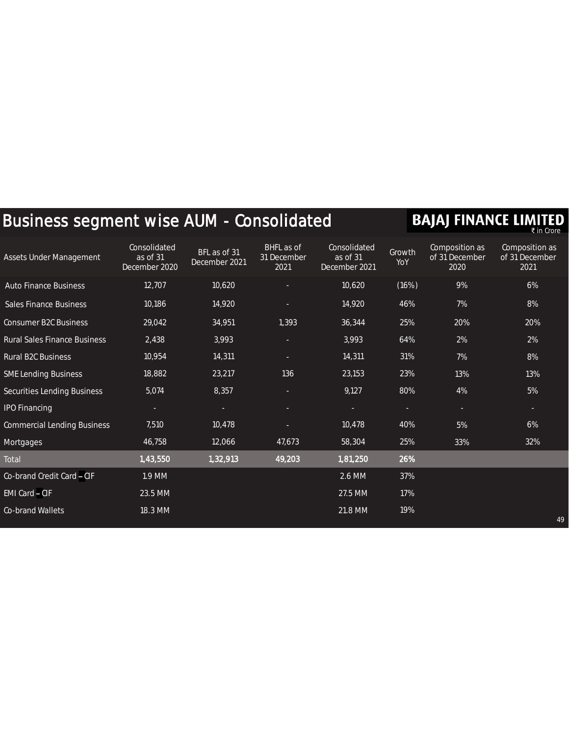# Business segment wise AUM - Consolidated

BAJAJ FINANCE LIMITED

₹ in Crore

| Assets Under Management | Consolidated as of 31 December 2020 | BFL as of 31 December 2021 | BHFL as of 31 December 2021 | Consolidated as of 31 December 2021 | Growth YoY | Composition as of 31 December 2020 | Composition as of 31 December 2021 |
|---|---|---|---|---|---|---|---|
| Auto Finance Business | 12,707 | 10,620 | - | 10,620 | (16%) | 9% | 6% |
| Sales Finance Business | 10,186 | 14,920 | - | 14,920 | 46% | 7% | 8% |
| Consumer B2C Business | 29,042 | 34,951 | 1,393 | 36,344 | 25% | 20% | 20% |
| Rural Sales Finance Business | 2,438 | 3,993 | - | 3,993 | 64% | 2% | 2% |
| Rural B2C Business | 10,954 | 14,311 | - | 14,311 | 31% | 7% | 8% |
| SME Lending Business | 18,882 | 23,217 | 136 | 23,153 | 23% | 13% | 13% |
| Securities Lending Business | 5,074 | 8,357 | - | 9,127 | 80% | 4% | 5% |
| IPO Financing | - | - | - | - | - | - | - |
| Commercial Lending Business | 7,510 | 10,478 | - | 10,478 | 40% | 5% | 6% |
| Mortgages | 46,758 | 12,066 | 47,673 | 58,304 | 25% | 33% | 32% |
| **Total** | **1,43,550** | **1,32,913** | **49,203** | **1,81,250** | **26%** | | |
| Co-brand Credit Card – CIF | 1.9 MM | | | 2.6 MM | 37% | | |
| EMI Card – CIF | 23.5 MM | | | 27.5 MM | 17% | | |
| Co-brand Wallets | 18.3 MM | | | 21.8 MM | 19% | | |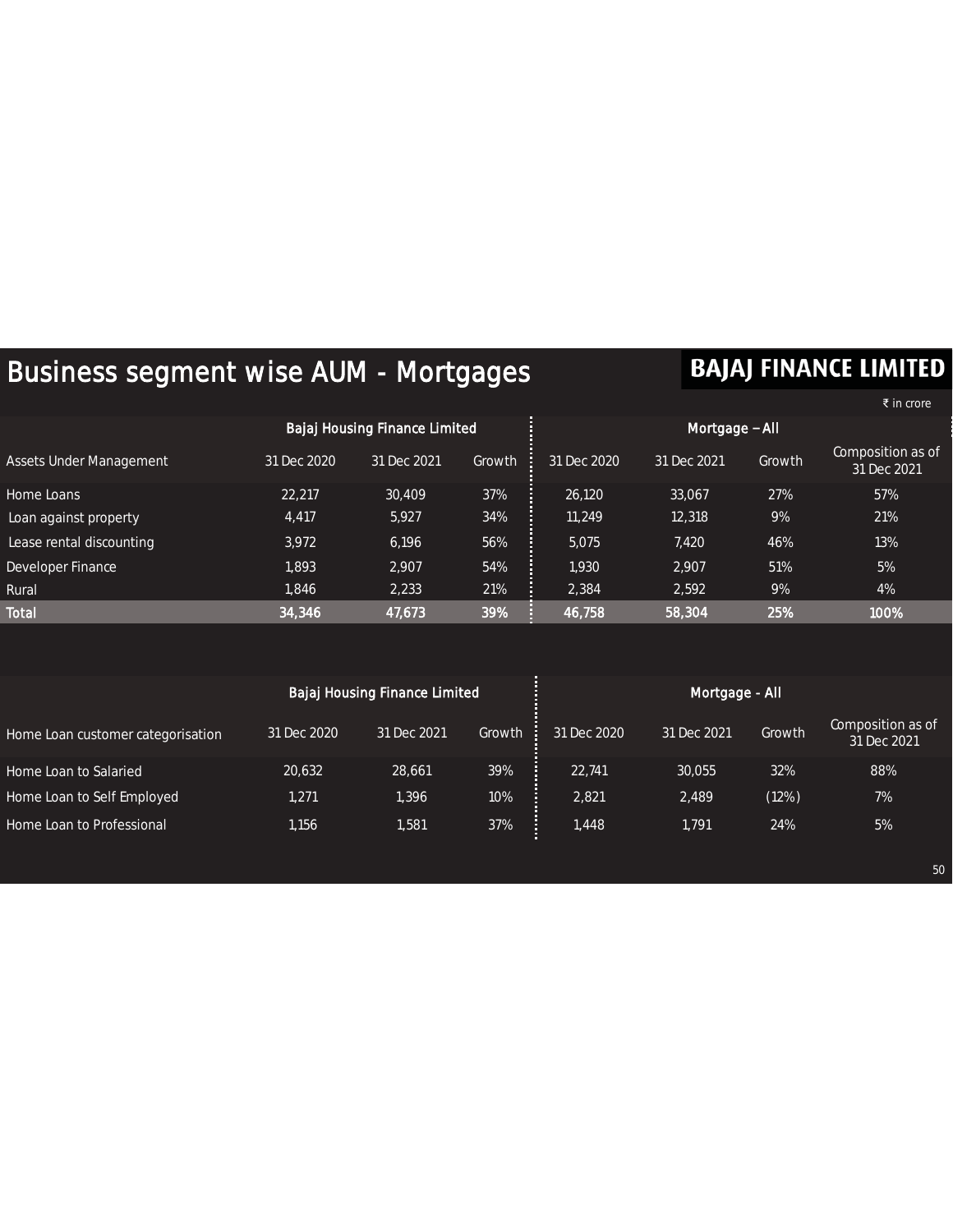# Business segment wise AUM - Mortgages

**BAJAJ FINANCE LIMITED**

₹ in crore

| | Bajaj Housing Finance Limited | | | Mortgage – All | | | |
|---|---|---|---|---|---|---|---|
| Assets Under Management | 31 Dec 2020 | 31 Dec 2021 | Growth | 31 Dec 2020 | 31 Dec 2021 | Growth | Composition as of 31 Dec 2021 |
| Home Loans | 22,217 | 30,409 | 37% | 26,120 | 33,067 | 27% | 57% |
| Loan against property | 4,417 | 5,927 | 34% | 11,249 | 12,318 | 9% | 21% |
| Lease rental discounting | 3,972 | 6,196 | 56% | 5,075 | 7,420 | 46% | 13% |
| Developer Finance | 1,893 | 2,907 | 54% | 1,930 | 2,907 | 51% | 5% |
| Rural | 1,846 | 2,233 | 21% | 2,384 | 2,592 | 9% | 4% |
| **Total** | **34,346** | **47,673** | **39%** | **46,758** | **58,304** | **25%** | **100%** |

| | Bajaj Housing Finance Limited | | | Mortgage - All | | | |
|---|---|---|---|---|---|---|---|
| Home Loan customer categorisation | 31 Dec 2020 | 31 Dec 2021 | Growth | 31 Dec 2020 | 31 Dec 2021 | Growth | Composition as of 31 Dec 2021 |
| Home Loan to Salaried | 20,632 | 28,661 | 39% | 22,741 | 30,055 | 32% | 88% |
| Home Loan to Self Employed | 1,271 | 1,396 | 10% | 2,821 | 2,489 | (12%) | 7% |
| Home Loan to Professional | 1,156 | 1,581 | 37% | 1,448 | 1,791 | 24% | 5% |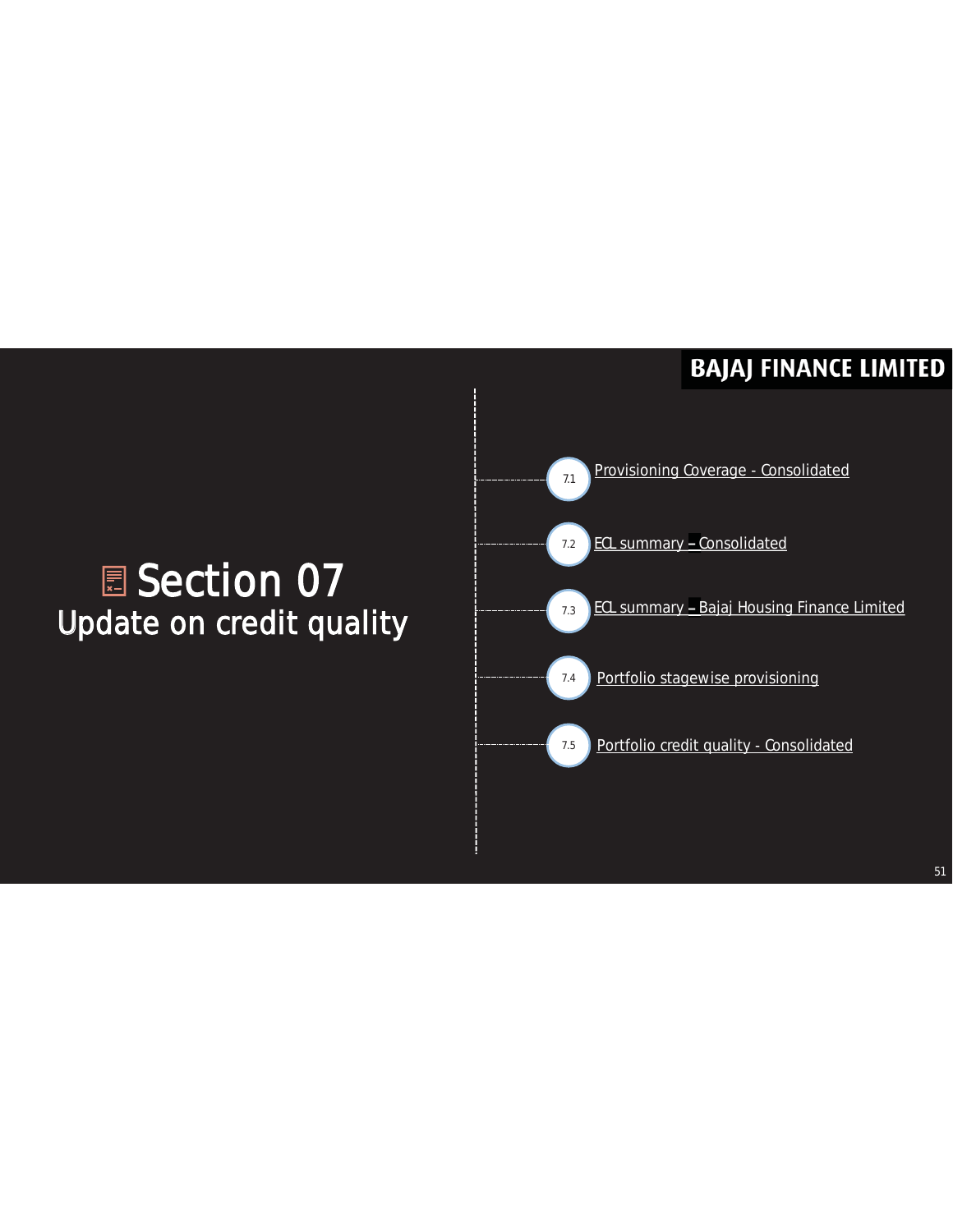# Section 07
## Update on credit quality

- 7.1 Provisioning Coverage - Consolidated
- 7.2 ECL summary – Consolidated
- 7.3 ECL summary – Bajaj Housing Finance Limited
- 7.4 Portfolio stagewise provisioning
- 7.5 Portfolio credit quality - Consolidated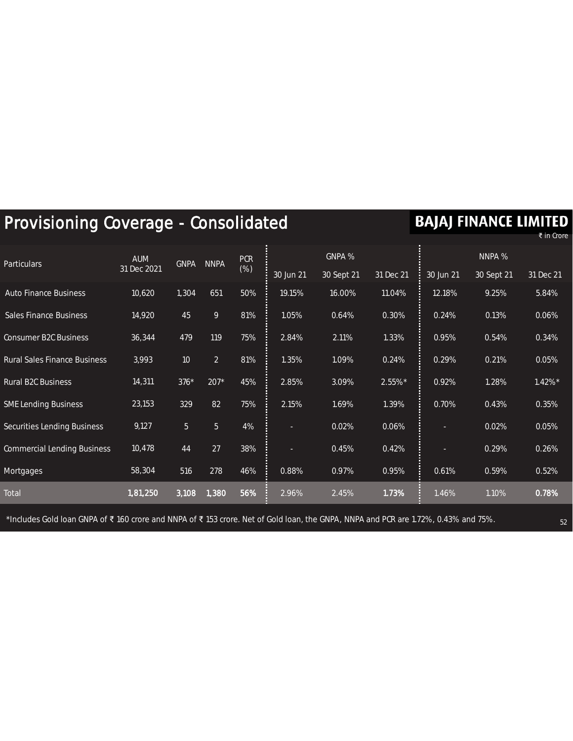# Provisioning Coverage - Consolidated

**BAJAJ FINANCE LIMITED**

₹ in Crore

| Particulars | AUM 31 Dec 2021 | GNPA | NNPA | PCR (%) | GNPA % | | | NNPA % | | |
|---|---|---|---|---|---|---|---|---|---|---|
| | | | | | 30 Jun 21 | 30 Sept 21 | 31 Dec 21 | 30 Jun 21 | 30 Sept 21 | 31 Dec 21 |
| Auto Finance Business | 10,620 | 1,304 | 651 | 50% | 19.15% | 16.00% | 11.04% | 12.18% | 9.25% | 5.84% |
| Sales Finance Business | 14,920 | 45 | 9 | 81% | 1.05% | 0.64% | 0.30% | 0.24% | 0.13% | 0.06% |
| Consumer B2C Business | 36,344 | 479 | 119 | 75% | 2.84% | 2.11% | 1.33% | 0.95% | 0.54% | 0.34% |
| Rural Sales Finance Business | 3,993 | 10 | 2 | 81% | 1.35% | 1.09% | 0.24% | 0.29% | 0.21% | 0.05% |
| Rural B2C Business | 14,311 | 376* | 207* | 45% | 2.85% | 3.09% | 2.55%* | 0.92% | 1.28% | 1.42%* |
| SME Lending Business | 23,153 | 329 | 82 | 75% | 2.15% | 1.69% | 1.39% | 0.70% | 0.43% | 0.35% |
| Securities Lending Business | 9,127 | 5 | 5 | 4% | - | 0.02% | 0.06% | - | 0.02% | 0.05% |
| Commercial Lending Business | 10,478 | 44 | 27 | 38% | - | 0.45% | 0.42% | - | 0.29% | 0.26% |
| Mortgages | 58,304 | 516 | 278 | 46% | 0.88% | 0.97% | 0.95% | 0.61% | 0.59% | 0.52% |
| **Total** | **1,81,250** | **3,108** | **1,380** | **56%** | 2.96% | 2.45% | **1.73%** | 1.46% | 1.10% | **0.78%** |

*Includes Gold loan GNPA of ₹ 160 crore and NNPA of ₹ 153 crore. Net of Gold loan, the GNPA, NNPA and PCR are 1.72%, 0.43% and 75%.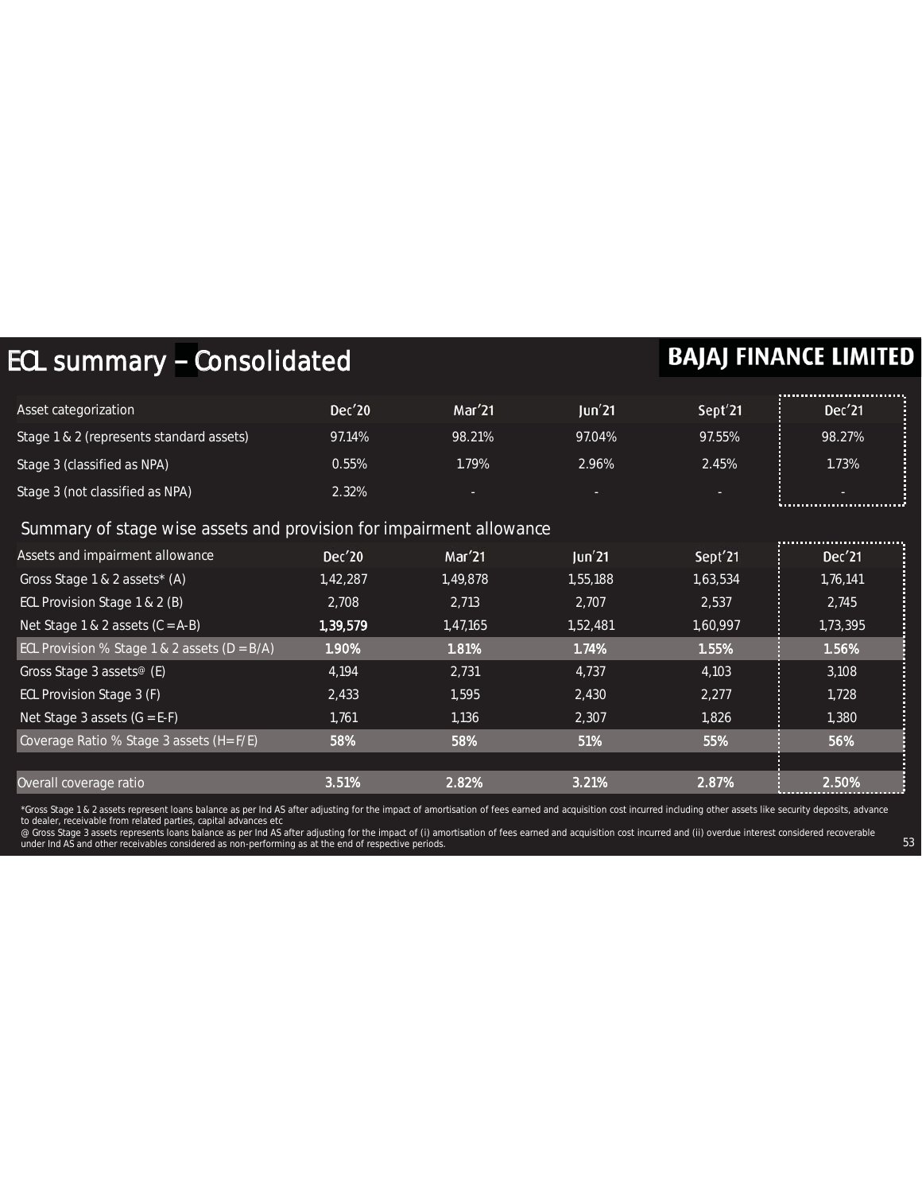# ECL summary – Consolidated

**BAJAJ FINANCE LIMITED**

| Asset categorization | Dec'20 | Mar'21 | Jun'21 | Sept'21 | Dec'21 |
|---|---|---|---|---|---|
| Stage 1 & 2 (represents standard assets) | 97.14% | 98.21% | 97.04% | 97.55% | 98.27% |
| Stage 3 (classified as NPA) | 0.55% | 1.79% | 2.96% | 2.45% | 1.73% |
| Stage 3 (not classified as NPA) | 2.32% | - | - | - | - |

## Summary of stage wise assets and provision for impairment allowance

| Assets and impairment allowance | Dec'20 | Mar'21 | Jun'21 | Sept'21 | Dec'21 |
|---|---|---|---|---|---|
| Gross Stage 1 & 2 assets* (A) | 1,42,287 | 1,49,878 | 1,55,188 | 1,63,534 | 1,76,141 |
| ECL Provision Stage 1 & 2 (B) | 2,708 | 2,713 | 2,707 | 2,537 | 2,745 |
| Net Stage 1 & 2 assets (C = A-B) | **1,39,579** | 1,47,165 | 1,52,481 | 1,60,997 | 1,73,395 |
| ECL Provision % Stage 1 & 2 assets (D = B/A) | **1.90%** | **1.81%** | **1.74%** | **1.55%** | **1.56%** |
| Gross Stage 3 assets@ (E) | 4,194 | 2,731 | 4,737 | 4,103 | 3,108 |
| ECL Provision Stage 3 (F) | 2,433 | 1,595 | 2,430 | 2,277 | 1,728 |
| Net Stage 3 assets (G = E-F) | 1,761 | 1,136 | 2,307 | 1,826 | 1,380 |
| Coverage Ratio % Stage 3 assets (H= F/E) | **58%** | **58%** | **51%** | **55%** | **56%** |
| | | | | | |
| Overall coverage ratio | **3.51%** | **2.82%** | **3.21%** | **2.87%** | **2.50%** |

*Gross Stage 1 & 2 assets represent loans balance as per Ind AS after adjusting for the impact of amortisation of fees earned and acquisition cost incurred including other assets like security deposits, advance to dealer, receivable from related parties, capital advances etc

@ Gross Stage 3 assets represents loans balance as per Ind AS after adjusting for the impact of (i) amortisation of fees earned and acquisition cost incurred and (ii) overdue interest considered recoverable under Ind AS and other receivables considered as non-performing as at the end of respective periods.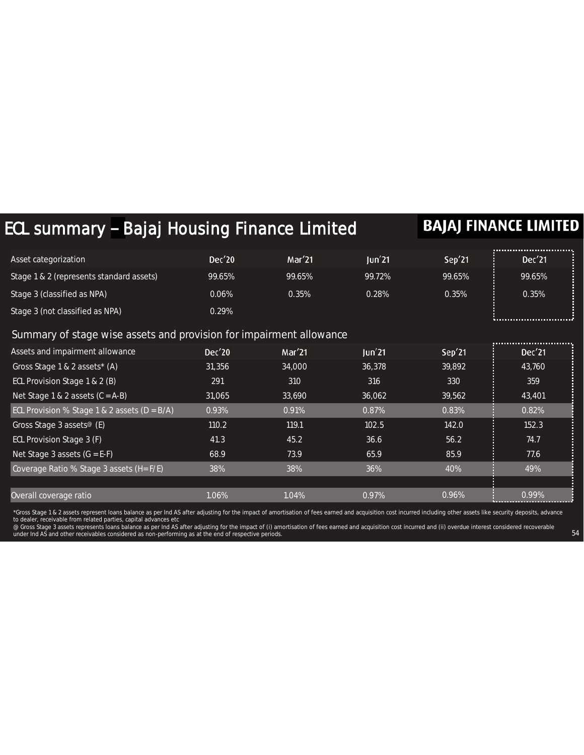# ECL summary – Bajaj Housing Finance Limited

BAJAJ FINANCE LIMITED

| Asset categorization | Dec'20 | Mar'21 | Jun'21 | Sep'21 | Dec'21 |
|---|---|---|---|---|---|
| Stage 1 & 2 (represents standard assets) | 99.65% | 99.65% | 99.72% | 99.65% | 99.65% |
| Stage 3 (classified as NPA) | 0.06% | 0.35% | 0.28% | 0.35% | 0.35% |
| Stage 3 (not classified as NPA) | 0.29% | | | | |

## Summary of stage wise assets and provision for impairment allowance

| Assets and impairment allowance | Dec'20 | Mar'21 | Jun'21 | Sep'21 | Dec'21 |
|---|---|---|---|---|---|
| Gross Stage 1 & 2 assets* (A) | 31,356 | 34,000 | 36,378 | 39,892 | 43,760 |
| ECL Provision Stage 1 & 2 (B) | 291 | 310 | 316 | 330 | 359 |
| Net Stage 1 & 2 assets (C = A-B) | 31,065 | 33,690 | 36,062 | 39,562 | 43,401 |
| ECL Provision % Stage 1 & 2 assets (D = B/A) | 0.93% | 0.91% | 0.87% | 0.83% | 0.82% |
| Gross Stage 3 assets@ (E) | 110.2 | 119.1 | 102.5 | 142.0 | 152.3 |
| ECL Provision Stage 3 (F) | 41.3 | 45.2 | 36.6 | 56.2 | 74.7 |
| Net Stage 3 assets (G = E-F) | 68.9 | 73.9 | 65.9 | 85.9 | 77.6 |
| Coverage Ratio % Stage 3 assets (H=F/E) | 38% | 38% | 36% | 40% | 49% |
| | | | | | |
| Overall coverage ratio | 1.06% | 1.04% | 0.97% | 0.96% | 0.99% |

*Gross Stage 1 & 2 assets represent loans balance as per Ind AS after adjusting for the impact of amortisation of fees earned and acquisition cost incurred including other assets like security deposits, advance to dealer, receivable from related parties, capital advances etc

@ Gross Stage 3 assets represents loans balance as per Ind AS after adjusting for the impact of (i) amortisation of fees earned and acquisition cost incurred and (ii) overdue interest considered recoverable under Ind AS and other receivables considered as non-performing as at the end of respective periods.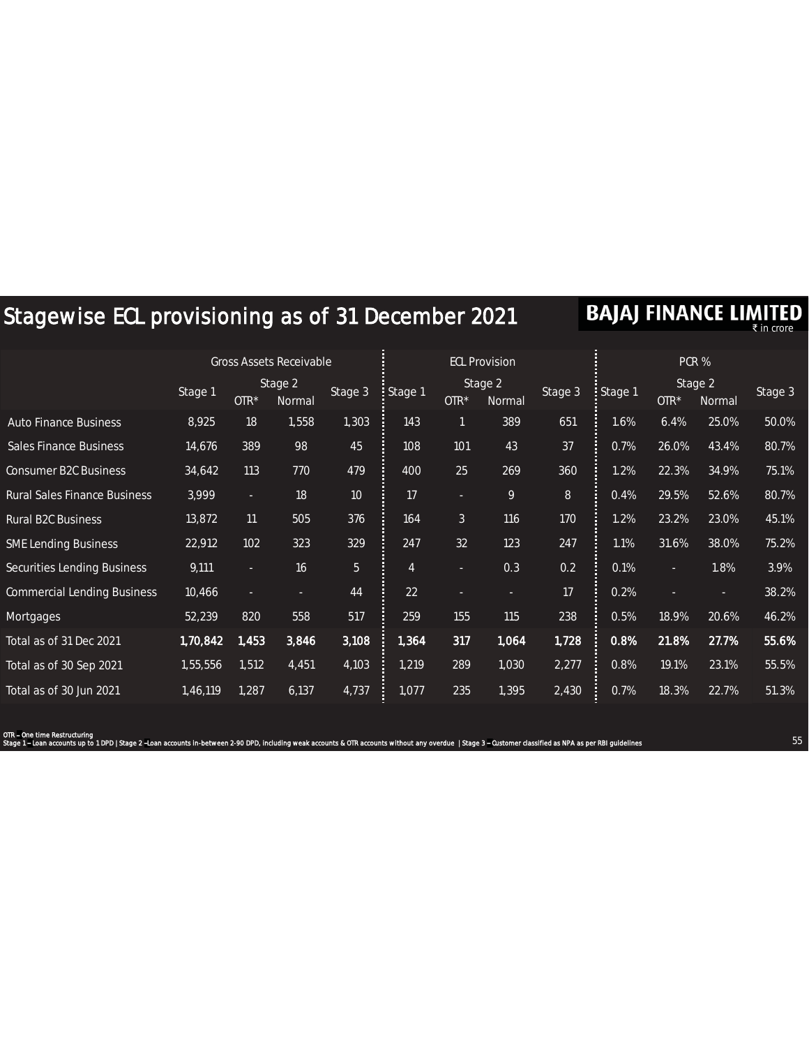# Stagewise ECL provisioning as of 31 December 2021

**BAJAJ FINANCE LIMITED**

₹ in crore

| | Gross Assets Receivable | | | | ECL Provision | | | | PCR % | | | |
|---|---|---|---|---|---|---|---|---|---|---|---|---|
| | Stage 1 | Stage 2 | | Stage 3 | Stage 1 | Stage 2 | | Stage 3 | Stage 1 | Stage 2 | | Stage 3 |
| | | OTR* | Normal | | | OTR* | Normal | | | OTR* | Normal | |
| Auto Finance Business | 8,925 | 18 | 1,558 | 1,303 | 143 | 1 | 389 | 651 | 1.6% | 6.4% | 25.0% | 50.0% |
| Sales Finance Business | 14,676 | 389 | 98 | 45 | 108 | 101 | 43 | 37 | 0.7% | 26.0% | 43.4% | 80.7% |
| Consumer B2C Business | 34,642 | 113 | 770 | 479 | 400 | 25 | 269 | 360 | 1.2% | 22.3% | 34.9% | 75.1% |
| Rural Sales Finance Business | 3,999 | - | 18 | 10 | 17 | - | 9 | 8 | 0.4% | 29.5% | 52.6% | 80.7% |
| Rural B2C Business | 13,872 | 11 | 505 | 376 | 164 | 3 | 116 | 170 | 1.2% | 23.2% | 23.0% | 45.1% |
| SME Lending Business | 22,912 | 102 | 323 | 329 | 247 | 32 | 123 | 247 | 1.1% | 31.6% | 38.0% | 75.2% |
| Securities Lending Business | 9,111 | - | 16 | 5 | 4 | - | 0.3 | 0.2 | 0.1% | - | 1.8% | 3.9% |
| Commercial Lending Business | 10,466 | - | - | 44 | 22 | - | - | 17 | 0.2% | - | - | 38.2% |
| Mortgages | 52,239 | 820 | 558 | 517 | 259 | 155 | 115 | 238 | 0.5% | 18.9% | 20.6% | 46.2% |
| **Total as of 31 Dec 2021** | **1,70,842** | **1,453** | **3,846** | **3,108** | **1,364** | **317** | **1,064** | **1,728** | **0.8%** | **21.8%** | **27.7%** | **55.6%** |
| Total as of 30 Sep 2021 | 1,55,556 | 1,512 | 4,451 | 4,103 | 1,219 | 289 | 1,030 | 2,277 | 0.8% | 19.1% | 23.1% | 55.5% |
| Total as of 30 Jun 2021 | 1,46,119 | 1,287 | 6,137 | 4,737 | 1,077 | 235 | 1,395 | 2,430 | 0.7% | 18.3% | 22.7% | 51.3% |

OTR – One time Restructuring

Stage 1 – Loan accounts up to 1 DPD | Stage 2 – Loan accounts in-between 2-90 DPD, including weak accounts & OTR accounts without any overdue | Stage 3 – Customer classified as NPA as per RBI guidelines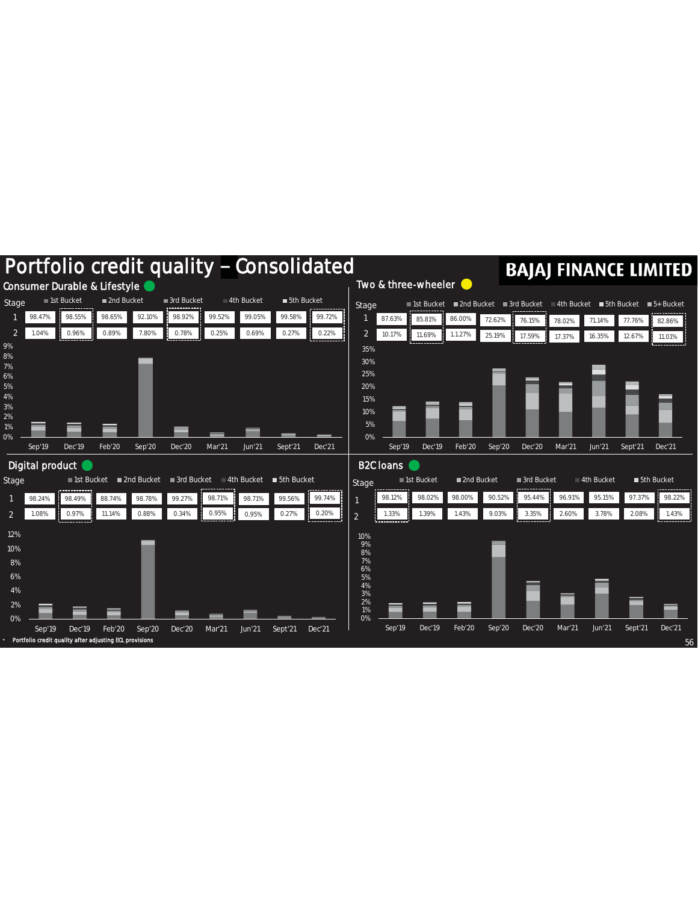# Portfolio credit quality – Consolidated

## Consumer Durable & Lifestyle

| Stage | Sep'19 | Dec'19 | Feb'20 | Sep'20 | Dec'20 | Mar'21 | Jun'21 | Sept'21 | Dec'21 |
|---|---|---|---|---|---|---|---|---|---|
| 1 | 98.47% | 98.55% | 98.65% | 92.10% | 98.92% | 99.52% | 99.05% | 99.58% | 99.72% |
| 2 | 1.04% | 0.96% | 0.89% | 7.80% | 0.78% | 0.25% | 0.69% | 0.27% | 0.22% |

## Two & three-wheeler

| Stage | Sep'19 | Dec'19 | Feb'20 | Sep'20 | Dec'20 | Mar'21 | Jun'21 | Sept'21 | Dec'21 |
|---|---|---|---|---|---|---|---|---|---|
| 1 | 87.63% | 85.81% | 86.00% | 72.62% | 76.15% | 78.02% | 71.14% | 77.76% | 82.86% |
| 2 | 10.17% | 11.69% | 11.27% | 25.19% | 17.59% | 17.37% | 16.35% | 12.67% | 11.01% |

## Digital product

| Stage | Sep'19 | Dec'19 | Feb'20 | Sep'20 | Dec'20 | Mar'21 | Jun'21 | Sept'21 | Dec'21 |
|---|---|---|---|---|---|---|---|---|---|
| 1 | 98.24% | 98.49% | 88.74% | 98.78% | 99.27% | 98.71% | 98.71% | 99.56% | 99.74% |
| 2 | 1.08% | 0.97% | 11.14% | 0.88% | 0.34% | 0.95% | 0.95% | 0.27% | 0.20% |

## B2C loans

| Stage | Sep'19 | Dec'19 | Feb'20 | Sep'20 | Dec'20 | Mar'21 | Jun'21 | Sept'21 | Dec'21 |
|---|---|---|---|---|---|---|---|---|---|
| 1 | 98.12% | 98.02% | 98.00% | 90.52% | 95.44% | 96.91% | 95.15% | 97.37% | 98.22% |
| 2 | 1.33% | 1.39% | 1.43% | 9.03% | 3.35% | 2.60% | 3.78% | 2.08% | 1.43% |

- Portfolio credit quality after adjusting ECL provisions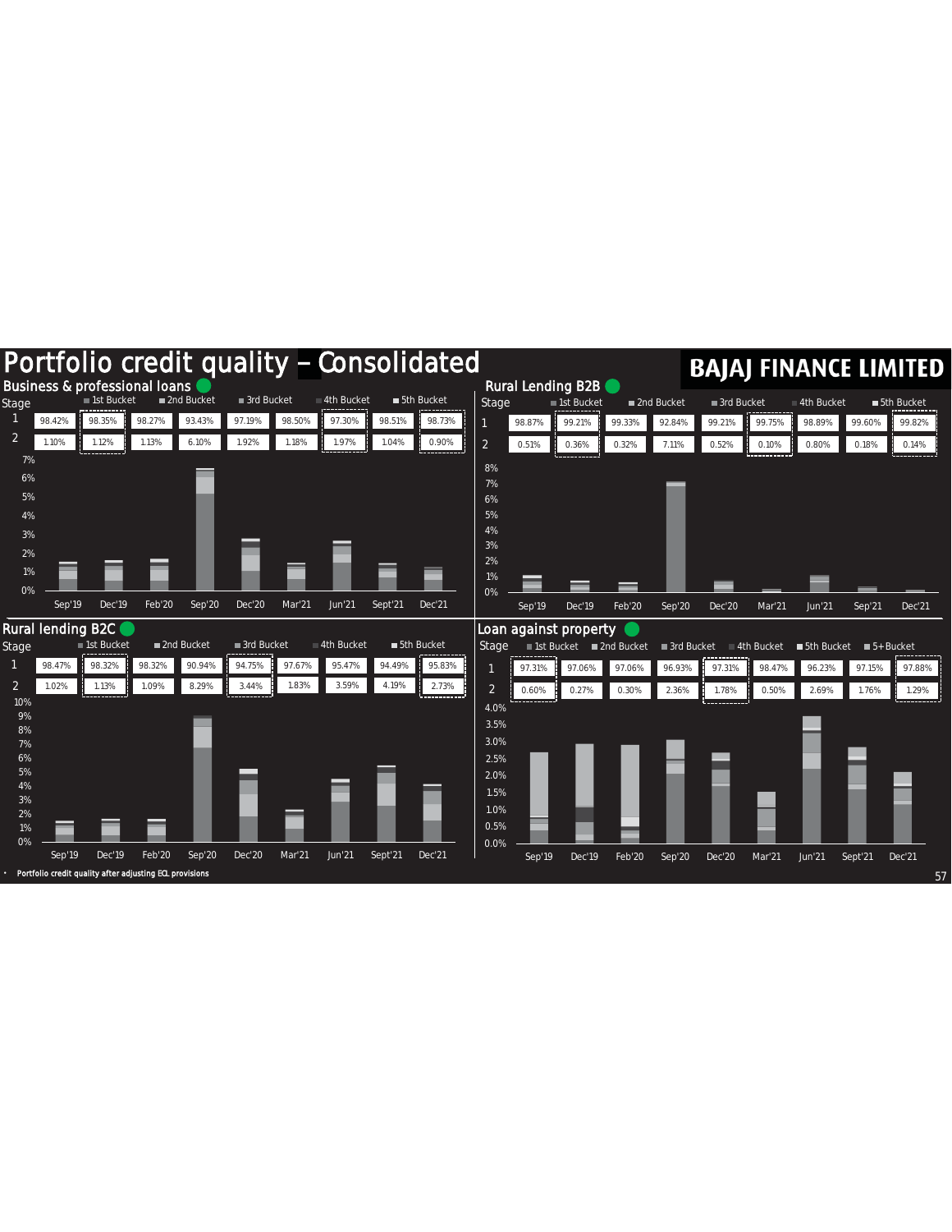# Portfolio credit quality – Consolidated

BAJAJ FINANCE LIMITED

## Business & professional loans

| Stage | Sep'19 | Dec'19 | Feb'20 | Sep'20 | Dec'20 | Mar'21 | Jun'21 | Sept'21 | Dec'21 |
|---|---|---|---|---|---|---|---|---|---|
| 1 | 98.42% | 98.35% | 98.27% | 93.43% | 97.19% | 98.50% | 97.30% | 98.51% | 98.73% |
| 2 | 1.10% | 1.12% | 1.13% | 6.10% | 1.92% | 1.18% | 1.97% | 1.04% | 0.90% |

## Rural Lending B2B

| Stage | Sep'19 | Dec'19 | Feb'20 | Sep'20 | Dec'20 | Mar'21 | Jun'21 | Sep'21 | Dec'21 |
|---|---|---|---|---|---|---|---|---|---|
| 1 | 98.87% | 99.21% | 99.33% | 92.84% | 99.21% | 99.75% | 98.89% | 99.60% | 99.82% |
| 2 | 0.51% | 0.36% | 0.32% | 7.11% | 0.52% | 0.10% | 0.80% | 0.18% | 0.14% |

## Rural lending B2C

| Stage | Sep'19 | Dec'19 | Feb'20 | Sep'20 | Dec'20 | Mar'21 | Jun'21 | Sept'21 | Dec'21 |
|---|---|---|---|---|---|---|---|---|---|
| 1 | 98.47% | 98.32% | 98.32% | 90.94% | 94.75% | 97.67% | 95.47% | 94.49% | 95.83% |
| 2 | 1.02% | 1.13% | 1.09% | 8.29% | 3.44% | 1.83% | 3.59% | 4.19% | 2.73% |

## Loan against property

| Stage | Sep'19 | Dec'19 | Feb'20 | Sep'20 | Dec'20 | Mar'21 | Jun'21 | Sept'21 | Dec'21 |
|---|---|---|---|---|---|---|---|---|---|
| 1 | 97.31% | 97.06% | 97.06% | 96.93% | 97.31% | 98.47% | 96.23% | 97.15% | 97.88% |
| 2 | 0.60% | 0.27% | 0.30% | 2.36% | 1.78% | 0.50% | 2.69% | 1.76% | 1.29% |

- Portfolio credit quality after adjusting ECL provisions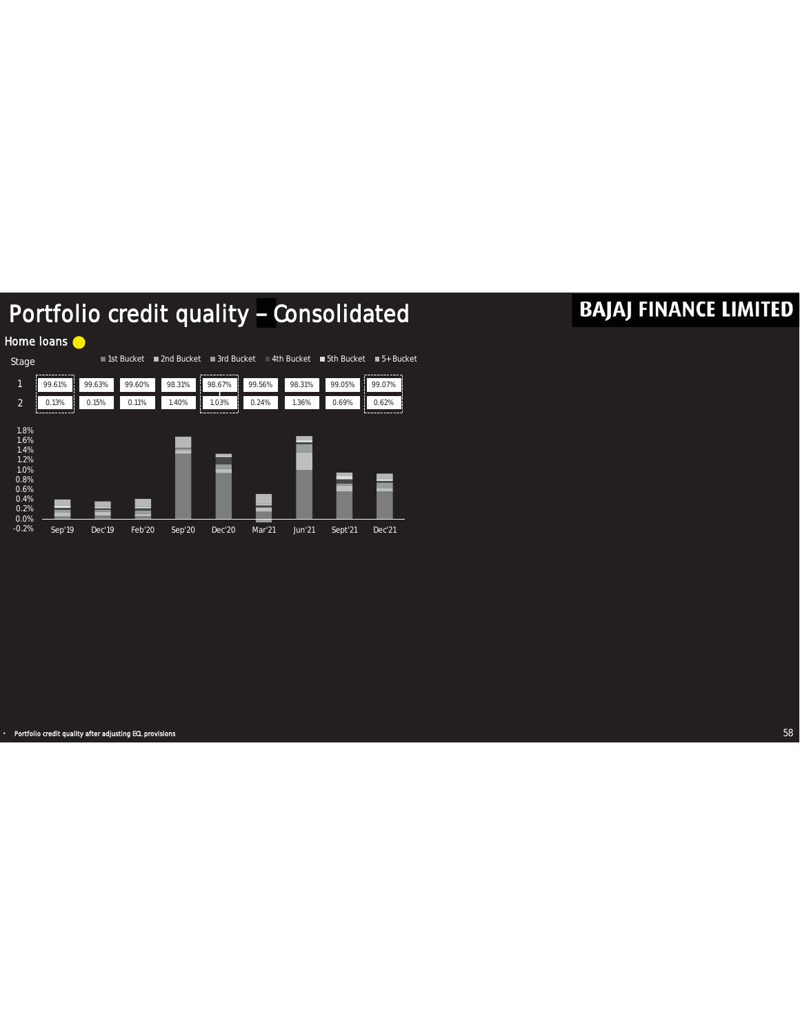# Portfolio credit quality – Consolidated

## Home loans

| Stage | Sep'19 | Dec'19 | Feb'20 | Sep'20 | Dec'20 | Mar'21 | Jun'21 | Sept'21 | Dec'21 |
|---|---|---|---|---|---|---|---|---|---|
| 1 | 99.61% | 99.63% | 99.60% | 98.31% | 98.67% | 99.56% | 98.31% | 99.05% | 99.07% |
| 2 | 0.13% | 0.15% | 0.11% | 1.40% | 1.03% | 0.24% | 1.36% | 0.69% | 0.62% |

Legend: 1st Bucket, 2nd Bucket, 3rd Bucket, 4th Bucket, 5th Bucket, 5+ Bucket

- Portfolio credit quality after adjusting ECL provisions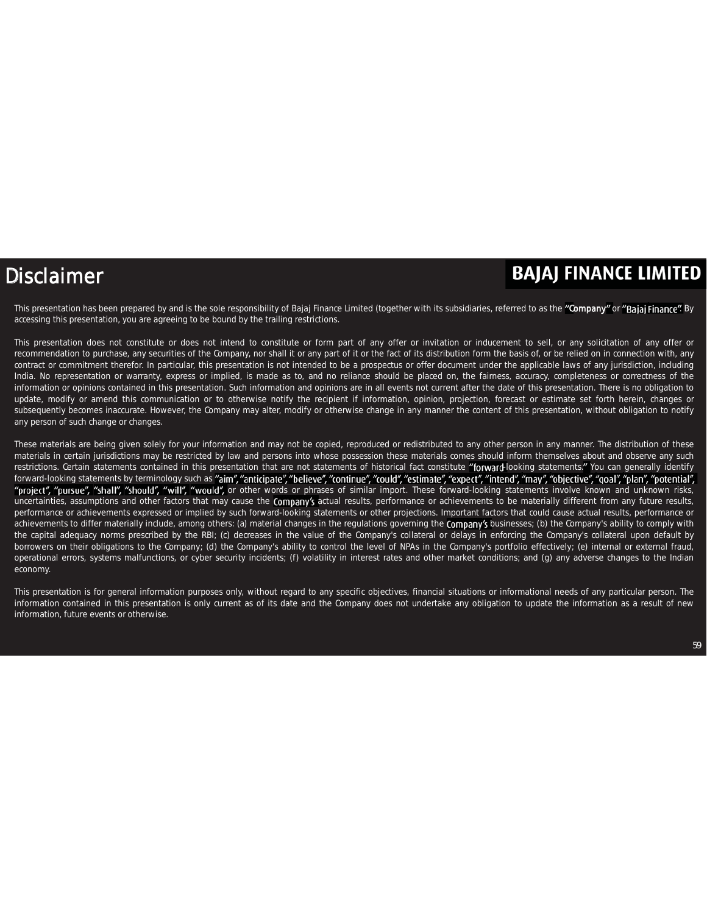# Disclaimer

**BAJAJ FINANCE LIMITED**

This presentation has been prepared by and is the sole responsibility of Bajaj Finance Limited (together with its subsidiaries, referred to as the "Company" or "Bajaj Finance". By accessing this presentation, you are agreeing to be bound by the trailing restrictions.

This presentation does not constitute or does not intend to constitute or form part of any offer or invitation or inducement to sell, or any solicitation of any offer or recommendation to purchase, any securities of the Company, nor shall it or any part of it or the fact of its distribution form the basis of, or be relied on in connection with, any contract or commitment therefor. In particular, this presentation is not intended to be a prospectus or offer document under the applicable laws of any jurisdiction, including India. No representation or warranty, express or implied, is made as to, and no reliance should be placed on, the fairness, accuracy, completeness or correctness of the information or opinions contained in this presentation. Such information and opinions are in all events not current after the date of this presentation. There is no obligation to update, modify or amend this communication or to otherwise notify the recipient if information, opinion, projection, forecast or estimate set forth herein, changes or subsequently becomes inaccurate. However, the Company may alter, modify or otherwise change in any manner the content of this presentation, without obligation to notify any person of such change or changes.

These materials are being given solely for your information and may not be copied, reproduced or redistributed to any other person in any manner. The distribution of these materials in certain jurisdictions may be restricted by law and persons into whose possession these materials comes should inform themselves about and observe any such restrictions. Certain statements contained in this presentation that are not statements of historical fact constitute "forward-looking statements." You can generally identify forward-looking statements by terminology such as "aim", "anticipate", "believe", "continue", "could", "estimate", "expect", "intend", "may", "objective", "goal", "plan", "potential", "project", "pursue", "shall", "should", "will", "would", or other words or phrases of similar import. These forward-looking statements involve known and unknown risks, uncertainties, assumptions and other factors that may cause the Company's actual results, performance or achievements to be materially different from any future results, performance or achievements expressed or implied by such forward-looking statements or other projections. Important factors that could cause actual results, performance or achievements to differ materially include, among others: (a) material changes in the regulations governing the Company's businesses; (b) the Company's ability to comply with the capital adequacy norms prescribed by the RBI; (c) decreases in the value of the Company's collateral or delays in enforcing the Company's collateral upon default by borrowers on their obligations to the Company; (d) the Company's ability to control the level of NPAs in the Company's portfolio effectively; (e) internal or external fraud, operational errors, systems malfunctions, or cyber security incidents; (f) volatility in interest rates and other market conditions; and (g) any adverse changes to the Indian economy.

This presentation is for general information purposes only, without regard to any specific objectives, financial situations or informational needs of any particular person. The information contained in this presentation is only current as of its date and the Company does not undertake any obligation to update the information as a result of new information, future events or otherwise.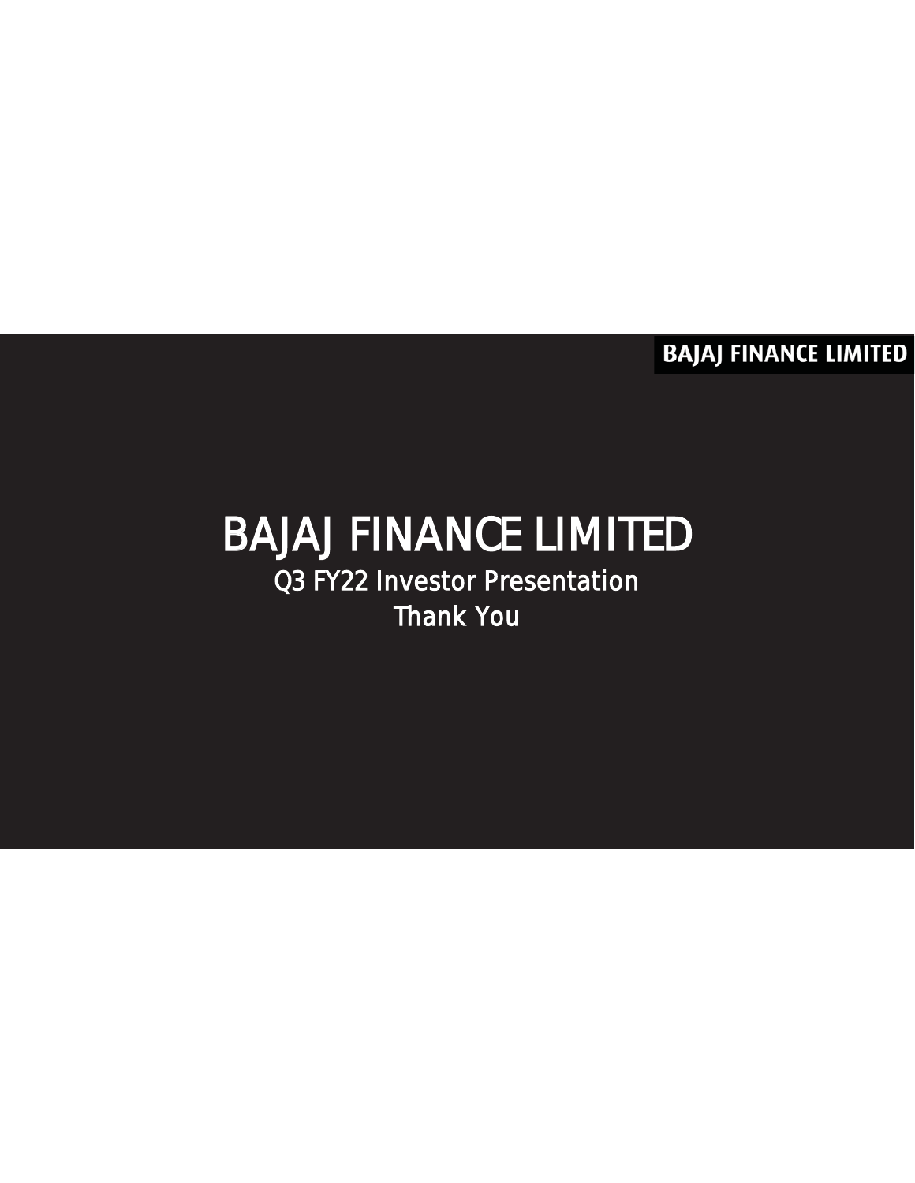# BAJAJ FINANCE LIMITED

Q3 FY22 Investor Presentation

Thank You